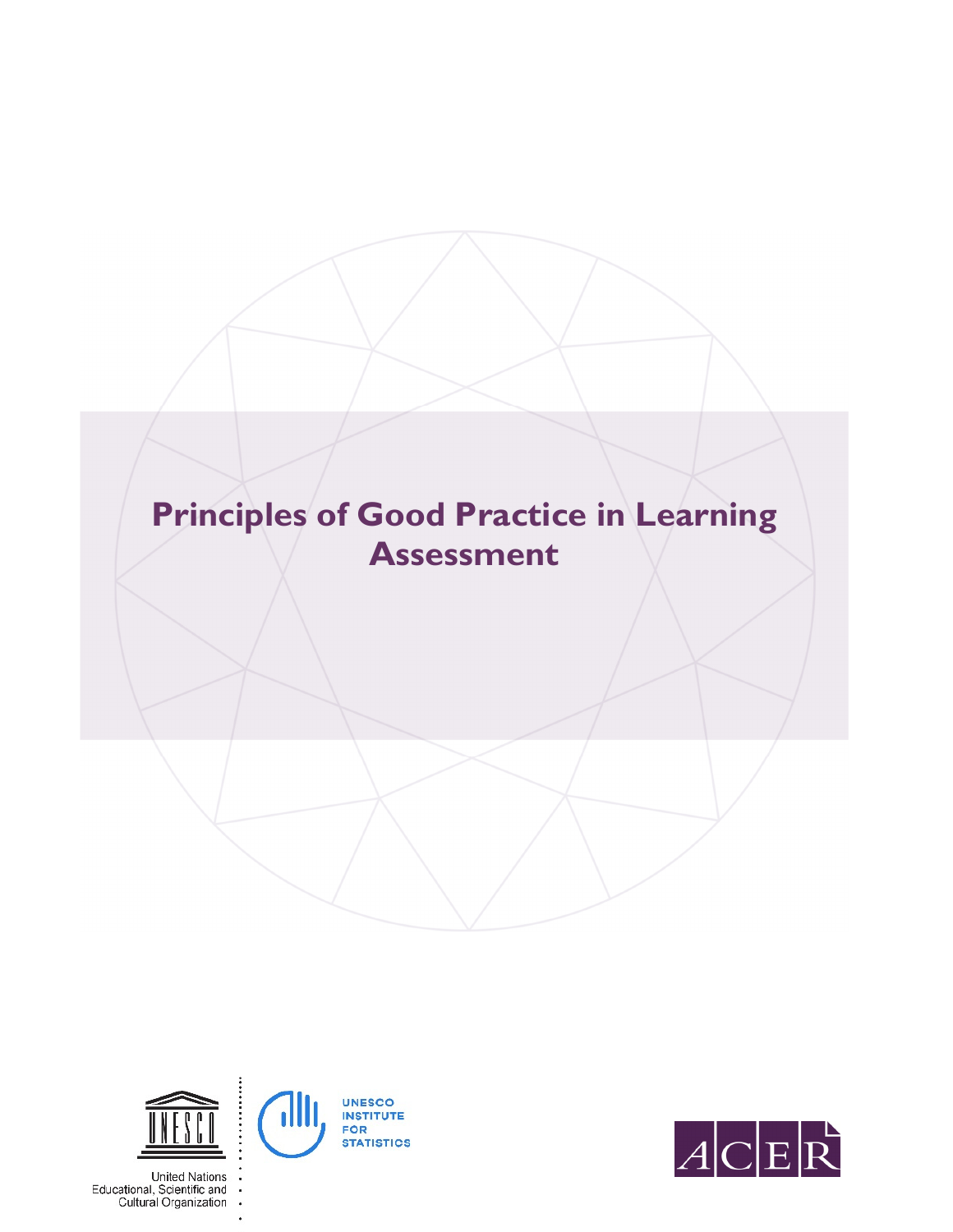# Principles of Good Practice in Learning Assessment

United Nations
Educational, Scientific and
Cultural Organization

UNESCO
INSTITUTE
FOR
STATISTICS

ACER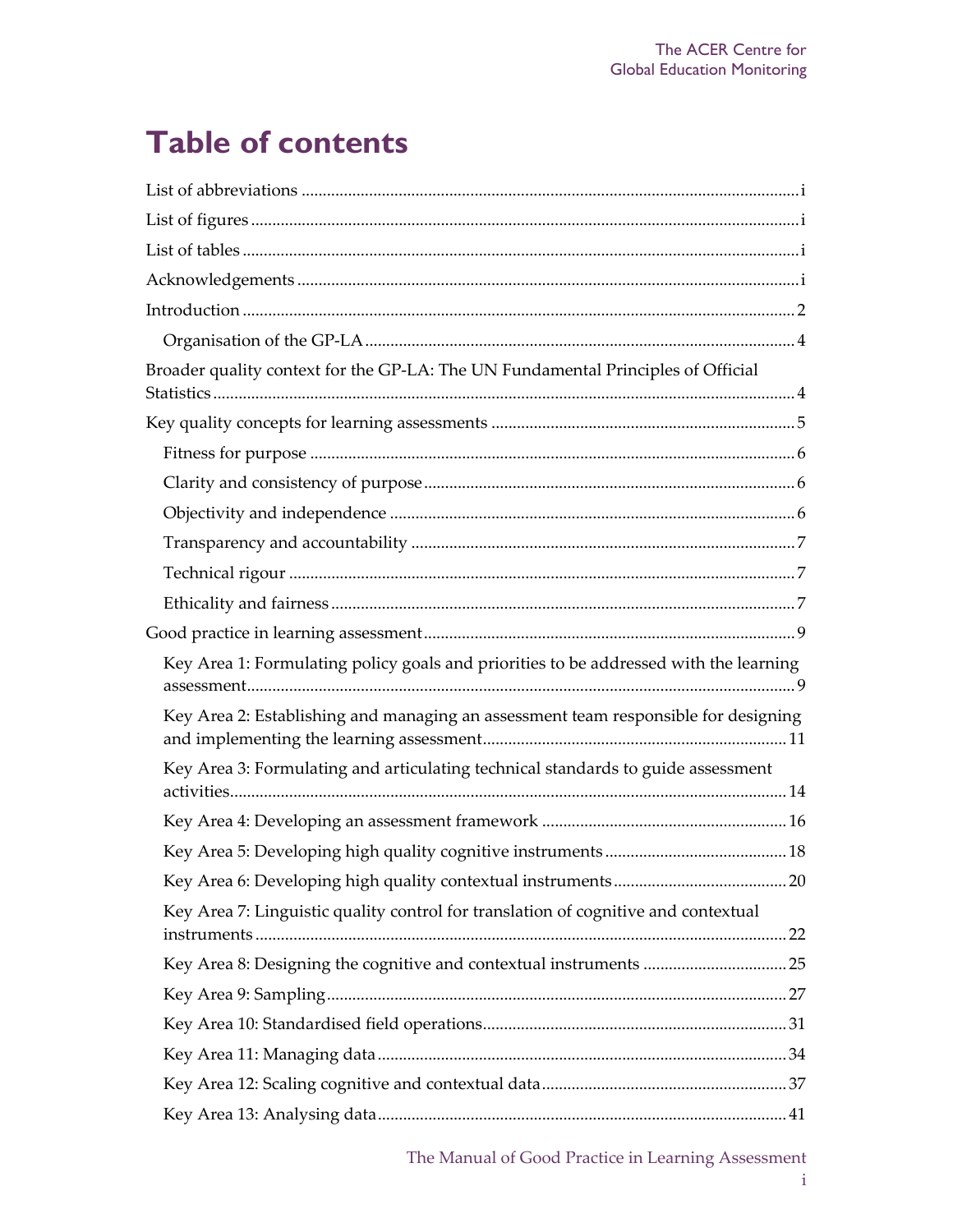# Table of contents

List of abbreviations ..... i

List of figures ..... i

List of tables ..... i

Acknowledgements ..... i

Introduction ..... 2

- Organisation of the GP-LA ..... 4

Broader quality context for the GP-LA: The UN Fundamental Principles of Official Statistics ..... 4

Key quality concepts for learning assessments ..... 5

- Fitness for purpose ..... 6
- Clarity and consistency of purpose ..... 6
- Objectivity and independence ..... 6
- Transparency and accountability ..... 7
- Technical rigour ..... 7
- Ethicality and fairness ..... 7

Good practice in learning assessment ..... 9

- Key Area 1: Formulating policy goals and priorities to be addressed with the learning assessment ..... 9
- Key Area 2: Establishing and managing an assessment team responsible for designing and implementing the learning assessment ..... 11
- Key Area 3: Formulating and articulating technical standards to guide assessment activities ..... 14
- Key Area 4: Developing an assessment framework ..... 16
- Key Area 5: Developing high quality cognitive instruments ..... 18
- Key Area 6: Developing high quality contextual instruments ..... 20
- Key Area 7: Linguistic quality control for translation of cognitive and contextual instruments ..... 22
- Key Area 8: Designing the cognitive and contextual instruments ..... 25
- Key Area 9: Sampling ..... 27
- Key Area 10: Standardised field operations ..... 31
- Key Area 11: Managing data ..... 34
- Key Area 12: Scaling cognitive and contextual data ..... 37
- Key Area 13: Analysing data ..... 41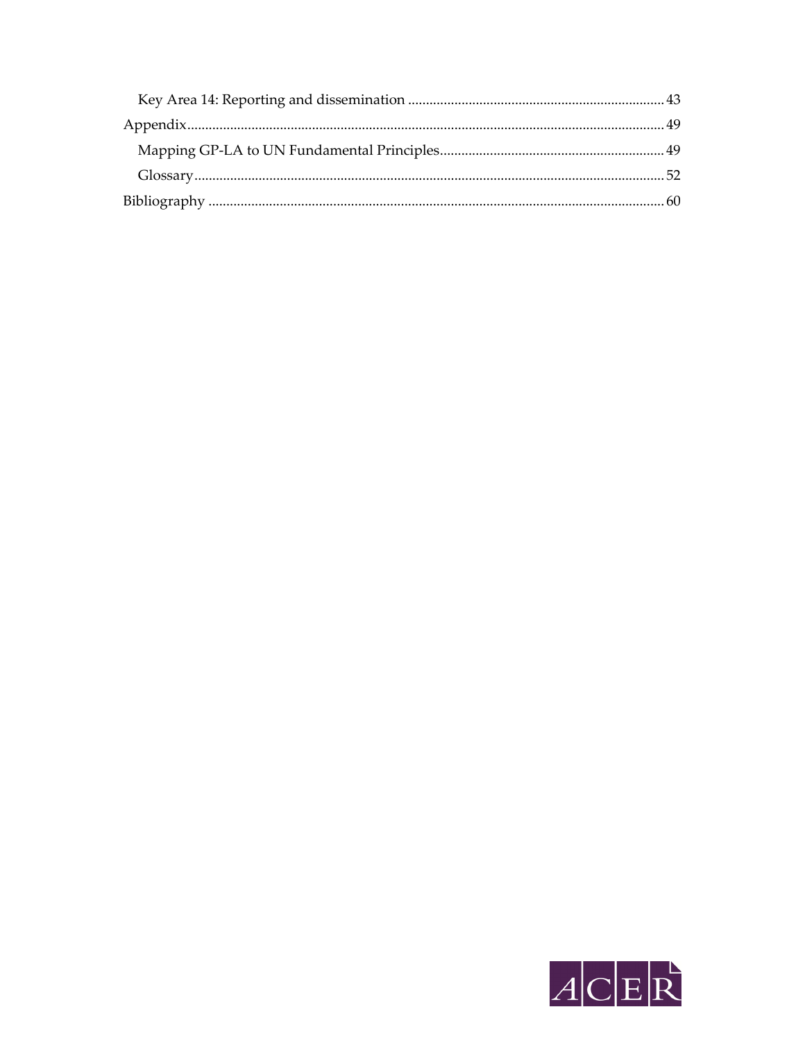- Key Area 14: Reporting and dissemination ........ 43

Appendix ........ 49

- Mapping GP-LA to UN Fundamental Principles ........ 49
- Glossary ........ 52

Bibliography ........ 60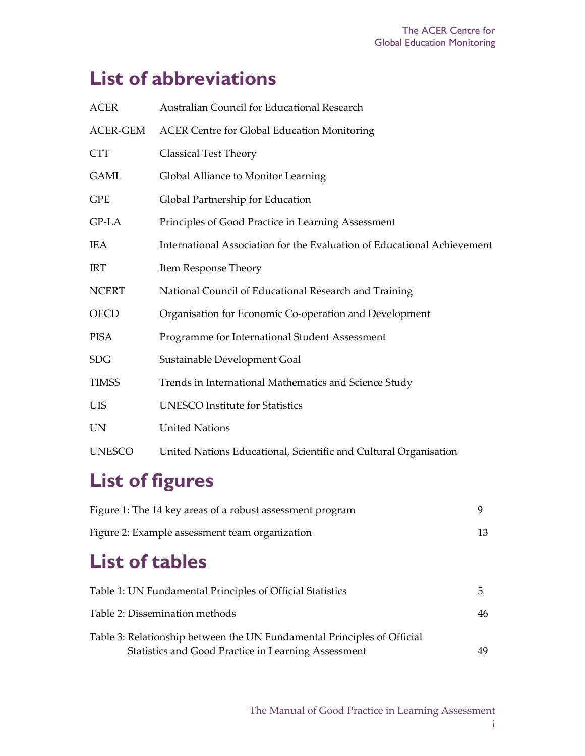# List of abbreviations

| | |
|---|---|
| ACER | Australian Council for Educational Research |
| ACER-GEM | ACER Centre for Global Education Monitoring |
| CTT | Classical Test Theory |
| GAML | Global Alliance to Monitor Learning |
| GPE | Global Partnership for Education |
| GP-LA | Principles of Good Practice in Learning Assessment |
| IEA | International Association for the Evaluation of Educational Achievement |
| IRT | Item Response Theory |
| NCERT | National Council of Educational Research and Training |
| OECD | Organisation for Economic Co-operation and Development |
| PISA | Programme for International Student Assessment |
| SDG | Sustainable Development Goal |
| TIMSS | Trends in International Mathematics and Science Study |
| UIS | UNESCO Institute for Statistics |
| UN | United Nations |
| UNESCO | United Nations Educational, Scientific and Cultural Organisation |

# List of figures

| | |
|---|---|
| Figure 1: The 14 key areas of a robust assessment program | 9 |
| Figure 2: Example assessment team organization | 13 |

# List of tables

| | |
|---|---|
| Table 1: UN Fundamental Principles of Official Statistics | 5 |
| Table 2: Dissemination methods | 46 |
| Table 3: Relationship between the UN Fundamental Principles of Official Statistics and Good Practice in Learning Assessment | 49 |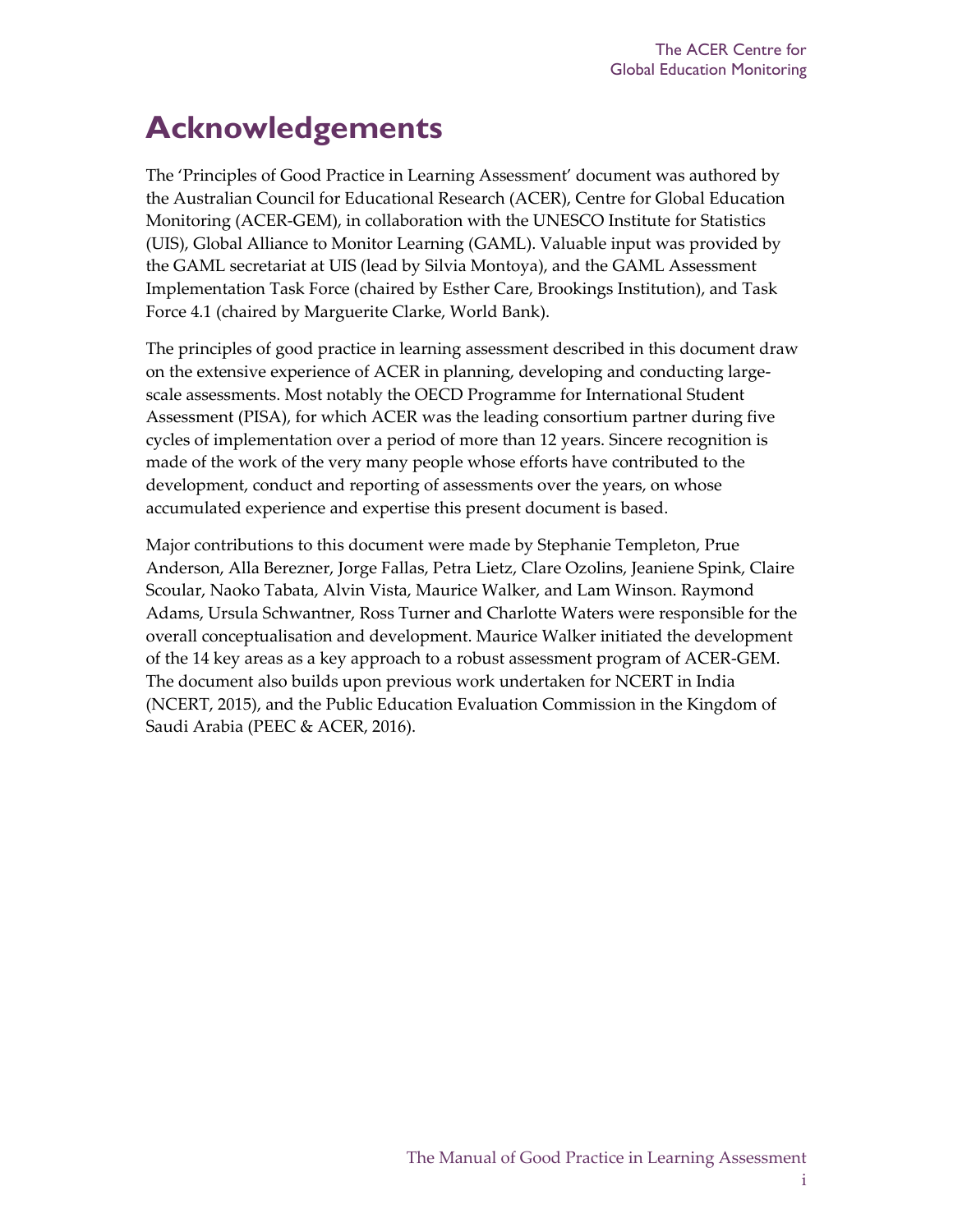# Acknowledgements

The 'Principles of Good Practice in Learning Assessment' document was authored by the Australian Council for Educational Research (ACER), Centre for Global Education Monitoring (ACER-GEM), in collaboration with the UNESCO Institute for Statistics (UIS), Global Alliance to Monitor Learning (GAML). Valuable input was provided by the GAML secretariat at UIS (lead by Silvia Montoya), and the GAML Assessment Implementation Task Force (chaired by Esther Care, Brookings Institution), and Task Force 4.1 (chaired by Marguerite Clarke, World Bank).

The principles of good practice in learning assessment described in this document draw on the extensive experience of ACER in planning, developing and conducting large-scale assessments. Most notably the OECD Programme for International Student Assessment (PISA), for which ACER was the leading consortium partner during five cycles of implementation over a period of more than 12 years. Sincere recognition is made of the work of the very many people whose efforts have contributed to the development, conduct and reporting of assessments over the years, on whose accumulated experience and expertise this present document is based.

Major contributions to this document were made by Stephanie Templeton, Prue Anderson, Alla Berezner, Jorge Fallas, Petra Lietz, Clare Ozolins, Jeaniene Spink, Claire Scoular, Naoko Tabata, Alvin Vista, Maurice Walker, and Lam Winson. Raymond Adams, Ursula Schwantner, Ross Turner and Charlotte Waters were responsible for the overall conceptualisation and development. Maurice Walker initiated the development of the 14 key areas as a key approach to a robust assessment program of ACER-GEM. The document also builds upon previous work undertaken for NCERT in India (NCERT, 2015), and the Public Education Evaluation Commission in the Kingdom of Saudi Arabia (PEEC & ACER, 2016).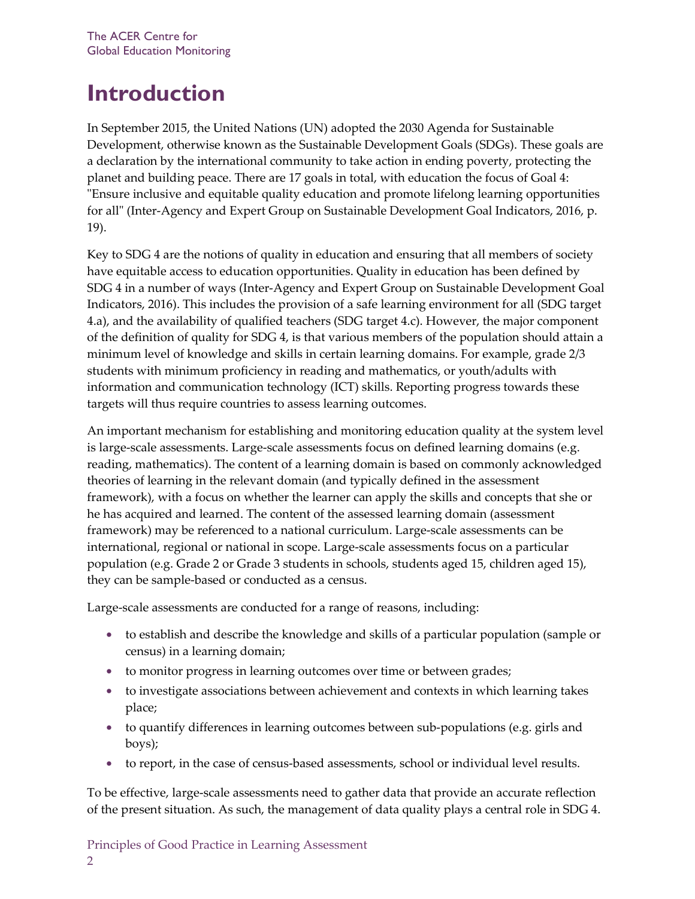# Introduction

In September 2015, the United Nations (UN) adopted the 2030 Agenda for Sustainable Development, otherwise known as the Sustainable Development Goals (SDGs). These goals are a declaration by the international community to take action in ending poverty, protecting the planet and building peace. There are 17 goals in total, with education the focus of Goal 4: "Ensure inclusive and equitable quality education and promote lifelong learning opportunities for all" (Inter-Agency and Expert Group on Sustainable Development Goal Indicators, 2016, p. 19).

Key to SDG 4 are the notions of quality in education and ensuring that all members of society have equitable access to education opportunities. Quality in education has been defined by SDG 4 in a number of ways (Inter-Agency and Expert Group on Sustainable Development Goal Indicators, 2016). This includes the provision of a safe learning environment for all (SDG target 4.a), and the availability of qualified teachers (SDG target 4.c). However, the major component of the definition of quality for SDG 4, is that various members of the population should attain a minimum level of knowledge and skills in certain learning domains. For example, grade 2/3 students with minimum proficiency in reading and mathematics, or youth/adults with information and communication technology (ICT) skills. Reporting progress towards these targets will thus require countries to assess learning outcomes.

An important mechanism for establishing and monitoring education quality at the system level is large-scale assessments. Large-scale assessments focus on defined learning domains (e.g. reading, mathematics). The content of a learning domain is based on commonly acknowledged theories of learning in the relevant domain (and typically defined in the assessment framework), with a focus on whether the learner can apply the skills and concepts that she or he has acquired and learned. The content of the assessed learning domain (assessment framework) may be referenced to a national curriculum. Large-scale assessments can be international, regional or national in scope. Large-scale assessments focus on a particular population (e.g. Grade 2 or Grade 3 students in schools, students aged 15, children aged 15), they can be sample-based or conducted as a census.

Large-scale assessments are conducted for a range of reasons, including:

- to establish and describe the knowledge and skills of a particular population (sample or census) in a learning domain;
- to monitor progress in learning outcomes over time or between grades;
- to investigate associations between achievement and contexts in which learning takes place;
- to quantify differences in learning outcomes between sub-populations (e.g. girls and boys);
- to report, in the case of census-based assessments, school or individual level results.

To be effective, large-scale assessments need to gather data that provide an accurate reflection of the present situation. As such, the management of data quality plays a central role in SDG 4.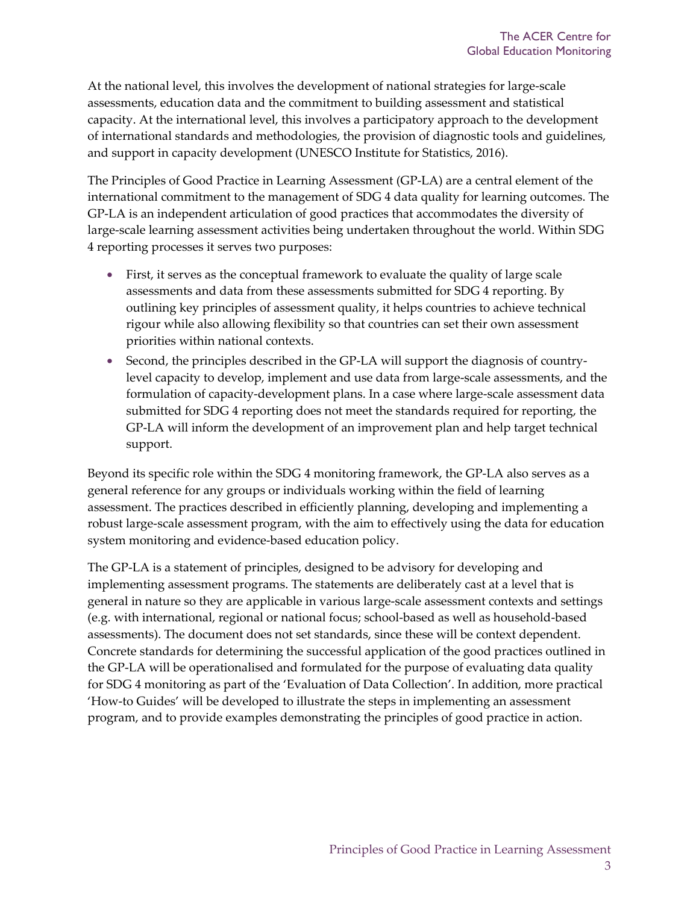At the national level, this involves the development of national strategies for large-scale assessments, education data and the commitment to building assessment and statistical capacity. At the international level, this involves a participatory approach to the development of international standards and methodologies, the provision of diagnostic tools and guidelines, and support in capacity development (UNESCO Institute for Statistics, 2016).

The Principles of Good Practice in Learning Assessment (GP-LA) are a central element of the international commitment to the management of SDG 4 data quality for learning outcomes. The GP-LA is an independent articulation of good practices that accommodates the diversity of large-scale learning assessment activities being undertaken throughout the world. Within SDG 4 reporting processes it serves two purposes:

- First, it serves as the conceptual framework to evaluate the quality of large scale assessments and data from these assessments submitted for SDG 4 reporting. By outlining key principles of assessment quality, it helps countries to achieve technical rigour while also allowing flexibility so that countries can set their own assessment priorities within national contexts.
- Second, the principles described in the GP-LA will support the diagnosis of country-level capacity to develop, implement and use data from large-scale assessments, and the formulation of capacity-development plans. In a case where large-scale assessment data submitted for SDG 4 reporting does not meet the standards required for reporting, the GP-LA will inform the development of an improvement plan and help target technical support.

Beyond its specific role within the SDG 4 monitoring framework, the GP-LA also serves as a general reference for any groups or individuals working within the field of learning assessment. The practices described in efficiently planning, developing and implementing a robust large-scale assessment program, with the aim to effectively using the data for education system monitoring and evidence-based education policy.

The GP-LA is a statement of principles, designed to be advisory for developing and implementing assessment programs. The statements are deliberately cast at a level that is general in nature so they are applicable in various large-scale assessment contexts and settings (e.g. with international, regional or national focus; school-based as well as household-based assessments). The document does not set standards, since these will be context dependent. Concrete standards for determining the successful application of the good practices outlined in the GP-LA will be operationalised and formulated for the purpose of evaluating data quality for SDG 4 monitoring as part of the 'Evaluation of Data Collection'. In addition, more practical 'How-to Guides' will be developed to illustrate the steps in implementing an assessment program, and to provide examples demonstrating the principles of good practice in action.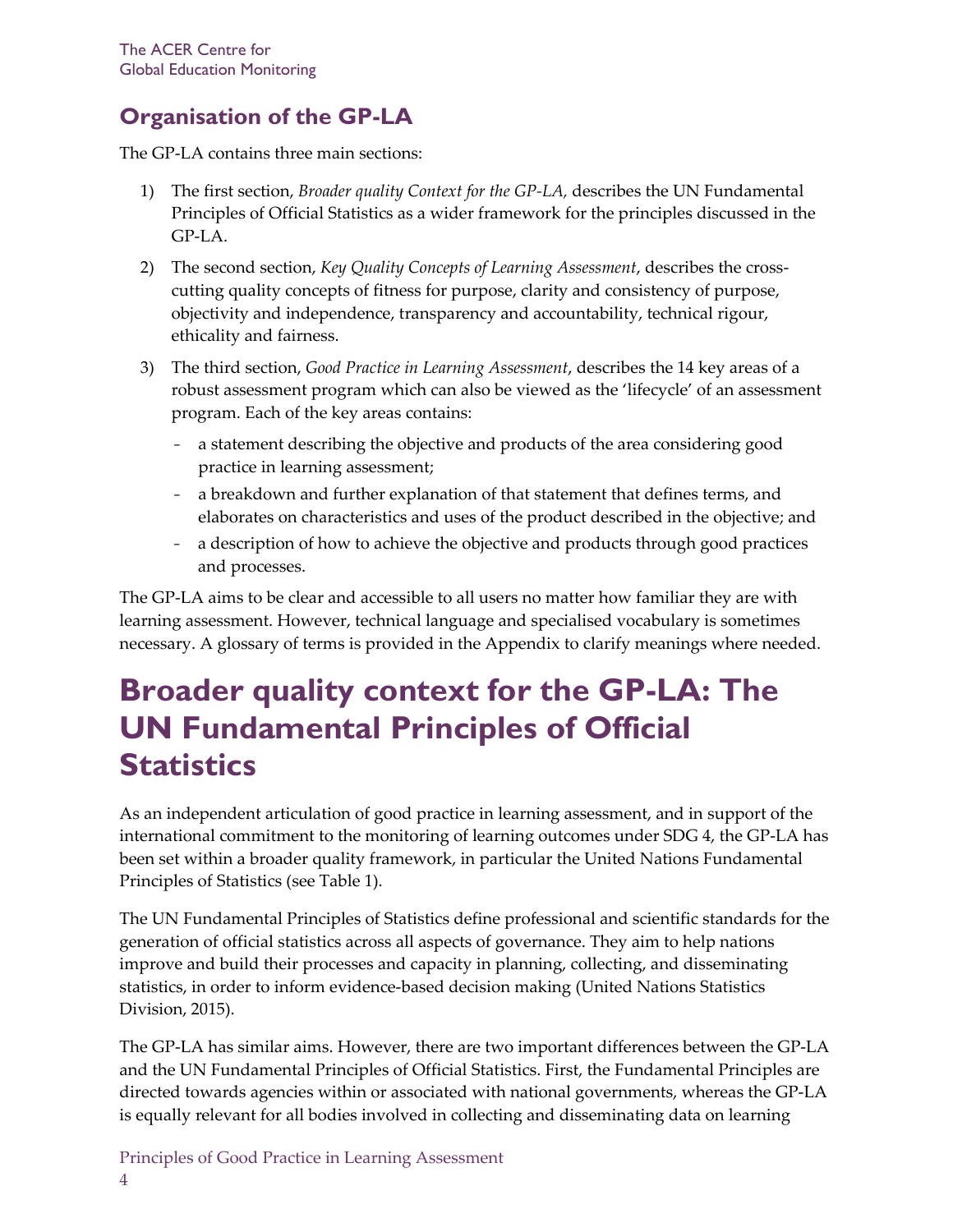## Organisation of the GP-LA

The GP-LA contains three main sections:

1) The first section, *Broader quality Context for the GP-LA*, describes the UN Fundamental Principles of Official Statistics as a wider framework for the principles discussed in the GP-LA.

2) The second section, *Key Quality Concepts of Learning Assessment*, describes the cross-cutting quality concepts of fitness for purpose, clarity and consistency of purpose, objectivity and independence, transparency and accountability, technical rigour, ethicality and fairness.

3) The third section, *Good Practice in Learning Assessment*, describes the 14 key areas of a robust assessment program which can also be viewed as the 'lifecycle' of an assessment program. Each of the key areas contains:

   - a statement describing the objective and products of the area considering good practice in learning assessment;
   - a breakdown and further explanation of that statement that defines terms, and elaborates on characteristics and uses of the product described in the objective; and
   - a description of how to achieve the objective and products through good practices and processes.

The GP-LA aims to be clear and accessible to all users no matter how familiar they are with learning assessment. However, technical language and specialised vocabulary is sometimes necessary. A glossary of terms is provided in the Appendix to clarify meanings where needed.

# Broader quality context for the GP-LA: The UN Fundamental Principles of Official Statistics

As an independent articulation of good practice in learning assessment, and in support of the international commitment to the monitoring of learning outcomes under SDG 4, the GP-LA has been set within a broader quality framework, in particular the United Nations Fundamental Principles of Statistics (see Table 1).

The UN Fundamental Principles of Statistics define professional and scientific standards for the generation of official statistics across all aspects of governance. They aim to help nations improve and build their processes and capacity in planning, collecting, and disseminating statistics, in order to inform evidence-based decision making (United Nations Statistics Division, 2015).

The GP-LA has similar aims. However, there are two important differences between the GP-LA and the UN Fundamental Principles of Official Statistics. First, the Fundamental Principles are directed towards agencies within or associated with national governments, whereas the GP-LA is equally relevant for all bodies involved in collecting and disseminating data on learning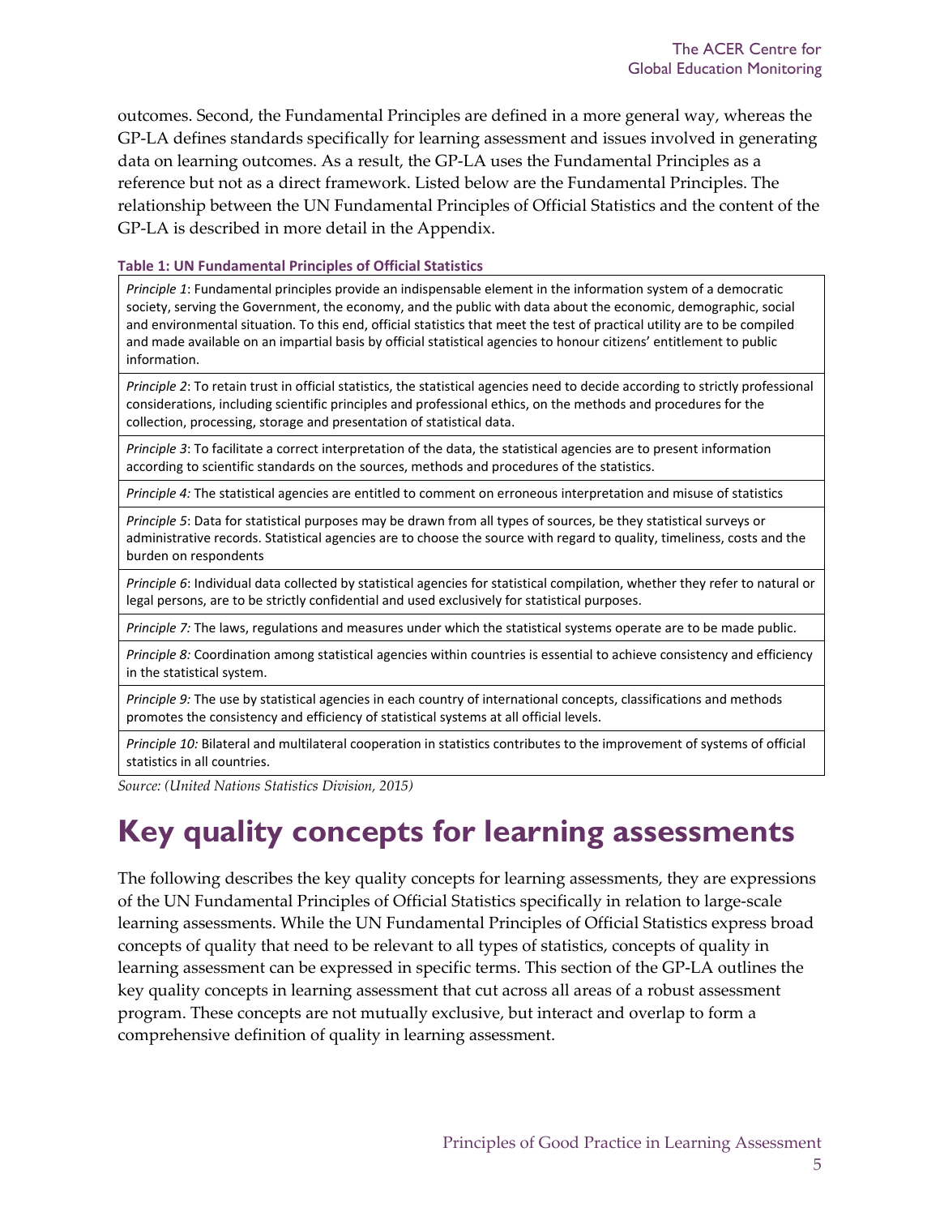outcomes. Second, the Fundamental Principles are defined in a more general way, whereas the GP-LA defines standards specifically for learning assessment and issues involved in generating data on learning outcomes. As a result, the GP-LA uses the Fundamental Principles as a reference but not as a direct framework. Listed below are the Fundamental Principles. The relationship between the UN Fundamental Principles of Official Statistics and the content of the GP-LA is described in more detail in the Appendix.

**Table 1: UN Fundamental Principles of Official Statistics**

| |
|---|
| *Principle 1*: Fundamental principles provide an indispensable element in the information system of a democratic society, serving the Government, the economy, and the public with data about the economic, demographic, social and environmental situation. To this end, official statistics that meet the test of practical utility are to be compiled and made available on an impartial basis by official statistical agencies to honour citizens' entitlement to public information. |
| *Principle 2*: To retain trust in official statistics, the statistical agencies need to decide according to strictly professional considerations, including scientific principles and professional ethics, on the methods and procedures for the collection, processing, storage and presentation of statistical data. |
| *Principle 3*: To facilitate a correct interpretation of the data, the statistical agencies are to present information according to scientific standards on the sources, methods and procedures of the statistics. |
| *Principle 4:* The statistical agencies are entitled to comment on erroneous interpretation and misuse of statistics |
| *Principle 5*: Data for statistical purposes may be drawn from all types of sources, be they statistical surveys or administrative records. Statistical agencies are to choose the source with regard to quality, timeliness, costs and the burden on respondents |
| *Principle 6*: Individual data collected by statistical agencies for statistical compilation, whether they refer to natural or legal persons, are to be strictly confidential and used exclusively for statistical purposes. |
| *Principle 7:* The laws, regulations and measures under which the statistical systems operate are to be made public. |
| *Principle 8:* Coordination among statistical agencies within countries is essential to achieve consistency and efficiency in the statistical system. |
| *Principle 9:* The use by statistical agencies in each country of international concepts, classifications and methods promotes the consistency and efficiency of statistical systems at all official levels. |
| *Principle 10:* Bilateral and multilateral cooperation in statistics contributes to the improvement of systems of official statistics in all countries. |

*Source: (United Nations Statistics Division, 2015)*

# Key quality concepts for learning assessments

The following describes the key quality concepts for learning assessments, they are expressions of the UN Fundamental Principles of Official Statistics specifically in relation to large-scale learning assessments. While the UN Fundamental Principles of Official Statistics express broad concepts of quality that need to be relevant to all types of statistics, concepts of quality in learning assessment can be expressed in specific terms. This section of the GP-LA outlines the key quality concepts in learning assessment that cut across all areas of a robust assessment program. These concepts are not mutually exclusive, but interact and overlap to form a comprehensive definition of quality in learning assessment.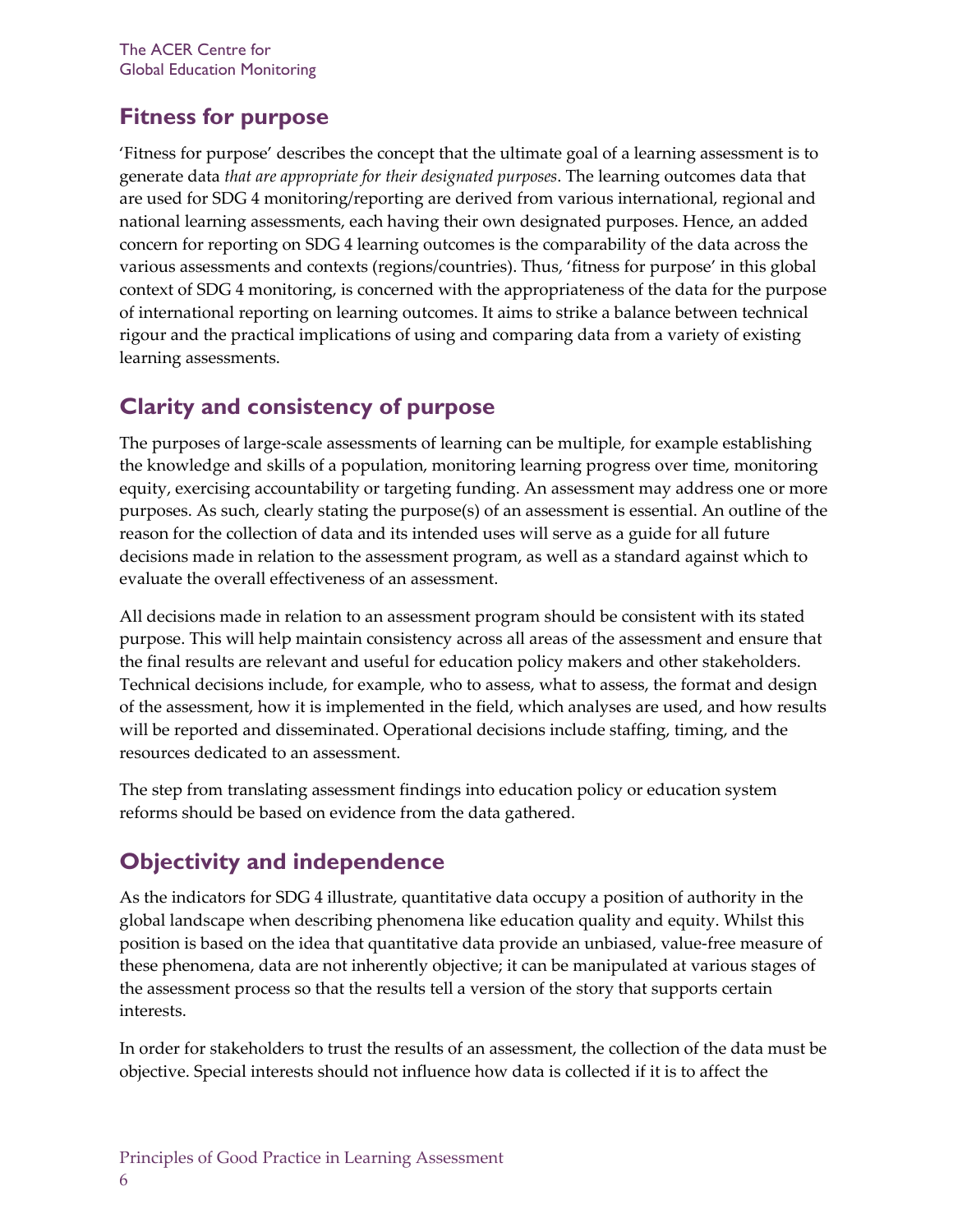## Fitness for purpose

'Fitness for purpose' describes the concept that the ultimate goal of a learning assessment is to generate data *that are appropriate for their designated purposes*. The learning outcomes data that are used for SDG 4 monitoring/reporting are derived from various international, regional and national learning assessments, each having their own designated purposes. Hence, an added concern for reporting on SDG 4 learning outcomes is the comparability of the data across the various assessments and contexts (regions/countries). Thus, 'fitness for purpose' in this global context of SDG 4 monitoring, is concerned with the appropriateness of the data for the purpose of international reporting on learning outcomes. It aims to strike a balance between technical rigour and the practical implications of using and comparing data from a variety of existing learning assessments.

## Clarity and consistency of purpose

The purposes of large-scale assessments of learning can be multiple, for example establishing the knowledge and skills of a population, monitoring learning progress over time, monitoring equity, exercising accountability or targeting funding. An assessment may address one or more purposes. As such, clearly stating the purpose(s) of an assessment is essential. An outline of the reason for the collection of data and its intended uses will serve as a guide for all future decisions made in relation to the assessment program, as well as a standard against which to evaluate the overall effectiveness of an assessment.

All decisions made in relation to an assessment program should be consistent with its stated purpose. This will help maintain consistency across all areas of the assessment and ensure that the final results are relevant and useful for education policy makers and other stakeholders. Technical decisions include, for example, who to assess, what to assess, the format and design of the assessment, how it is implemented in the field, which analyses are used, and how results will be reported and disseminated. Operational decisions include staffing, timing, and the resources dedicated to an assessment.

The step from translating assessment findings into education policy or education system reforms should be based on evidence from the data gathered.

## Objectivity and independence

As the indicators for SDG 4 illustrate, quantitative data occupy a position of authority in the global landscape when describing phenomena like education quality and equity. Whilst this position is based on the idea that quantitative data provide an unbiased, value-free measure of these phenomena, data are not inherently objective; it can be manipulated at various stages of the assessment process so that the results tell a version of the story that supports certain interests.

In order for stakeholders to trust the results of an assessment, the collection of the data must be objective. Special interests should not influence how data is collected if it is to affect the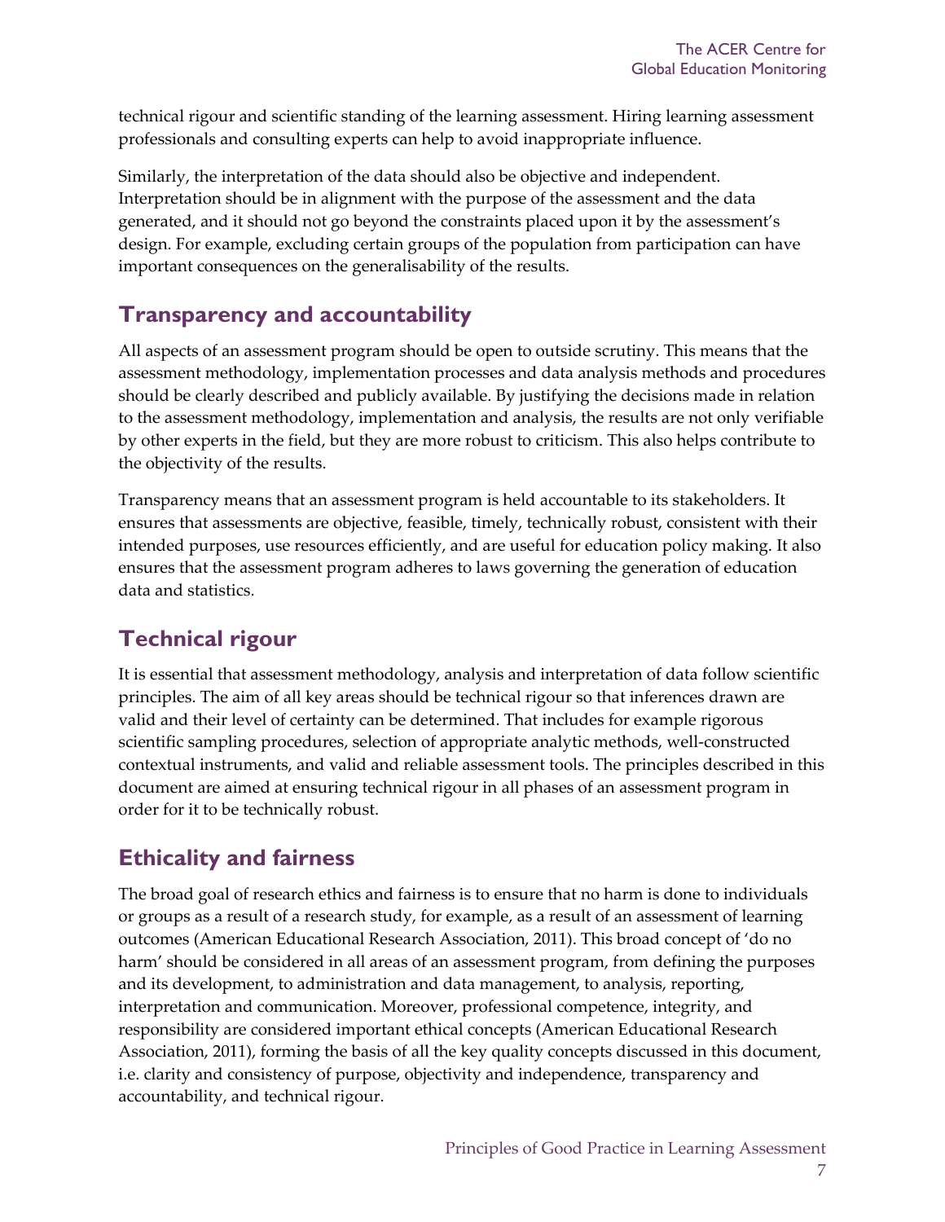technical rigour and scientific standing of the learning assessment. Hiring learning assessment professionals and consulting experts can help to avoid inappropriate influence.

Similarly, the interpretation of the data should also be objective and independent. Interpretation should be in alignment with the purpose of the assessment and the data generated, and it should not go beyond the constraints placed upon it by the assessment's design. For example, excluding certain groups of the population from participation can have important consequences on the generalisability of the results.

## Transparency and accountability

All aspects of an assessment program should be open to outside scrutiny. This means that the assessment methodology, implementation processes and data analysis methods and procedures should be clearly described and publicly available. By justifying the decisions made in relation to the assessment methodology, implementation and analysis, the results are not only verifiable by other experts in the field, but they are more robust to criticism. This also helps contribute to the objectivity of the results.

Transparency means that an assessment program is held accountable to its stakeholders. It ensures that assessments are objective, feasible, timely, technically robust, consistent with their intended purposes, use resources efficiently, and are useful for education policy making. It also ensures that the assessment program adheres to laws governing the generation of education data and statistics.

## Technical rigour

It is essential that assessment methodology, analysis and interpretation of data follow scientific principles. The aim of all key areas should be technical rigour so that inferences drawn are valid and their level of certainty can be determined. That includes for example rigorous scientific sampling procedures, selection of appropriate analytic methods, well-constructed contextual instruments, and valid and reliable assessment tools. The principles described in this document are aimed at ensuring technical rigour in all phases of an assessment program in order for it to be technically robust.

## Ethicality and fairness

The broad goal of research ethics and fairness is to ensure that no harm is done to individuals or groups as a result of a research study, for example, as a result of an assessment of learning outcomes (American Educational Research Association, 2011). This broad concept of 'do no harm' should be considered in all areas of an assessment program, from defining the purposes and its development, to administration and data management, to analysis, reporting, interpretation and communication. Moreover, professional competence, integrity, and responsibility are considered important ethical concepts (American Educational Research Association, 2011), forming the basis of all the key quality concepts discussed in this document, i.e. clarity and consistency of purpose, objectivity and independence, transparency and accountability, and technical rigour.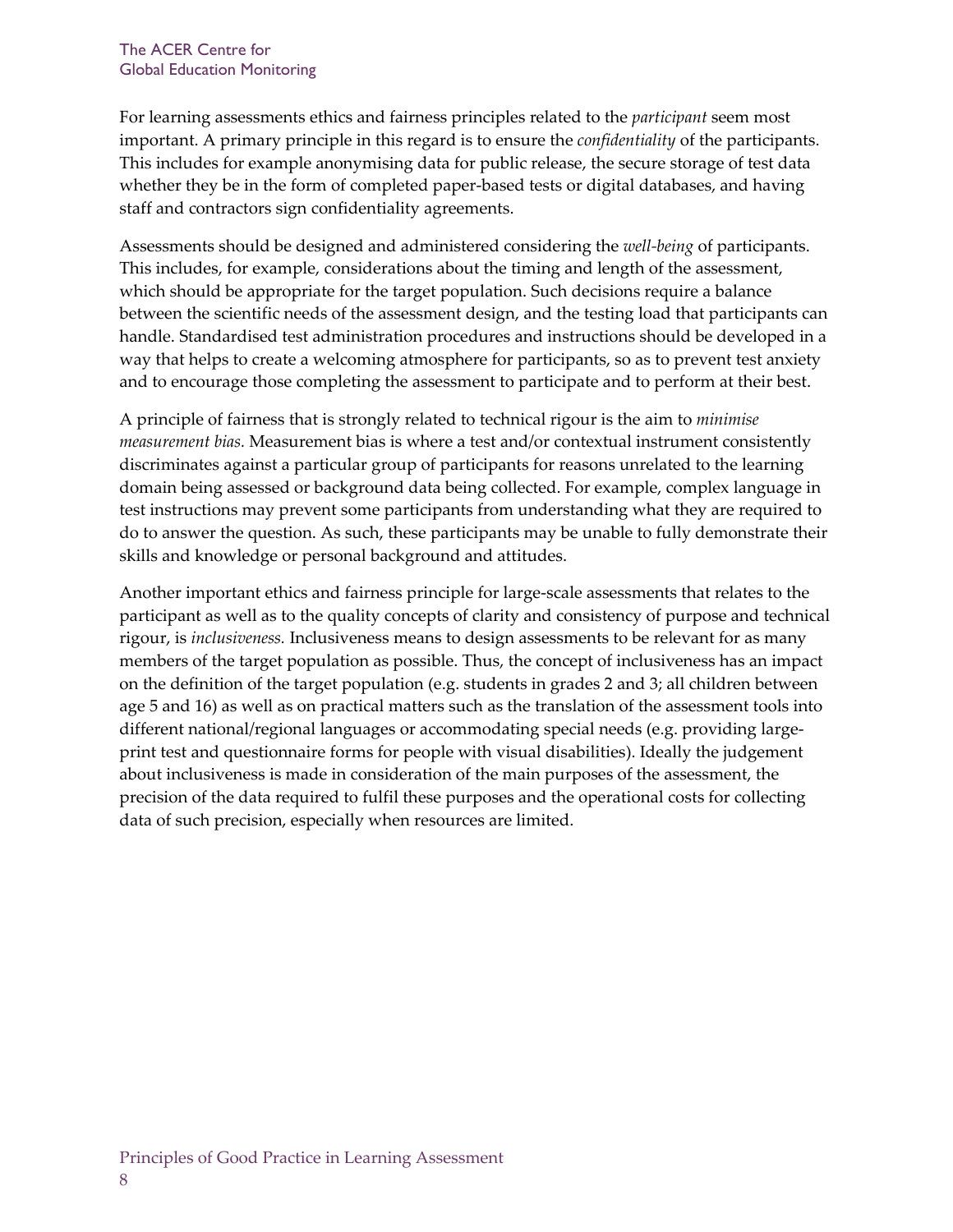For learning assessments ethics and fairness principles related to the *participant* seem most important. A primary principle in this regard is to ensure the *confidentiality* of the participants. This includes for example anonymising data for public release, the secure storage of test data whether they be in the form of completed paper-based tests or digital databases, and having staff and contractors sign confidentiality agreements.

Assessments should be designed and administered considering the *well-being* of participants. This includes, for example, considerations about the timing and length of the assessment, which should be appropriate for the target population. Such decisions require a balance between the scientific needs of the assessment design, and the testing load that participants can handle. Standardised test administration procedures and instructions should be developed in a way that helps to create a welcoming atmosphere for participants, so as to prevent test anxiety and to encourage those completing the assessment to participate and to perform at their best.

A principle of fairness that is strongly related to technical rigour is the aim to *minimise measurement bias.* Measurement bias is where a test and/or contextual instrument consistently discriminates against a particular group of participants for reasons unrelated to the learning domain being assessed or background data being collected. For example, complex language in test instructions may prevent some participants from understanding what they are required to do to answer the question. As such, these participants may be unable to fully demonstrate their skills and knowledge or personal background and attitudes.

Another important ethics and fairness principle for large-scale assessments that relates to the participant as well as to the quality concepts of clarity and consistency of purpose and technical rigour, is *inclusiveness.* Inclusiveness means to design assessments to be relevant for as many members of the target population as possible. Thus, the concept of inclusiveness has an impact on the definition of the target population (e.g. students in grades 2 and 3; all children between age 5 and 16) as well as on practical matters such as the translation of the assessment tools into different national/regional languages or accommodating special needs (e.g. providing large-print test and questionnaire forms for people with visual disabilities). Ideally the judgement about inclusiveness is made in consideration of the main purposes of the assessment, the precision of the data required to fulfil these purposes and the operational costs for collecting data of such precision, especially when resources are limited.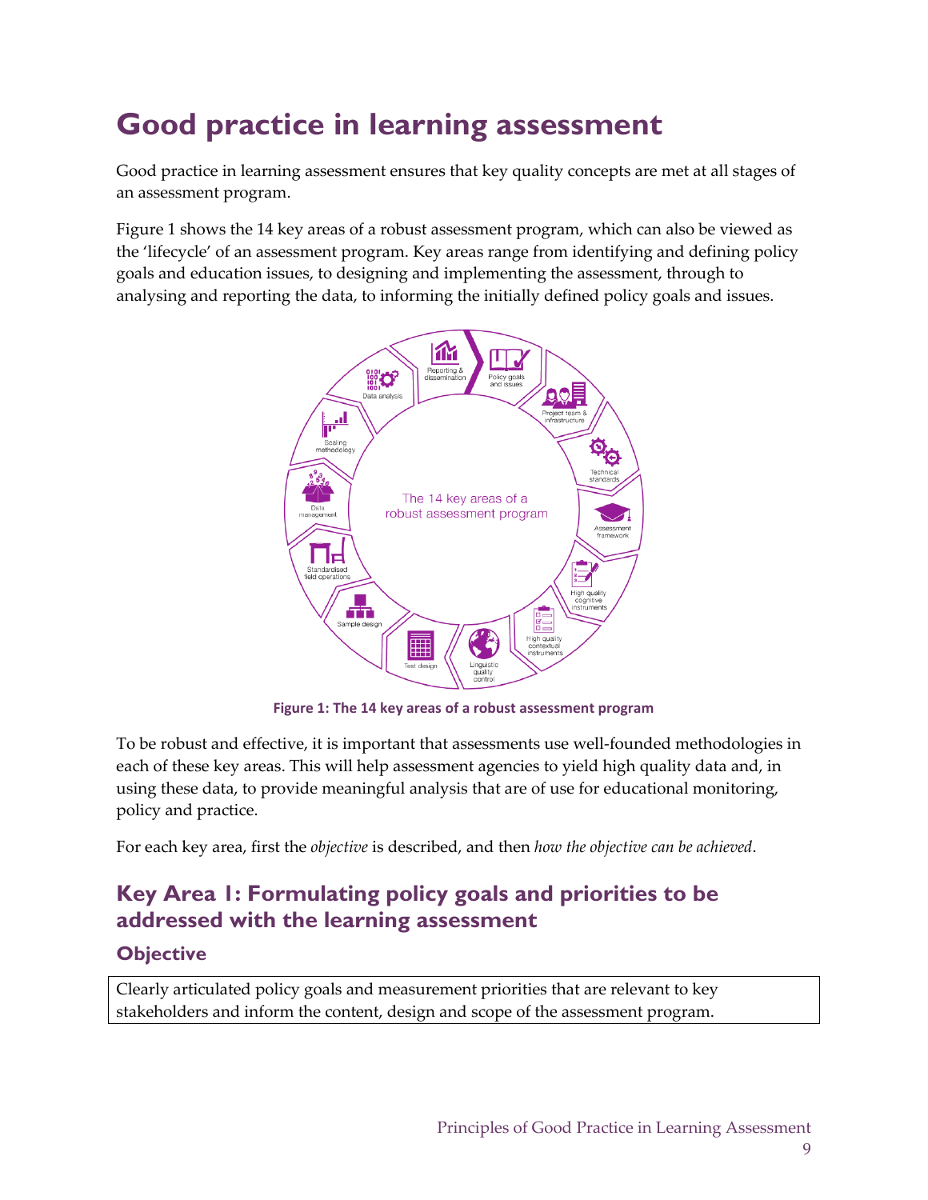# Good practice in learning assessment

Good practice in learning assessment ensures that key quality concepts are met at all stages of an assessment program.

Figure 1 shows the 14 key areas of a robust assessment program, which can also be viewed as the 'lifecycle' of an assessment program. Key areas range from identifying and defining policy goals and education issues, to designing and implementing the assessment, through to analysing and reporting the data, to informing the initially defined policy goals and issues.

**Figure 1: The 14 key areas of a robust assessment program**

To be robust and effective, it is important that assessments use well-founded methodologies in each of these key areas. This will help assessment agencies to yield high quality data and, in using these data, to provide meaningful analysis that are of use for educational monitoring, policy and practice.

For each key area, first the *objective* is described, and then *how the objective can be achieved*.

## Key Area 1: Formulating policy goals and priorities to be addressed with the learning assessment

### Objective

Clearly articulated policy goals and measurement priorities that are relevant to key stakeholders and inform the content, design and scope of the assessment program.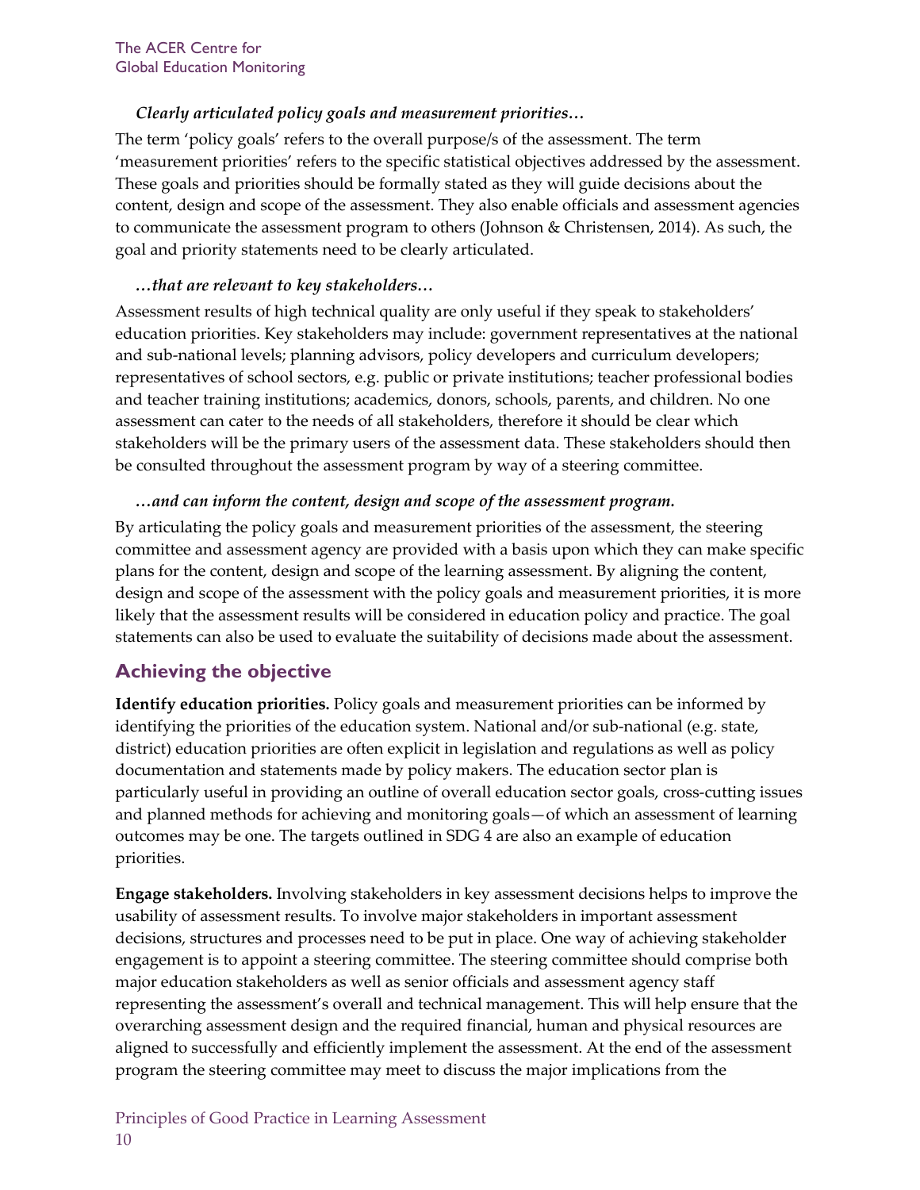*Clearly articulated policy goals and measurement priorities…*

The term 'policy goals' refers to the overall purpose/s of the assessment. The term 'measurement priorities' refers to the specific statistical objectives addressed by the assessment. These goals and priorities should be formally stated as they will guide decisions about the content, design and scope of the assessment. They also enable officials and assessment agencies to communicate the assessment program to others (Johnson & Christensen, 2014). As such, the goal and priority statements need to be clearly articulated.

*…that are relevant to key stakeholders…*

Assessment results of high technical quality are only useful if they speak to stakeholders' education priorities. Key stakeholders may include: government representatives at the national and sub-national levels; planning advisors, policy developers and curriculum developers; representatives of school sectors, e.g. public or private institutions; teacher professional bodies and teacher training institutions; academics, donors, schools, parents, and children. No one assessment can cater to the needs of all stakeholders, therefore it should be clear which stakeholders will be the primary users of the assessment data. These stakeholders should then be consulted throughout the assessment program by way of a steering committee.

*…and can inform the content, design and scope of the assessment program.*

By articulating the policy goals and measurement priorities of the assessment, the steering committee and assessment agency are provided with a basis upon which they can make specific plans for the content, design and scope of the learning assessment. By aligning the content, design and scope of the assessment with the policy goals and measurement priorities, it is more likely that the assessment results will be considered in education policy and practice. The goal statements can also be used to evaluate the suitability of decisions made about the assessment.

## Achieving the objective

**Identify education priorities.** Policy goals and measurement priorities can be informed by identifying the priorities of the education system. National and/or sub-national (e.g. state, district) education priorities are often explicit in legislation and regulations as well as policy documentation and statements made by policy makers. The education sector plan is particularly useful in providing an outline of overall education sector goals, cross-cutting issues and planned methods for achieving and monitoring goals—of which an assessment of learning outcomes may be one. The targets outlined in SDG 4 are also an example of education priorities.

**Engage stakeholders.** Involving stakeholders in key assessment decisions helps to improve the usability of assessment results. To involve major stakeholders in important assessment decisions, structures and processes need to be put in place. One way of achieving stakeholder engagement is to appoint a steering committee. The steering committee should comprise both major education stakeholders as well as senior officials and assessment agency staff representing the assessment's overall and technical management. This will help ensure that the overarching assessment design and the required financial, human and physical resources are aligned to successfully and efficiently implement the assessment. At the end of the assessment program the steering committee may meet to discuss the major implications from the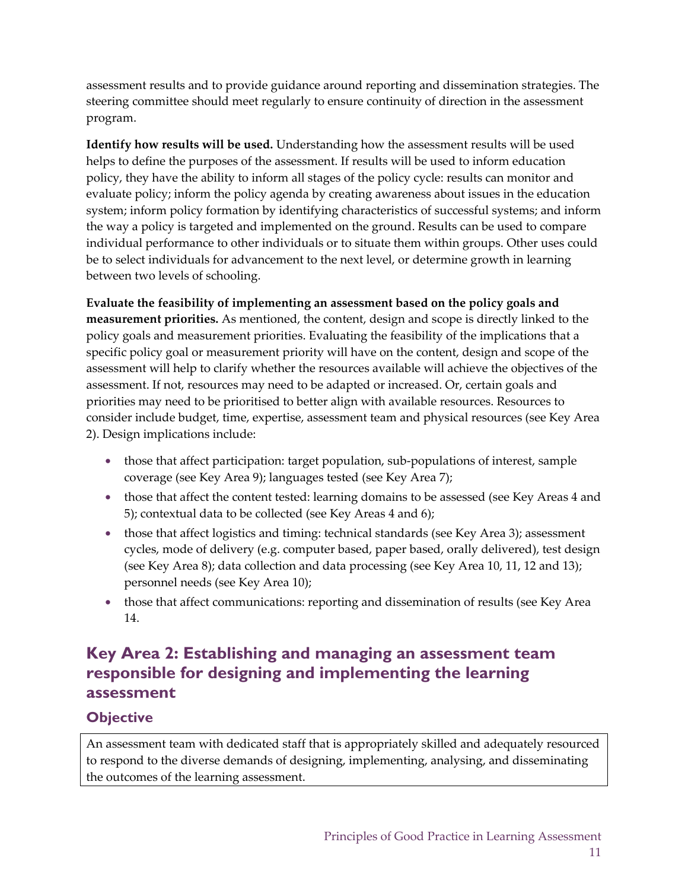assessment results and to provide guidance around reporting and dissemination strategies. The steering committee should meet regularly to ensure continuity of direction in the assessment program.

**Identify how results will be used.** Understanding how the assessment results will be used helps to define the purposes of the assessment. If results will be used to inform education policy, they have the ability to inform all stages of the policy cycle: results can monitor and evaluate policy; inform the policy agenda by creating awareness about issues in the education system; inform policy formation by identifying characteristics of successful systems; and inform the way a policy is targeted and implemented on the ground. Results can be used to compare individual performance to other individuals or to situate them within groups. Other uses could be to select individuals for advancement to the next level, or determine growth in learning between two levels of schooling.

**Evaluate the feasibility of implementing an assessment based on the policy goals and measurement priorities.** As mentioned, the content, design and scope is directly linked to the policy goals and measurement priorities. Evaluating the feasibility of the implications that a specific policy goal or measurement priority will have on the content, design and scope of the assessment will help to clarify whether the resources available will achieve the objectives of the assessment. If not, resources may need to be adapted or increased. Or, certain goals and priorities may need to be prioritised to better align with available resources. Resources to consider include budget, time, expertise, assessment team and physical resources (see Key Area 2). Design implications include:

- those that affect participation: target population, sub-populations of interest, sample coverage (see Key Area 9); languages tested (see Key Area 7);
- those that affect the content tested: learning domains to be assessed (see Key Areas 4 and 5); contextual data to be collected (see Key Areas 4 and 6);
- those that affect logistics and timing: technical standards (see Key Area 3); assessment cycles, mode of delivery (e.g. computer based, paper based, orally delivered), test design (see Key Area 8); data collection and data processing (see Key Area 10, 11, 12 and 13); personnel needs (see Key Area 10);
- those that affect communications: reporting and dissemination of results (see Key Area 14.

## Key Area 2: Establishing and managing an assessment team responsible for designing and implementing the learning assessment

### Objective

An assessment team with dedicated staff that is appropriately skilled and adequately resourced to respond to the diverse demands of designing, implementing, analysing, and disseminating the outcomes of the learning assessment.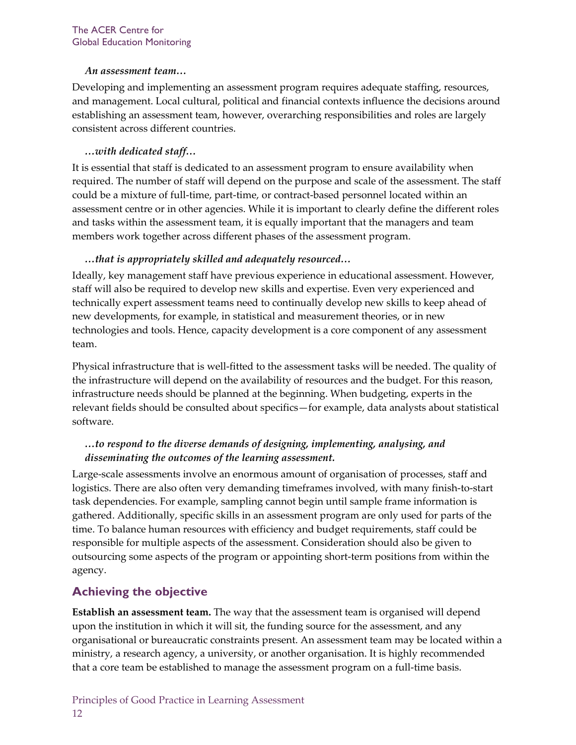*An assessment team…*

Developing and implementing an assessment program requires adequate staffing, resources, and management. Local cultural, political and financial contexts influence the decisions around establishing an assessment team, however, overarching responsibilities and roles are largely consistent across different countries.

*…with dedicated staff…*

It is essential that staff is dedicated to an assessment program to ensure availability when required. The number of staff will depend on the purpose and scale of the assessment. The staff could be a mixture of full-time, part-time, or contract-based personnel located within an assessment centre or in other agencies. While it is important to clearly define the different roles and tasks within the assessment team, it is equally important that the managers and team members work together across different phases of the assessment program.

*…that is appropriately skilled and adequately resourced…*

Ideally, key management staff have previous experience in educational assessment. However, staff will also be required to develop new skills and expertise. Even very experienced and technically expert assessment teams need to continually develop new skills to keep ahead of new developments, for example, in statistical and measurement theories, or in new technologies and tools. Hence, capacity development is a core component of any assessment team.

Physical infrastructure that is well-fitted to the assessment tasks will be needed. The quality of the infrastructure will depend on the availability of resources and the budget. For this reason, infrastructure needs should be planned at the beginning. When budgeting, experts in the relevant fields should be consulted about specifics—for example, data analysts about statistical software.

*…to respond to the diverse demands of designing, implementing, analysing, and disseminating the outcomes of the learning assessment.*

Large-scale assessments involve an enormous amount of organisation of processes, staff and logistics. There are also often very demanding timeframes involved, with many finish-to-start task dependencies. For example, sampling cannot begin until sample frame information is gathered. Additionally, specific skills in an assessment program are only used for parts of the time. To balance human resources with efficiency and budget requirements, staff could be responsible for multiple aspects of the assessment. Consideration should also be given to outsourcing some aspects of the program or appointing short-term positions from within the agency.

## Achieving the objective

**Establish an assessment team.** The way that the assessment team is organised will depend upon the institution in which it will sit, the funding source for the assessment, and any organisational or bureaucratic constraints present. An assessment team may be located within a ministry, a research agency, a university, or another organisation. It is highly recommended that a core team be established to manage the assessment program on a full-time basis.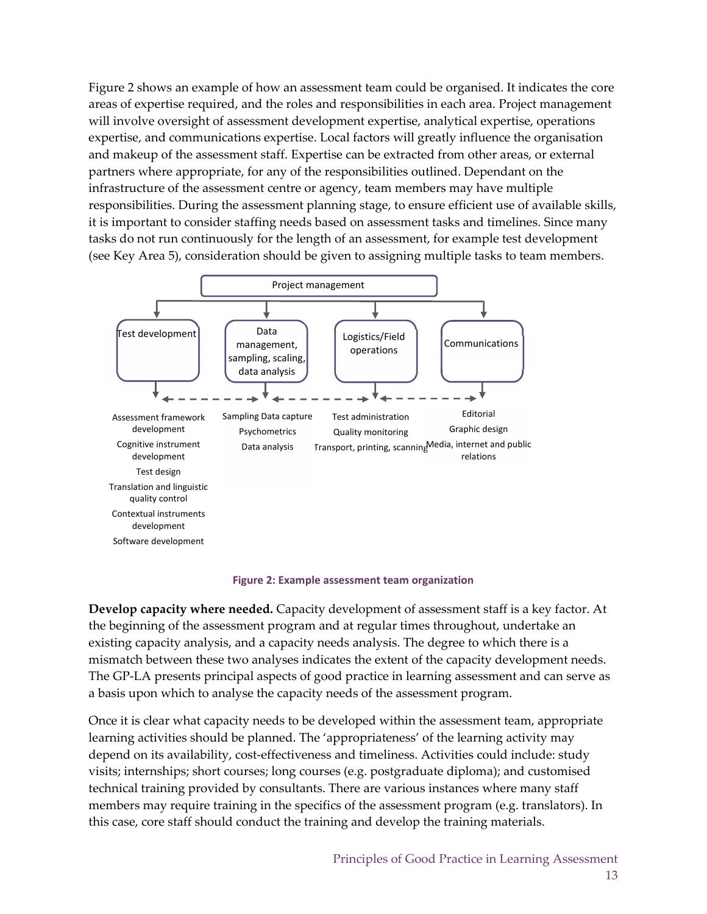Figure 2 shows an example of how an assessment team could be organised. It indicates the core areas of expertise required, and the roles and responsibilities in each area. Project management will involve oversight of assessment development expertise, analytical expertise, operations expertise, and communications expertise. Local factors will greatly influence the organisation and makeup of the assessment staff. Expertise can be extracted from other areas, or external partners where appropriate, for any of the responsibilities outlined. Dependant on the infrastructure of the assessment centre or agency, team members may have multiple responsibilities. During the assessment planning stage, to ensure efficient use of available skills, it is important to consider staffing needs based on assessment tasks and timelines. Since many tasks do not run continuously for the length of an assessment, for example test development (see Key Area 5), consideration should be given to assigning multiple tasks to team members.

Project management

| Test development | Data management, sampling, scaling, data analysis | Logistics/Field operations | Communications |
|---|---|---|---|
| Assessment framework development | Sampling Data capture | Test administration | Editorial |
| Cognitive instrument development | Psychometrics | Quality monitoring | Graphic design |
| Test design | Data analysis | Transport, printing, scanning | Media, internet and public relations |
| Translation and linguistic quality control | | | |
| Contextual instruments development | | | |
| Software development | | | |

**Figure 2: Example assessment team organization**

**Develop capacity where needed.** Capacity development of assessment staff is a key factor. At the beginning of the assessment program and at regular times throughout, undertake an existing capacity analysis, and a capacity needs analysis. The degree to which there is a mismatch between these two analyses indicates the extent of the capacity development needs. The GP-LA presents principal aspects of good practice in learning assessment and can serve as a basis upon which to analyse the capacity needs of the assessment program.

Once it is clear what capacity needs to be developed within the assessment team, appropriate learning activities should be planned. The 'appropriateness' of the learning activity may depend on its availability, cost-effectiveness and timeliness. Activities could include: study visits; internships; short courses; long courses (e.g. postgraduate diploma); and customised technical training provided by consultants. There are various instances where many staff members may require training in the specifics of the assessment program (e.g. translators). In this case, core staff should conduct the training and develop the training materials.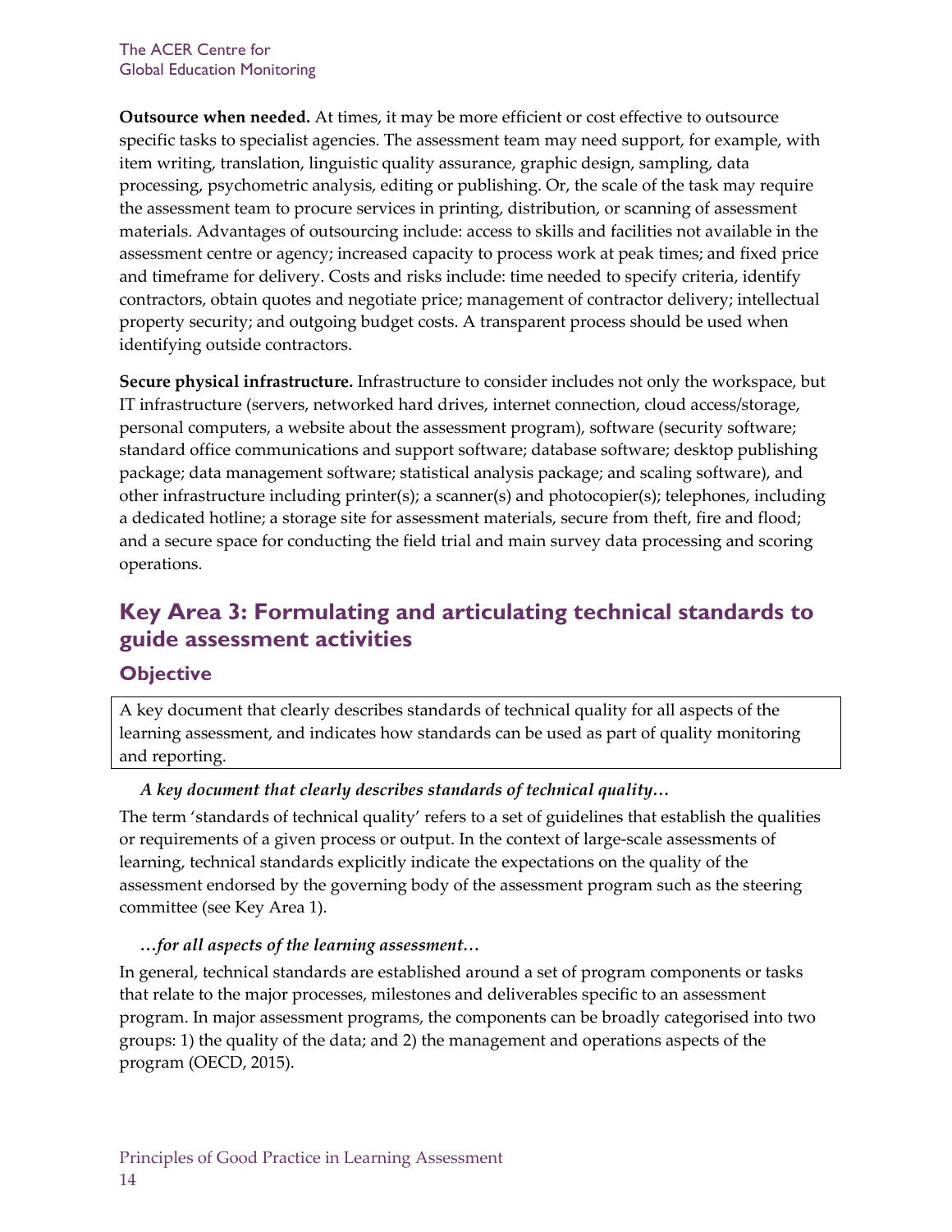**Outsource when needed.** At times, it may be more efficient or cost effective to outsource specific tasks to specialist agencies. The assessment team may need support, for example, with item writing, translation, linguistic quality assurance, graphic design, sampling, data processing, psychometric analysis, editing or publishing. Or, the scale of the task may require the assessment team to procure services in printing, distribution, or scanning of assessment materials. Advantages of outsourcing include: access to skills and facilities not available in the assessment centre or agency; increased capacity to process work at peak times; and fixed price and timeframe for delivery. Costs and risks include: time needed to specify criteria, identify contractors, obtain quotes and negotiate price; management of contractor delivery; intellectual property security; and outgoing budget costs. A transparent process should be used when identifying outside contractors.

**Secure physical infrastructure.** Infrastructure to consider includes not only the workspace, but IT infrastructure (servers, networked hard drives, internet connection, cloud access/storage, personal computers, a website about the assessment program), software (security software; standard office communications and support software; database software; desktop publishing package; data management software; statistical analysis package; and scaling software), and other infrastructure including printer(s); a scanner(s) and photocopier(s); telephones, including a dedicated hotline; a storage site for assessment materials, secure from theft, fire and flood; and a secure space for conducting the field trial and main survey data processing and scoring operations.

## Key Area 3: Formulating and articulating technical standards to guide assessment activities

### Objective

A key document that clearly describes standards of technical quality for all aspects of the learning assessment, and indicates how standards can be used as part of quality monitoring and reporting.

***A key document that clearly describes standards of technical quality…***

The term 'standards of technical quality' refers to a set of guidelines that establish the qualities or requirements of a given process or output. In the context of large-scale assessments of learning, technical standards explicitly indicate the expectations on the quality of the assessment endorsed by the governing body of the assessment program such as the steering committee (see Key Area 1).

***…for all aspects of the learning assessment…***

In general, technical standards are established around a set of program components or tasks that relate to the major processes, milestones and deliverables specific to an assessment program. In major assessment programs, the components can be broadly categorised into two groups: 1) the quality of the data; and 2) the management and operations aspects of the program (OECD, 2015).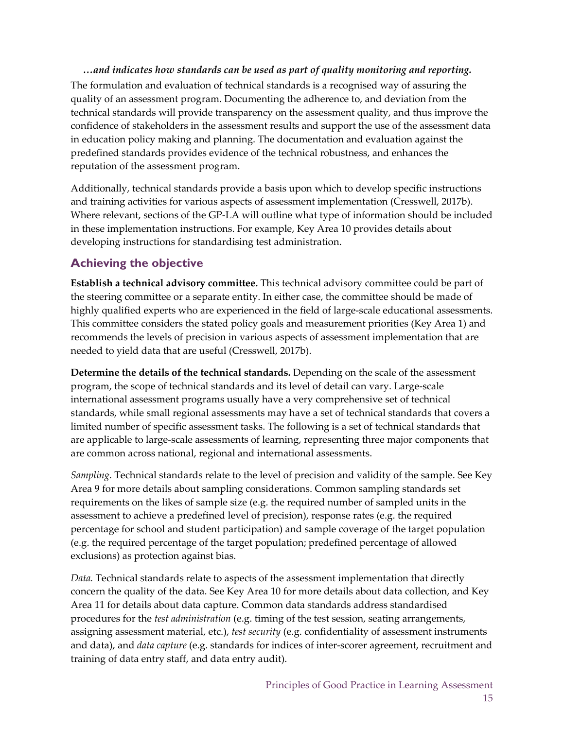*…and indicates how standards can be used as part of quality monitoring and reporting.*

The formulation and evaluation of technical standards is a recognised way of assuring the quality of an assessment program. Documenting the adherence to, and deviation from the technical standards will provide transparency on the assessment quality, and thus improve the confidence of stakeholders in the assessment results and support the use of the assessment data in education policy making and planning. The documentation and evaluation against the predefined standards provides evidence of the technical robustness, and enhances the reputation of the assessment program.

Additionally, technical standards provide a basis upon which to develop specific instructions and training activities for various aspects of assessment implementation (Cresswell, 2017b). Where relevant, sections of the GP-LA will outline what type of information should be included in these implementation instructions. For example, Key Area 10 provides details about developing instructions for standardising test administration.

## Achieving the objective

**Establish a technical advisory committee.** This technical advisory committee could be part of the steering committee or a separate entity. In either case, the committee should be made of highly qualified experts who are experienced in the field of large-scale educational assessments. This committee considers the stated policy goals and measurement priorities (Key Area 1) and recommends the levels of precision in various aspects of assessment implementation that are needed to yield data that are useful (Cresswell, 2017b).

**Determine the details of the technical standards.** Depending on the scale of the assessment program, the scope of technical standards and its level of detail can vary. Large-scale international assessment programs usually have a very comprehensive set of technical standards, while small regional assessments may have a set of technical standards that covers a limited number of specific assessment tasks. The following is a set of technical standards that are applicable to large-scale assessments of learning, representing three major components that are common across national, regional and international assessments.

*Sampling.* Technical standards relate to the level of precision and validity of the sample. See Key Area 9 for more details about sampling considerations. Common sampling standards set requirements on the likes of sample size (e.g. the required number of sampled units in the assessment to achieve a predefined level of precision), response rates (e.g. the required percentage for school and student participation) and sample coverage of the target population (e.g. the required percentage of the target population; predefined percentage of allowed exclusions) as protection against bias.

*Data.* Technical standards relate to aspects of the assessment implementation that directly concern the quality of the data. See Key Area 10 for more details about data collection, and Key Area 11 for details about data capture. Common data standards address standardised procedures for the *test administration* (e.g. timing of the test session, seating arrangements, assigning assessment material, etc.), *test security* (e.g. confidentiality of assessment instruments and data), and *data capture* (e.g. standards for indices of inter-scorer agreement, recruitment and training of data entry staff, and data entry audit).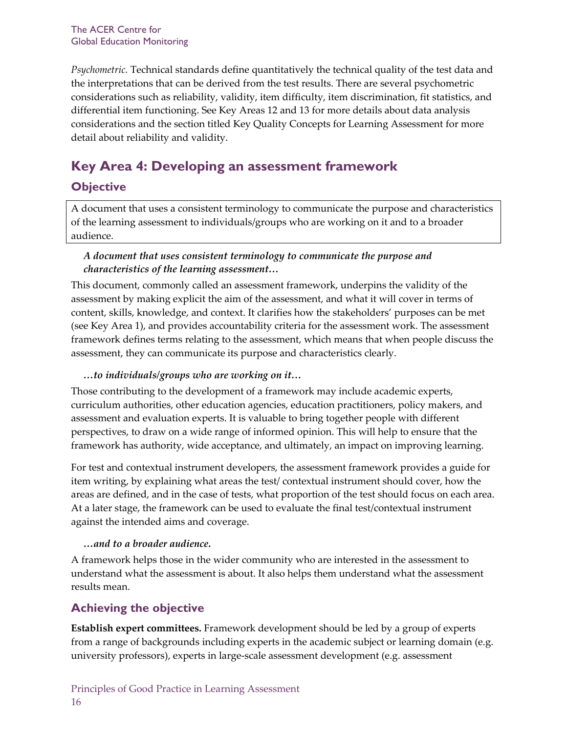*Psychometric.* Technical standards define quantitatively the technical quality of the test data and the interpretations that can be derived from the test results. There are several psychometric considerations such as reliability, validity, item difficulty, item discrimination, fit statistics, and differential item functioning. See Key Areas 12 and 13 for more details about data analysis considerations and the section titled Key Quality Concepts for Learning Assessment for more detail about reliability and validity.

## Key Area 4: Developing an assessment framework

### Objective

A document that uses a consistent terminology to communicate the purpose and characteristics of the learning assessment to individuals/groups who are working on it and to a broader audience.

***A document that uses consistent terminology to communicate the purpose and characteristics of the learning assessment…***

This document, commonly called an assessment framework, underpins the validity of the assessment by making explicit the aim of the assessment, and what it will cover in terms of content, skills, knowledge, and context. It clarifies how the stakeholders' purposes can be met (see Key Area 1), and provides accountability criteria for the assessment work. The assessment framework defines terms relating to the assessment, which means that when people discuss the assessment, they can communicate its purpose and characteristics clearly.

***…to individuals/groups who are working on it…***

Those contributing to the development of a framework may include academic experts, curriculum authorities, other education agencies, education practitioners, policy makers, and assessment and evaluation experts. It is valuable to bring together people with different perspectives, to draw on a wide range of informed opinion. This will help to ensure that the framework has authority, wide acceptance, and ultimately, an impact on improving learning.

For test and contextual instrument developers, the assessment framework provides a guide for item writing, by explaining what areas the test/ contextual instrument should cover, how the areas are defined, and in the case of tests, what proportion of the test should focus on each area. At a later stage, the framework can be used to evaluate the final test/contextual instrument against the intended aims and coverage.

***…and to a broader audience.***

A framework helps those in the wider community who are interested in the assessment to understand what the assessment is about. It also helps them understand what the assessment results mean.

### Achieving the objective

**Establish expert committees.** Framework development should be led by a group of experts from a range of backgrounds including experts in the academic subject or learning domain (e.g. university professors), experts in large-scale assessment development (e.g. assessment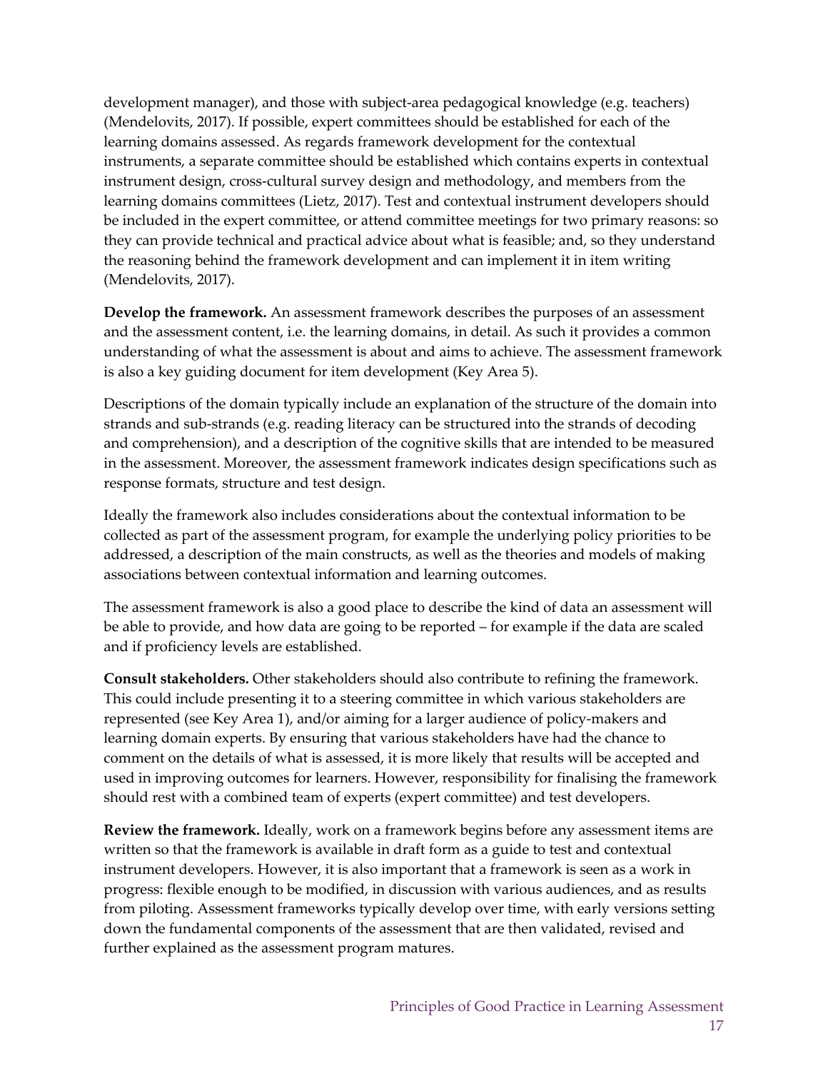development manager), and those with subject-area pedagogical knowledge (e.g. teachers) (Mendelovits, 2017). If possible, expert committees should be established for each of the learning domains assessed. As regards framework development for the contextual instruments, a separate committee should be established which contains experts in contextual instrument design, cross-cultural survey design and methodology, and members from the learning domains committees (Lietz, 2017). Test and contextual instrument developers should be included in the expert committee, or attend committee meetings for two primary reasons: so they can provide technical and practical advice about what is feasible; and, so they understand the reasoning behind the framework development and can implement it in item writing (Mendelovits, 2017).

**Develop the framework.** An assessment framework describes the purposes of an assessment and the assessment content, i.e. the learning domains, in detail. As such it provides a common understanding of what the assessment is about and aims to achieve. The assessment framework is also a key guiding document for item development (Key Area 5).

Descriptions of the domain typically include an explanation of the structure of the domain into strands and sub-strands (e.g. reading literacy can be structured into the strands of decoding and comprehension), and a description of the cognitive skills that are intended to be measured in the assessment. Moreover, the assessment framework indicates design specifications such as response formats, structure and test design.

Ideally the framework also includes considerations about the contextual information to be collected as part of the assessment program, for example the underlying policy priorities to be addressed, a description of the main constructs, as well as the theories and models of making associations between contextual information and learning outcomes.

The assessment framework is also a good place to describe the kind of data an assessment will be able to provide, and how data are going to be reported – for example if the data are scaled and if proficiency levels are established.

**Consult stakeholders.** Other stakeholders should also contribute to refining the framework. This could include presenting it to a steering committee in which various stakeholders are represented (see Key Area 1), and/or aiming for a larger audience of policy-makers and learning domain experts. By ensuring that various stakeholders have had the chance to comment on the details of what is assessed, it is more likely that results will be accepted and used in improving outcomes for learners. However, responsibility for finalising the framework should rest with a combined team of experts (expert committee) and test developers.

**Review the framework.** Ideally, work on a framework begins before any assessment items are written so that the framework is available in draft form as a guide to test and contextual instrument developers. However, it is also important that a framework is seen as a work in progress: flexible enough to be modified, in discussion with various audiences, and as results from piloting. Assessment frameworks typically develop over time, with early versions setting down the fundamental components of the assessment that are then validated, revised and further explained as the assessment program matures.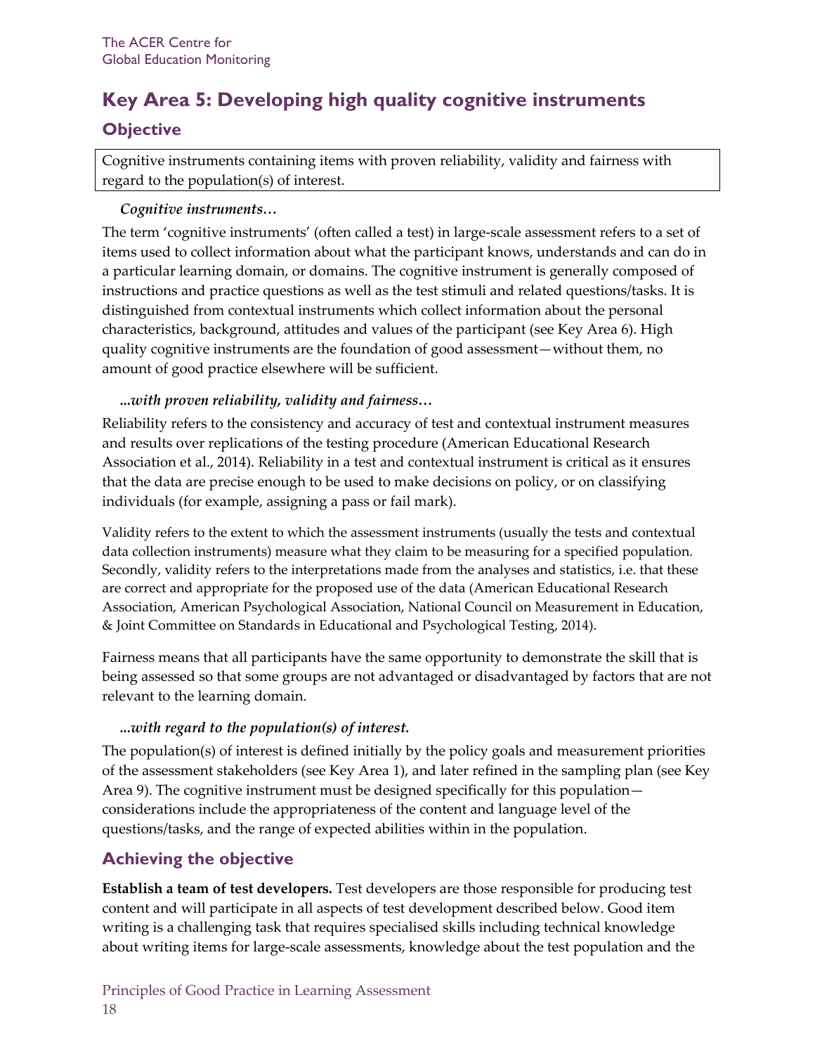## Key Area 5: Developing high quality cognitive instruments

### Objective

Cognitive instruments containing items with proven reliability, validity and fairness with regard to the population(s) of interest.

***Cognitive instruments…***

The term 'cognitive instruments' (often called a test) in large-scale assessment refers to a set of items used to collect information about what the participant knows, understands and can do in a particular learning domain, or domains. The cognitive instrument is generally composed of instructions and practice questions as well as the test stimuli and related questions/tasks. It is distinguished from contextual instruments which collect information about the personal characteristics, background, attitudes and values of the participant (see Key Area 6). High quality cognitive instruments are the foundation of good assessment—without them, no amount of good practice elsewhere will be sufficient.

***...with proven reliability, validity and fairness…***

Reliability refers to the consistency and accuracy of test and contextual instrument measures and results over replications of the testing procedure (American Educational Research Association et al., 2014). Reliability in a test and contextual instrument is critical as it ensures that the data are precise enough to be used to make decisions on policy, or on classifying individuals (for example, assigning a pass or fail mark).

Validity refers to the extent to which the assessment instruments (usually the tests and contextual data collection instruments) measure what they claim to be measuring for a specified population. Secondly, validity refers to the interpretations made from the analyses and statistics, i.e. that these are correct and appropriate for the proposed use of the data (American Educational Research Association, American Psychological Association, National Council on Measurement in Education, & Joint Committee on Standards in Educational and Psychological Testing, 2014).

Fairness means that all participants have the same opportunity to demonstrate the skill that is being assessed so that some groups are not advantaged or disadvantaged by factors that are not relevant to the learning domain.

***...with regard to the population(s) of interest.***

The population(s) of interest is defined initially by the policy goals and measurement priorities of the assessment stakeholders (see Key Area 1), and later refined in the sampling plan (see Key Area 9). The cognitive instrument must be designed specifically for this population—considerations include the appropriateness of the content and language level of the questions/tasks, and the range of expected abilities within in the population.

### Achieving the objective

**Establish a team of test developers.** Test developers are those responsible for producing test content and will participate in all aspects of test development described below. Good item writing is a challenging task that requires specialised skills including technical knowledge about writing items for large-scale assessments, knowledge about the test population and the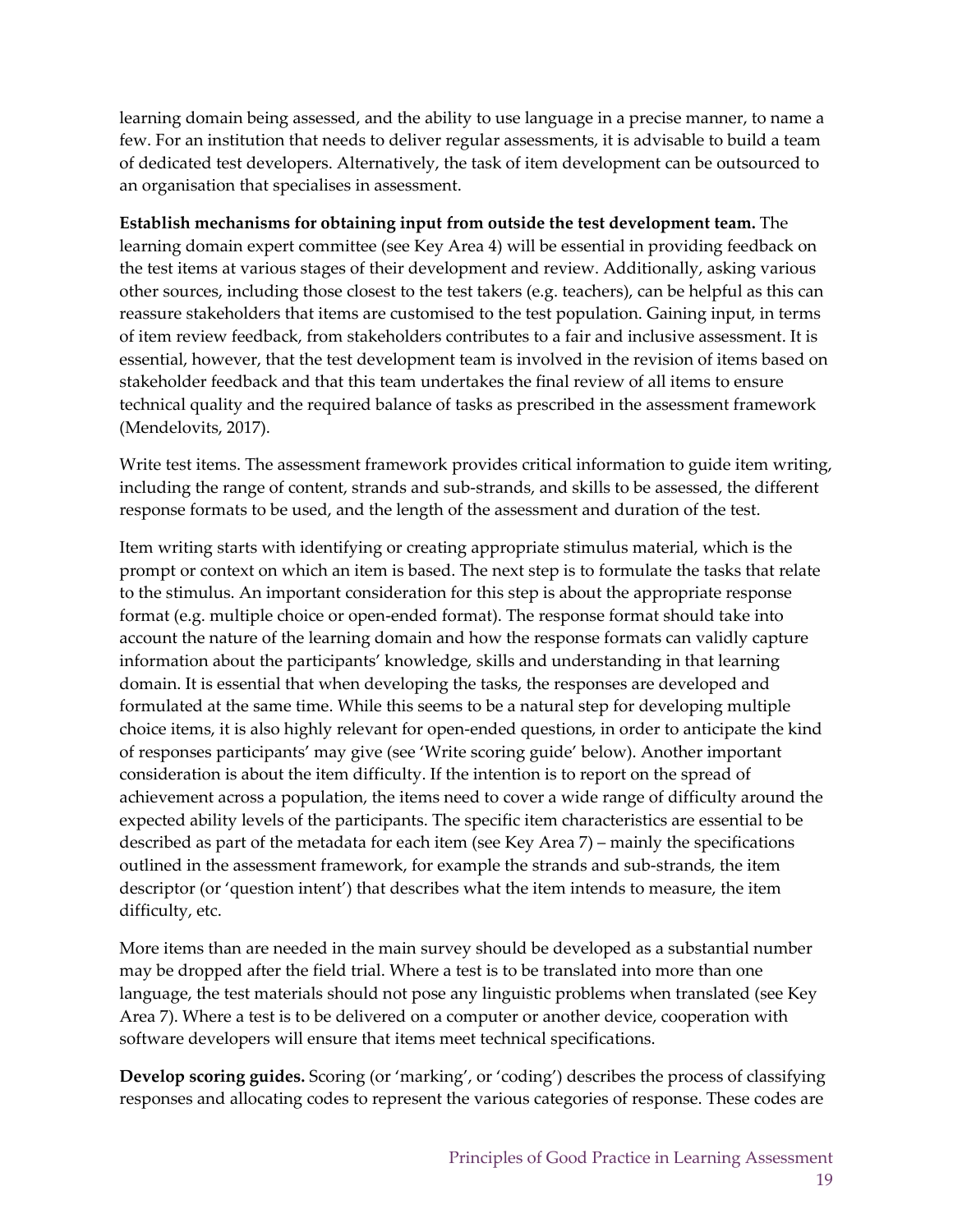learning domain being assessed, and the ability to use language in a precise manner, to name a few. For an institution that needs to deliver regular assessments, it is advisable to build a team of dedicated test developers. Alternatively, the task of item development can be outsourced to an organisation that specialises in assessment.

**Establish mechanisms for obtaining input from outside the test development team.** The learning domain expert committee (see Key Area 4) will be essential in providing feedback on the test items at various stages of their development and review. Additionally, asking various other sources, including those closest to the test takers (e.g. teachers), can be helpful as this can reassure stakeholders that items are customised to the test population. Gaining input, in terms of item review feedback, from stakeholders contributes to a fair and inclusive assessment. It is essential, however, that the test development team is involved in the revision of items based on stakeholder feedback and that this team undertakes the final review of all items to ensure technical quality and the required balance of tasks as prescribed in the assessment framework (Mendelovits, 2017).

Write test items. The assessment framework provides critical information to guide item writing, including the range of content, strands and sub-strands, and skills to be assessed, the different response formats to be used, and the length of the assessment and duration of the test.

Item writing starts with identifying or creating appropriate stimulus material, which is the prompt or context on which an item is based. The next step is to formulate the tasks that relate to the stimulus. An important consideration for this step is about the appropriate response format (e.g. multiple choice or open-ended format). The response format should take into account the nature of the learning domain and how the response formats can validly capture information about the participants' knowledge, skills and understanding in that learning domain. It is essential that when developing the tasks, the responses are developed and formulated at the same time. While this seems to be a natural step for developing multiple choice items, it is also highly relevant for open-ended questions, in order to anticipate the kind of responses participants' may give (see 'Write scoring guide' below). Another important consideration is about the item difficulty. If the intention is to report on the spread of achievement across a population, the items need to cover a wide range of difficulty around the expected ability levels of the participants. The specific item characteristics are essential to be described as part of the metadata for each item (see Key Area 7) – mainly the specifications outlined in the assessment framework, for example the strands and sub-strands, the item descriptor (or 'question intent') that describes what the item intends to measure, the item difficulty, etc.

More items than are needed in the main survey should be developed as a substantial number may be dropped after the field trial. Where a test is to be translated into more than one language, the test materials should not pose any linguistic problems when translated (see Key Area 7). Where a test is to be delivered on a computer or another device, cooperation with software developers will ensure that items meet technical specifications.

**Develop scoring guides.** Scoring (or 'marking', or 'coding') describes the process of classifying responses and allocating codes to represent the various categories of response. These codes are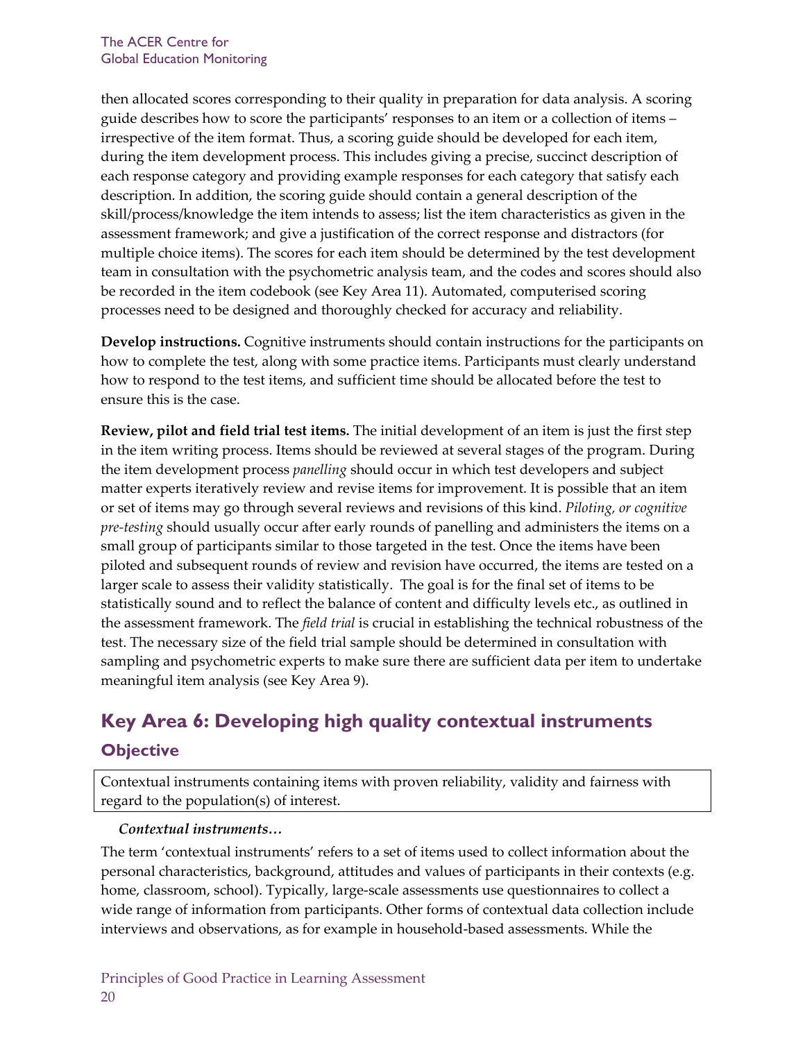then allocated scores corresponding to their quality in preparation for data analysis. A scoring guide describes how to score the participants' responses to an item or a collection of items – irrespective of the item format. Thus, a scoring guide should be developed for each item, during the item development process. This includes giving a precise, succinct description of each response category and providing example responses for each category that satisfy each description. In addition, the scoring guide should contain a general description of the skill/process/knowledge the item intends to assess; list the item characteristics as given in the assessment framework; and give a justification of the correct response and distractors (for multiple choice items). The scores for each item should be determined by the test development team in consultation with the psychometric analysis team, and the codes and scores should also be recorded in the item codebook (see Key Area 11). Automated, computerised scoring processes need to be designed and thoroughly checked for accuracy and reliability.

**Develop instructions.** Cognitive instruments should contain instructions for the participants on how to complete the test, along with some practice items. Participants must clearly understand how to respond to the test items, and sufficient time should be allocated before the test to ensure this is the case.

**Review, pilot and field trial test items.** The initial development of an item is just the first step in the item writing process. Items should be reviewed at several stages of the program. During the item development process *panelling* should occur in which test developers and subject matter experts iteratively review and revise items for improvement. It is possible that an item or set of items may go through several reviews and revisions of this kind. *Piloting, or cognitive pre-testing* should usually occur after early rounds of panelling and administers the items on a small group of participants similar to those targeted in the test. Once the items have been piloted and subsequent rounds of review and revision have occurred, the items are tested on a larger scale to assess their validity statistically. The goal is for the final set of items to be statistically sound and to reflect the balance of content and difficulty levels etc., as outlined in the assessment framework. The *field trial* is crucial in establishing the technical robustness of the test. The necessary size of the field trial sample should be determined in consultation with sampling and psychometric experts to make sure there are sufficient data per item to undertake meaningful item analysis (see Key Area 9).

## Key Area 6: Developing high quality contextual instruments

### Objective

Contextual instruments containing items with proven reliability, validity and fairness with regard to the population(s) of interest.

***Contextual instruments…***

The term 'contextual instruments' refers to a set of items used to collect information about the personal characteristics, background, attitudes and values of participants in their contexts (e.g. home, classroom, school). Typically, large-scale assessments use questionnaires to collect a wide range of information from participants. Other forms of contextual data collection include interviews and observations, as for example in household-based assessments. While the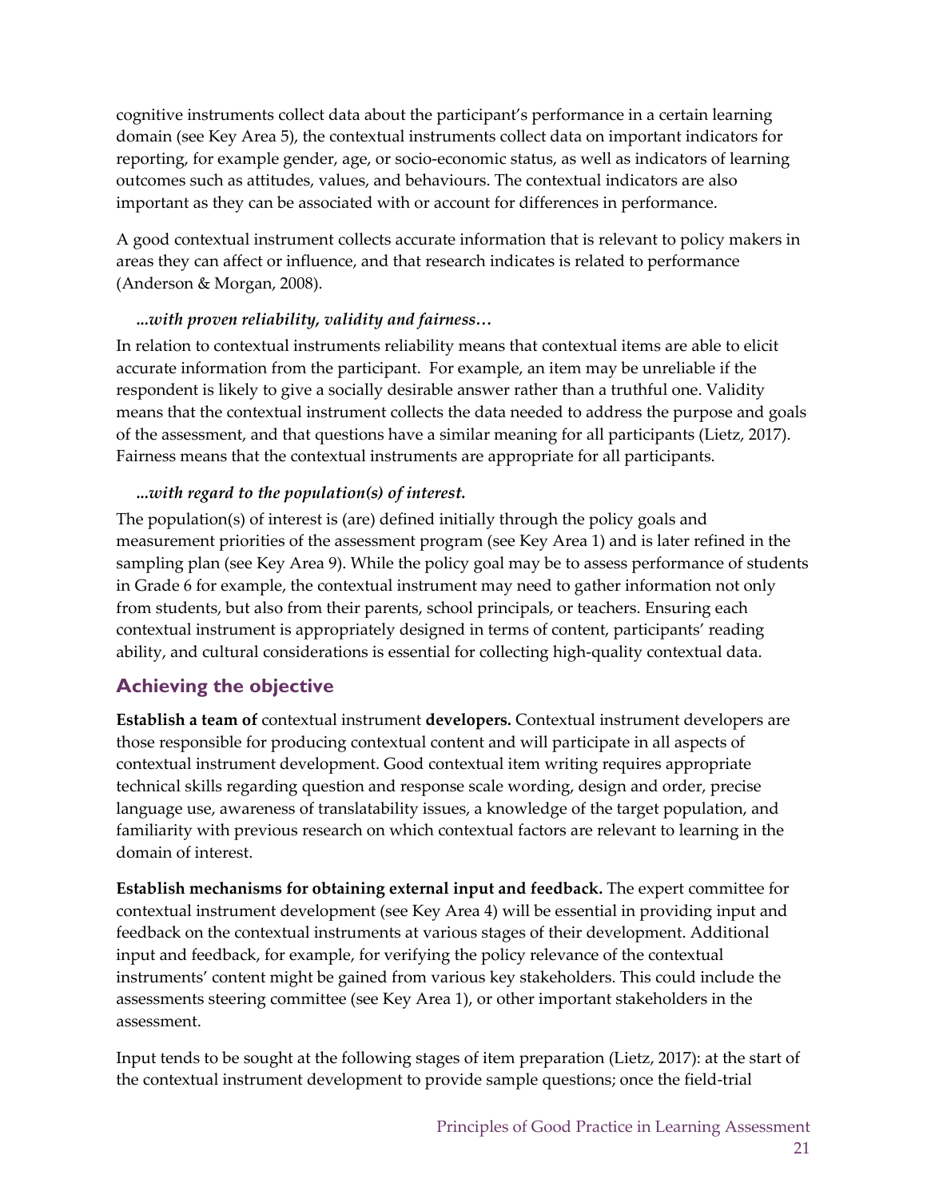cognitive instruments collect data about the participant's performance in a certain learning domain (see Key Area 5), the contextual instruments collect data on important indicators for reporting, for example gender, age, or socio-economic status, as well as indicators of learning outcomes such as attitudes, values, and behaviours. The contextual indicators are also important as they can be associated with or account for differences in performance.

A good contextual instrument collects accurate information that is relevant to policy makers in areas they can affect or influence, and that research indicates is related to performance (Anderson & Morgan, 2008).

***...with proven reliability, validity and fairness…***

In relation to contextual instruments reliability means that contextual items are able to elicit accurate information from the participant. For example, an item may be unreliable if the respondent is likely to give a socially desirable answer rather than a truthful one. Validity means that the contextual instrument collects the data needed to address the purpose and goals of the assessment, and that questions have a similar meaning for all participants (Lietz, 2017). Fairness means that the contextual instruments are appropriate for all participants.

***...with regard to the population(s) of interest.***

The population(s) of interest is (are) defined initially through the policy goals and measurement priorities of the assessment program (see Key Area 1) and is later refined in the sampling plan (see Key Area 9). While the policy goal may be to assess performance of students in Grade 6 for example, the contextual instrument may need to gather information not only from students, but also from their parents, school principals, or teachers. Ensuring each contextual instrument is appropriately designed in terms of content, participants' reading ability, and cultural considerations is essential for collecting high-quality contextual data.

## Achieving the objective

**Establish a team of** contextual instrument **developers.** Contextual instrument developers are those responsible for producing contextual content and will participate in all aspects of contextual instrument development. Good contextual item writing requires appropriate technical skills regarding question and response scale wording, design and order, precise language use, awareness of translatability issues, a knowledge of the target population, and familiarity with previous research on which contextual factors are relevant to learning in the domain of interest.

**Establish mechanisms for obtaining external input and feedback.** The expert committee for contextual instrument development (see Key Area 4) will be essential in providing input and feedback on the contextual instruments at various stages of their development. Additional input and feedback, for example, for verifying the policy relevance of the contextual instruments' content might be gained from various key stakeholders. This could include the assessments steering committee (see Key Area 1), or other important stakeholders in the assessment.

Input tends to be sought at the following stages of item preparation (Lietz, 2017): at the start of the contextual instrument development to provide sample questions; once the field-trial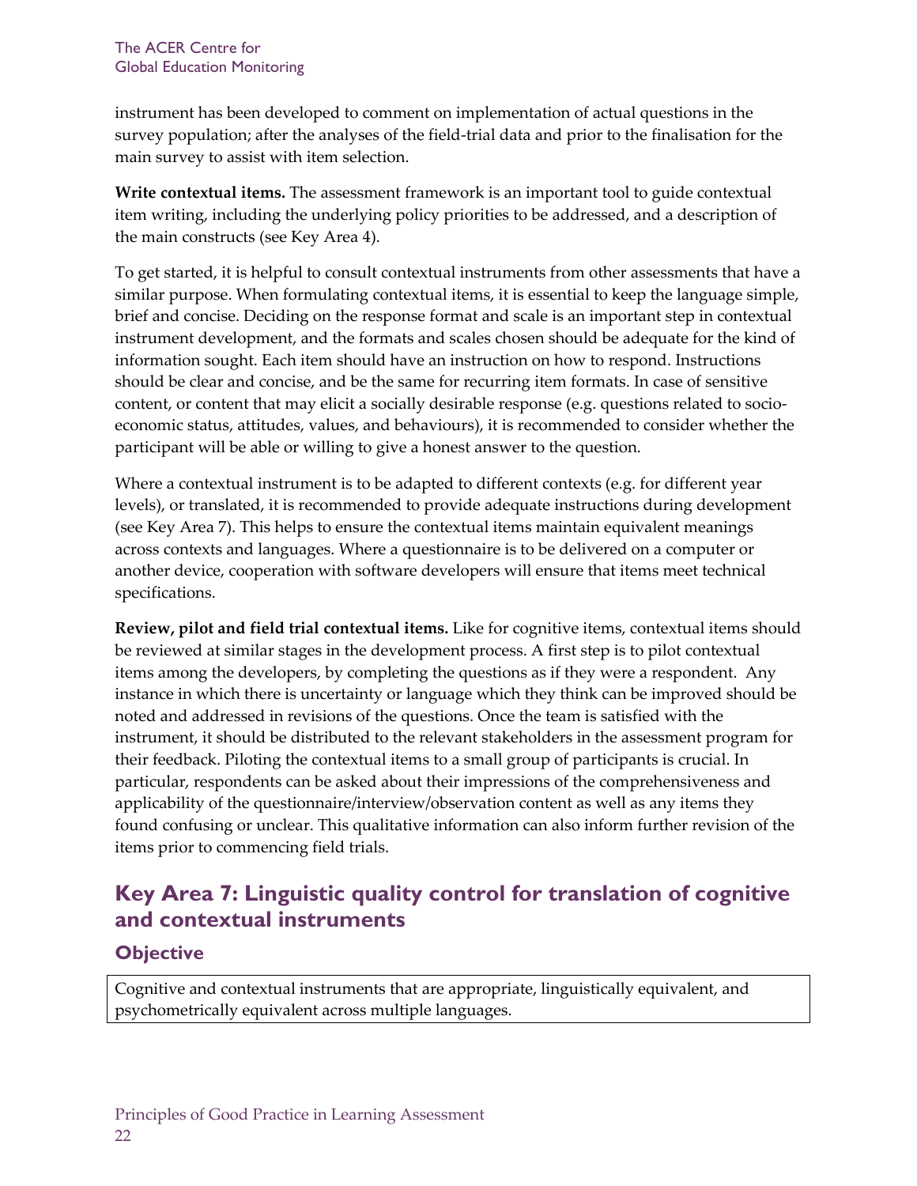instrument has been developed to comment on implementation of actual questions in the survey population; after the analyses of the field-trial data and prior to the finalisation for the main survey to assist with item selection.

**Write contextual items.** The assessment framework is an important tool to guide contextual item writing, including the underlying policy priorities to be addressed, and a description of the main constructs (see Key Area 4).

To get started, it is helpful to consult contextual instruments from other assessments that have a similar purpose. When formulating contextual items, it is essential to keep the language simple, brief and concise. Deciding on the response format and scale is an important step in contextual instrument development, and the formats and scales chosen should be adequate for the kind of information sought. Each item should have an instruction on how to respond. Instructions should be clear and concise, and be the same for recurring item formats. In case of sensitive content, or content that may elicit a socially desirable response (e.g. questions related to socio-economic status, attitudes, values, and behaviours), it is recommended to consider whether the participant will be able or willing to give a honest answer to the question.

Where a contextual instrument is to be adapted to different contexts (e.g. for different year levels), or translated, it is recommended to provide adequate instructions during development (see Key Area 7). This helps to ensure the contextual items maintain equivalent meanings across contexts and languages. Where a questionnaire is to be delivered on a computer or another device, cooperation with software developers will ensure that items meet technical specifications.

**Review, pilot and field trial contextual items.** Like for cognitive items, contextual items should be reviewed at similar stages in the development process. A first step is to pilot contextual items among the developers, by completing the questions as if they were a respondent. Any instance in which there is uncertainty or language which they think can be improved should be noted and addressed in revisions of the questions. Once the team is satisfied with the instrument, it should be distributed to the relevant stakeholders in the assessment program for their feedback. Piloting the contextual items to a small group of participants is crucial. In particular, respondents can be asked about their impressions of the comprehensiveness and applicability of the questionnaire/interview/observation content as well as any items they found confusing or unclear. This qualitative information can also inform further revision of the items prior to commencing field trials.

## Key Area 7: Linguistic quality control for translation of cognitive and contextual instruments

### Objective

Cognitive and contextual instruments that are appropriate, linguistically equivalent, and psychometrically equivalent across multiple languages.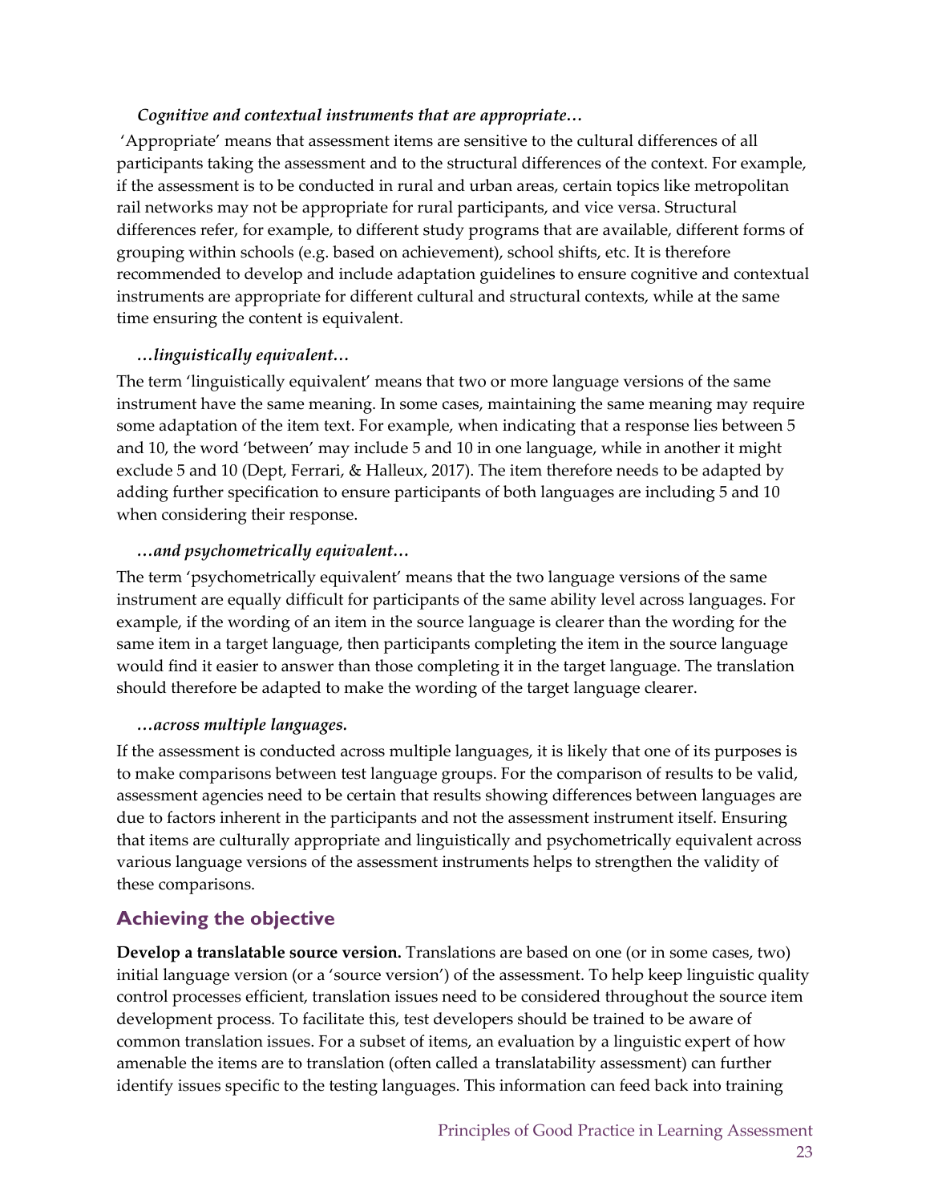*Cognitive and contextual instruments that are appropriate…*

'Appropriate' means that assessment items are sensitive to the cultural differences of all participants taking the assessment and to the structural differences of the context. For example, if the assessment is to be conducted in rural and urban areas, certain topics like metropolitan rail networks may not be appropriate for rural participants, and vice versa. Structural differences refer, for example, to different study programs that are available, different forms of grouping within schools (e.g. based on achievement), school shifts, etc. It is therefore recommended to develop and include adaptation guidelines to ensure cognitive and contextual instruments are appropriate for different cultural and structural contexts, while at the same time ensuring the content is equivalent.

*…linguistically equivalent…*

The term 'linguistically equivalent' means that two or more language versions of the same instrument have the same meaning. In some cases, maintaining the same meaning may require some adaptation of the item text. For example, when indicating that a response lies between 5 and 10, the word 'between' may include 5 and 10 in one language, while in another it might exclude 5 and 10 (Dept, Ferrari, & Halleux, 2017). The item therefore needs to be adapted by adding further specification to ensure participants of both languages are including 5 and 10 when considering their response.

*…and psychometrically equivalent…*

The term 'psychometrically equivalent' means that the two language versions of the same instrument are equally difficult for participants of the same ability level across languages. For example, if the wording of an item in the source language is clearer than the wording for the same item in a target language, then participants completing the item in the source language would find it easier to answer than those completing it in the target language. The translation should therefore be adapted to make the wording of the target language clearer.

*…across multiple languages.*

If the assessment is conducted across multiple languages, it is likely that one of its purposes is to make comparisons between test language groups. For the comparison of results to be valid, assessment agencies need to be certain that results showing differences between languages are due to factors inherent in the participants and not the assessment instrument itself. Ensuring that items are culturally appropriate and linguistically and psychometrically equivalent across various language versions of the assessment instruments helps to strengthen the validity of these comparisons.

## Achieving the objective

**Develop a translatable source version.** Translations are based on one (or in some cases, two) initial language version (or a 'source version') of the assessment. To help keep linguistic quality control processes efficient, translation issues need to be considered throughout the source item development process. To facilitate this, test developers should be trained to be aware of common translation issues. For a subset of items, an evaluation by a linguistic expert of how amenable the items are to translation (often called a translatability assessment) can further identify issues specific to the testing languages. This information can feed back into training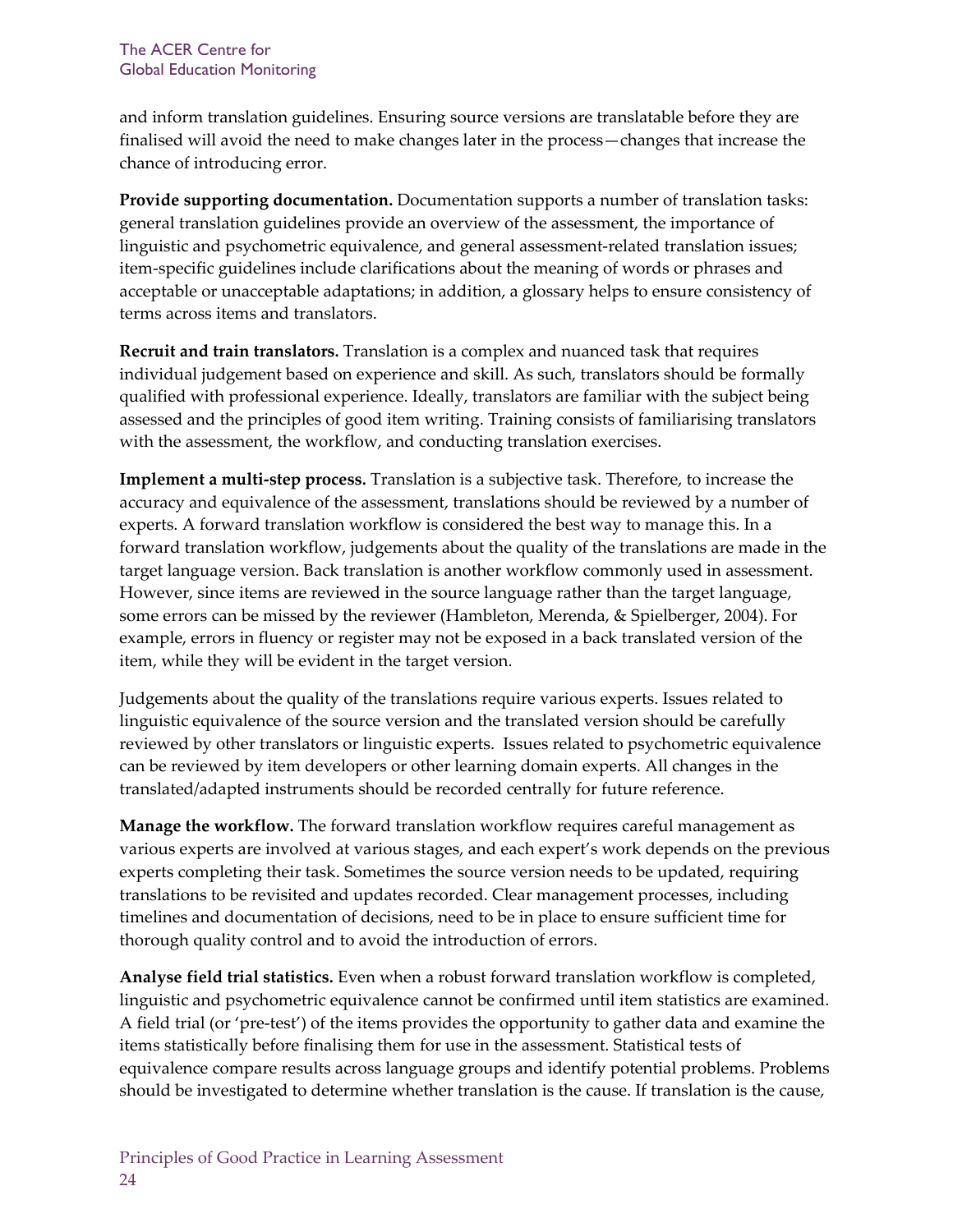and inform translation guidelines. Ensuring source versions are translatable before they are finalised will avoid the need to make changes later in the process—changes that increase the chance of introducing error.

**Provide supporting documentation.** Documentation supports a number of translation tasks: general translation guidelines provide an overview of the assessment, the importance of linguistic and psychometric equivalence, and general assessment-related translation issues; item-specific guidelines include clarifications about the meaning of words or phrases and acceptable or unacceptable adaptations; in addition, a glossary helps to ensure consistency of terms across items and translators.

**Recruit and train translators.** Translation is a complex and nuanced task that requires individual judgement based on experience and skill. As such, translators should be formally qualified with professional experience. Ideally, translators are familiar with the subject being assessed and the principles of good item writing. Training consists of familiarising translators with the assessment, the workflow, and conducting translation exercises.

**Implement a multi-step process.** Translation is a subjective task. Therefore, to increase the accuracy and equivalence of the assessment, translations should be reviewed by a number of experts. A forward translation workflow is considered the best way to manage this. In a forward translation workflow, judgements about the quality of the translations are made in the target language version. Back translation is another workflow commonly used in assessment. However, since items are reviewed in the source language rather than the target language, some errors can be missed by the reviewer (Hambleton, Merenda, & Spielberger, 2004). For example, errors in fluency or register may not be exposed in a back translated version of the item, while they will be evident in the target version.

Judgements about the quality of the translations require various experts. Issues related to linguistic equivalence of the source version and the translated version should be carefully reviewed by other translators or linguistic experts. Issues related to psychometric equivalence can be reviewed by item developers or other learning domain experts. All changes in the translated/adapted instruments should be recorded centrally for future reference.

**Manage the workflow.** The forward translation workflow requires careful management as various experts are involved at various stages, and each expert's work depends on the previous experts completing their task. Sometimes the source version needs to be updated, requiring translations to be revisited and updates recorded. Clear management processes, including timelines and documentation of decisions, need to be in place to ensure sufficient time for thorough quality control and to avoid the introduction of errors.

**Analyse field trial statistics.** Even when a robust forward translation workflow is completed, linguistic and psychometric equivalence cannot be confirmed until item statistics are examined. A field trial (or 'pre-test') of the items provides the opportunity to gather data and examine the items statistically before finalising them for use in the assessment. Statistical tests of equivalence compare results across language groups and identify potential problems. Problems should be investigated to determine whether translation is the cause. If translation is the cause,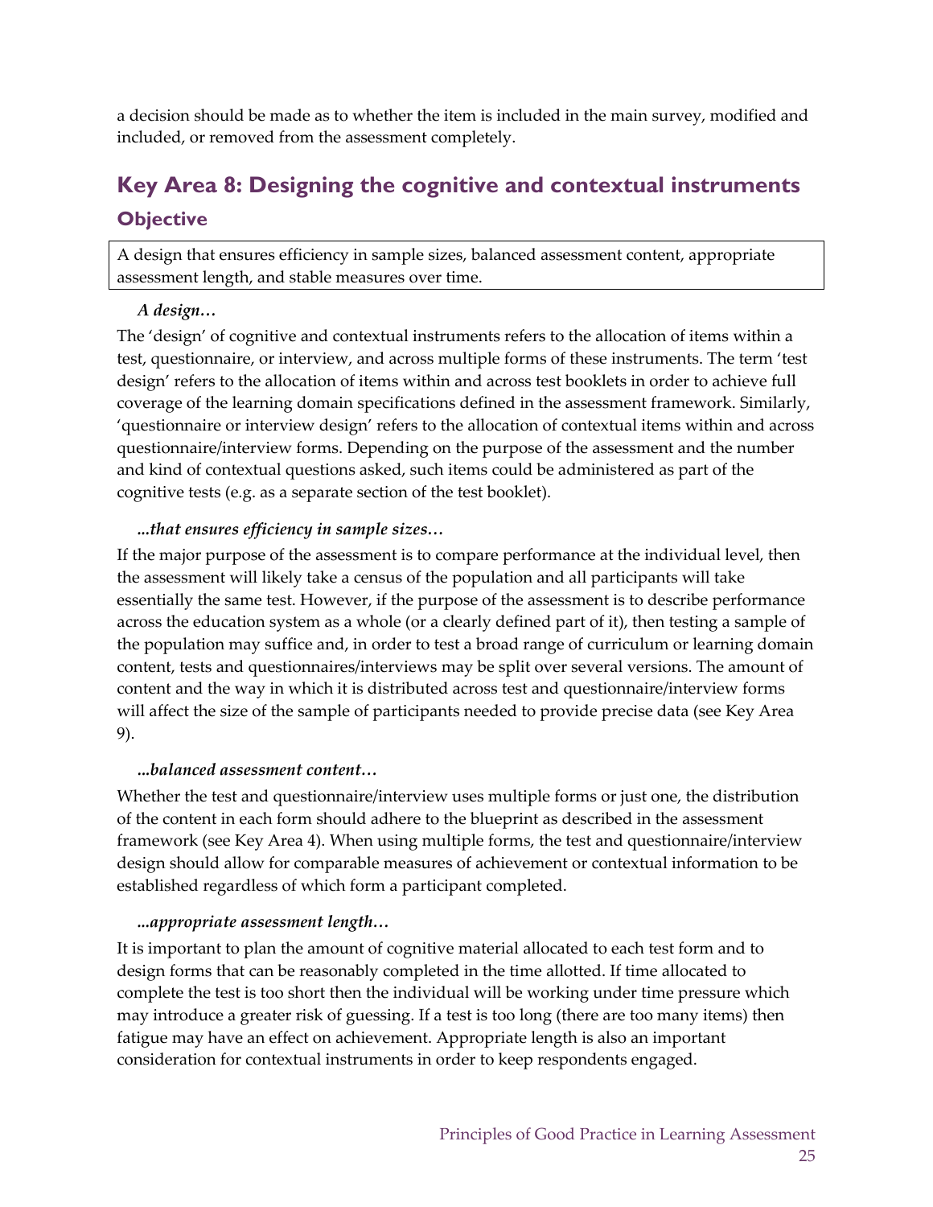a decision should be made as to whether the item is included in the main survey, modified and included, or removed from the assessment completely.

## Key Area 8: Designing the cognitive and contextual instruments

### Objective

A design that ensures efficiency in sample sizes, balanced assessment content, appropriate assessment length, and stable measures over time.

***A design…***

The 'design' of cognitive and contextual instruments refers to the allocation of items within a test, questionnaire, or interview, and across multiple forms of these instruments. The term 'test design' refers to the allocation of items within and across test booklets in order to achieve full coverage of the learning domain specifications defined in the assessment framework. Similarly, 'questionnaire or interview design' refers to the allocation of contextual items within and across questionnaire/interview forms. Depending on the purpose of the assessment and the number and kind of contextual questions asked, such items could be administered as part of the cognitive tests (e.g. as a separate section of the test booklet).

***...that ensures efficiency in sample sizes…***

If the major purpose of the assessment is to compare performance at the individual level, then the assessment will likely take a census of the population and all participants will take essentially the same test. However, if the purpose of the assessment is to describe performance across the education system as a whole (or a clearly defined part of it), then testing a sample of the population may suffice and, in order to test a broad range of curriculum or learning domain content, tests and questionnaires/interviews may be split over several versions. The amount of content and the way in which it is distributed across test and questionnaire/interview forms will affect the size of the sample of participants needed to provide precise data (see Key Area 9).

***...balanced assessment content…***

Whether the test and questionnaire/interview uses multiple forms or just one, the distribution of the content in each form should adhere to the blueprint as described in the assessment framework (see Key Area 4). When using multiple forms, the test and questionnaire/interview design should allow for comparable measures of achievement or contextual information to be established regardless of which form a participant completed.

***...appropriate assessment length…***

It is important to plan the amount of cognitive material allocated to each test form and to design forms that can be reasonably completed in the time allotted. If time allocated to complete the test is too short then the individual will be working under time pressure which may introduce a greater risk of guessing. If a test is too long (there are too many items) then fatigue may have an effect on achievement. Appropriate length is also an important consideration for contextual instruments in order to keep respondents engaged.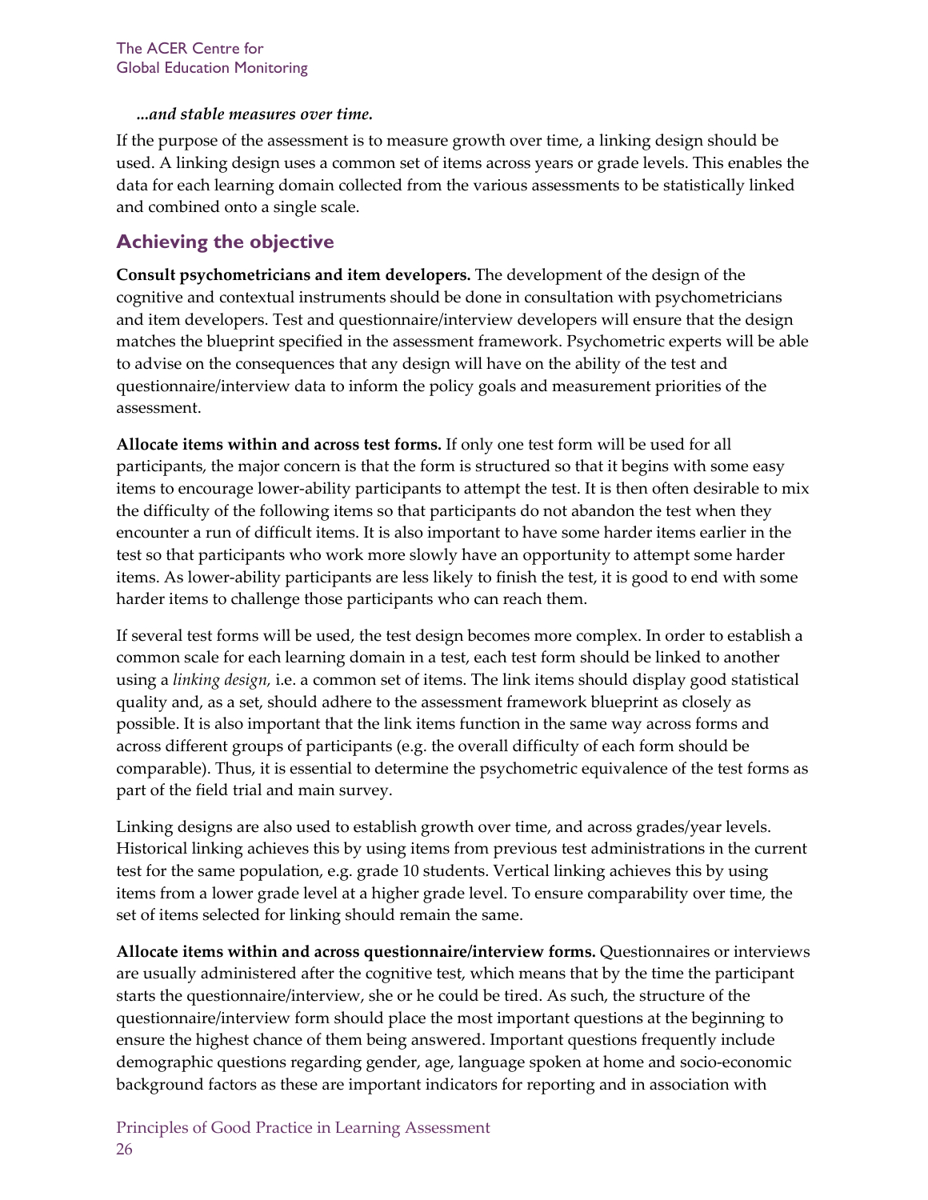*...and stable measures over time.*

If the purpose of the assessment is to measure growth over time, a linking design should be used. A linking design uses a common set of items across years or grade levels. This enables the data for each learning domain collected from the various assessments to be statistically linked and combined onto a single scale.

## Achieving the objective

**Consult psychometricians and item developers.** The development of the design of the cognitive and contextual instruments should be done in consultation with psychometricians and item developers. Test and questionnaire/interview developers will ensure that the design matches the blueprint specified in the assessment framework. Psychometric experts will be able to advise on the consequences that any design will have on the ability of the test and questionnaire/interview data to inform the policy goals and measurement priorities of the assessment.

**Allocate items within and across test forms.** If only one test form will be used for all participants, the major concern is that the form is structured so that it begins with some easy items to encourage lower-ability participants to attempt the test. It is then often desirable to mix the difficulty of the following items so that participants do not abandon the test when they encounter a run of difficult items. It is also important to have some harder items earlier in the test so that participants who work more slowly have an opportunity to attempt some harder items. As lower-ability participants are less likely to finish the test, it is good to end with some harder items to challenge those participants who can reach them.

If several test forms will be used, the test design becomes more complex. In order to establish a common scale for each learning domain in a test, each test form should be linked to another using a *linking design,* i.e. a common set of items. The link items should display good statistical quality and, as a set, should adhere to the assessment framework blueprint as closely as possible. It is also important that the link items function in the same way across forms and across different groups of participants (e.g. the overall difficulty of each form should be comparable). Thus, it is essential to determine the psychometric equivalence of the test forms as part of the field trial and main survey.

Linking designs are also used to establish growth over time, and across grades/year levels. Historical linking achieves this by using items from previous test administrations in the current test for the same population, e.g. grade 10 students. Vertical linking achieves this by using items from a lower grade level at a higher grade level. To ensure comparability over time, the set of items selected for linking should remain the same.

**Allocate items within and across questionnaire/interview forms.** Questionnaires or interviews are usually administered after the cognitive test, which means that by the time the participant starts the questionnaire/interview, she or he could be tired. As such, the structure of the questionnaire/interview form should place the most important questions at the beginning to ensure the highest chance of them being answered. Important questions frequently include demographic questions regarding gender, age, language spoken at home and socio-economic background factors as these are important indicators for reporting and in association with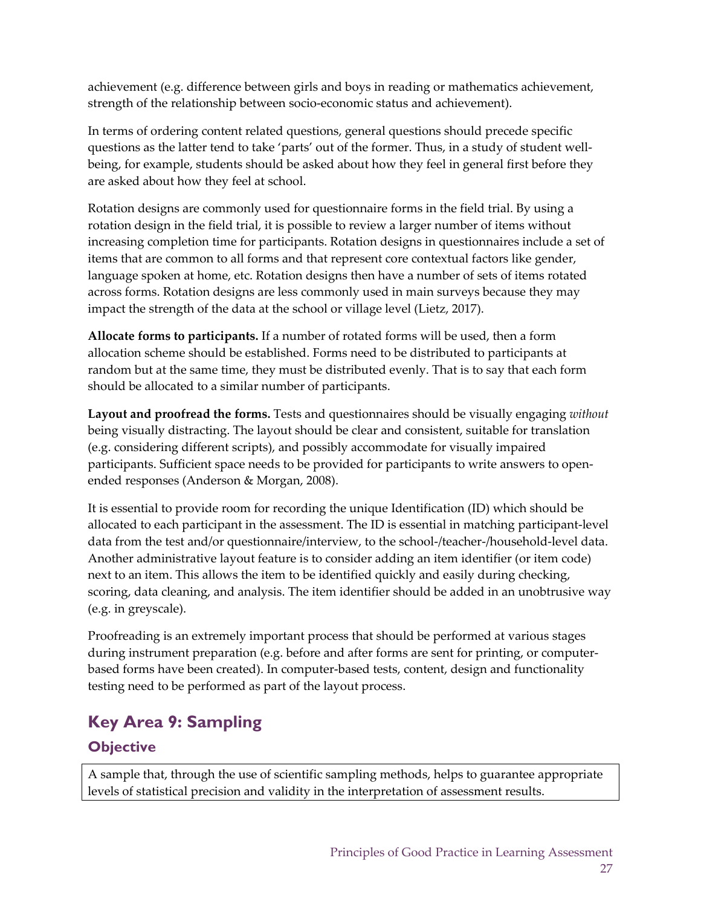achievement (e.g. difference between girls and boys in reading or mathematics achievement, strength of the relationship between socio-economic status and achievement).

In terms of ordering content related questions, general questions should precede specific questions as the latter tend to take 'parts' out of the former. Thus, in a study of student well-being, for example, students should be asked about how they feel in general first before they are asked about how they feel at school.

Rotation designs are commonly used for questionnaire forms in the field trial. By using a rotation design in the field trial, it is possible to review a larger number of items without increasing completion time for participants. Rotation designs in questionnaires include a set of items that are common to all forms and that represent core contextual factors like gender, language spoken at home, etc. Rotation designs then have a number of sets of items rotated across forms. Rotation designs are less commonly used in main surveys because they may impact the strength of the data at the school or village level (Lietz, 2017).

**Allocate forms to participants.** If a number of rotated forms will be used, then a form allocation scheme should be established. Forms need to be distributed to participants at random but at the same time, they must be distributed evenly. That is to say that each form should be allocated to a similar number of participants.

**Layout and proofread the forms.** Tests and questionnaires should be visually engaging *without* being visually distracting. The layout should be clear and consistent, suitable for translation (e.g. considering different scripts), and possibly accommodate for visually impaired participants. Sufficient space needs to be provided for participants to write answers to open-ended responses (Anderson & Morgan, 2008).

It is essential to provide room for recording the unique Identification (ID) which should be allocated to each participant in the assessment. The ID is essential in matching participant-level data from the test and/or questionnaire/interview, to the school-/teacher-/household-level data. Another administrative layout feature is to consider adding an item identifier (or item code) next to an item. This allows the item to be identified quickly and easily during checking, scoring, data cleaning, and analysis. The item identifier should be added in an unobtrusive way (e.g. in greyscale).

Proofreading is an extremely important process that should be performed at various stages during instrument preparation (e.g. before and after forms are sent for printing, or computer-based forms have been created). In computer-based tests, content, design and functionality testing need to be performed as part of the layout process.

## Key Area 9: Sampling

### Objective

A sample that, through the use of scientific sampling methods, helps to guarantee appropriate levels of statistical precision and validity in the interpretation of assessment results.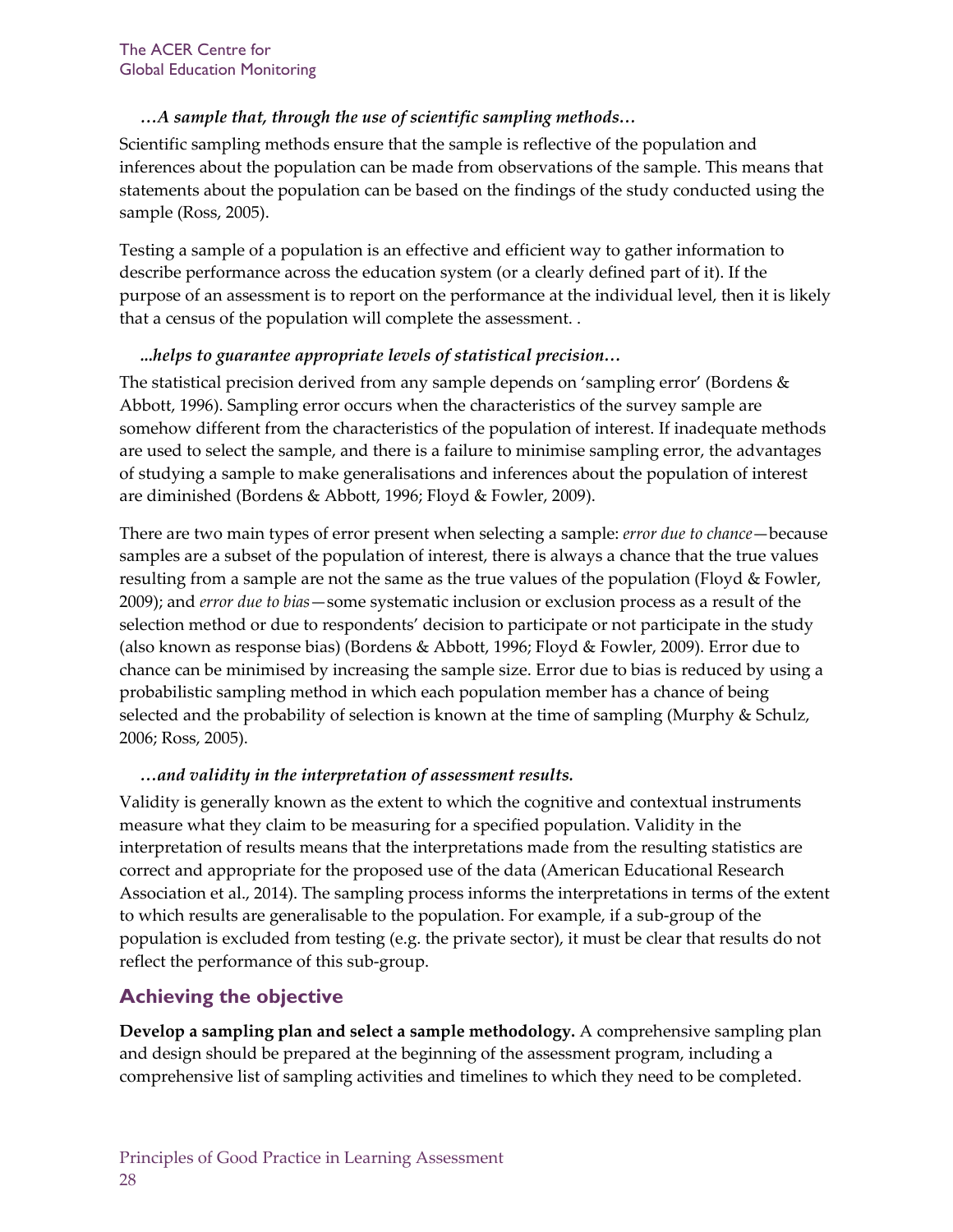*…A sample that, through the use of scientific sampling methods…*

Scientific sampling methods ensure that the sample is reflective of the population and inferences about the population can be made from observations of the sample. This means that statements about the population can be based on the findings of the study conducted using the sample (Ross, 2005).

Testing a sample of a population is an effective and efficient way to gather information to describe performance across the education system (or a clearly defined part of it). If the purpose of an assessment is to report on the performance at the individual level, then it is likely that a census of the population will complete the assessment. .

*...helps to guarantee appropriate levels of statistical precision…*

The statistical precision derived from any sample depends on 'sampling error' (Bordens & Abbott, 1996). Sampling error occurs when the characteristics of the survey sample are somehow different from the characteristics of the population of interest. If inadequate methods are used to select the sample, and there is a failure to minimise sampling error, the advantages of studying a sample to make generalisations and inferences about the population of interest are diminished (Bordens & Abbott, 1996; Floyd & Fowler, 2009).

There are two main types of error present when selecting a sample: *error due to chance*—because samples are a subset of the population of interest, there is always a chance that the true values resulting from a sample are not the same as the true values of the population (Floyd & Fowler, 2009); and *error due to bias*—some systematic inclusion or exclusion process as a result of the selection method or due to respondents' decision to participate or not participate in the study (also known as response bias) (Bordens & Abbott, 1996; Floyd & Fowler, 2009). Error due to chance can be minimised by increasing the sample size. Error due to bias is reduced by using a probabilistic sampling method in which each population member has a chance of being selected and the probability of selection is known at the time of sampling (Murphy & Schulz, 2006; Ross, 2005).

*…and validity in the interpretation of assessment results.*

Validity is generally known as the extent to which the cognitive and contextual instruments measure what they claim to be measuring for a specified population. Validity in the interpretation of results means that the interpretations made from the resulting statistics are correct and appropriate for the proposed use of the data (American Educational Research Association et al., 2014). The sampling process informs the interpretations in terms of the extent to which results are generalisable to the population. For example, if a sub-group of the population is excluded from testing (e.g. the private sector), it must be clear that results do not reflect the performance of this sub-group.

## Achieving the objective

**Develop a sampling plan and select a sample methodology.** A comprehensive sampling plan and design should be prepared at the beginning of the assessment program, including a comprehensive list of sampling activities and timelines to which they need to be completed.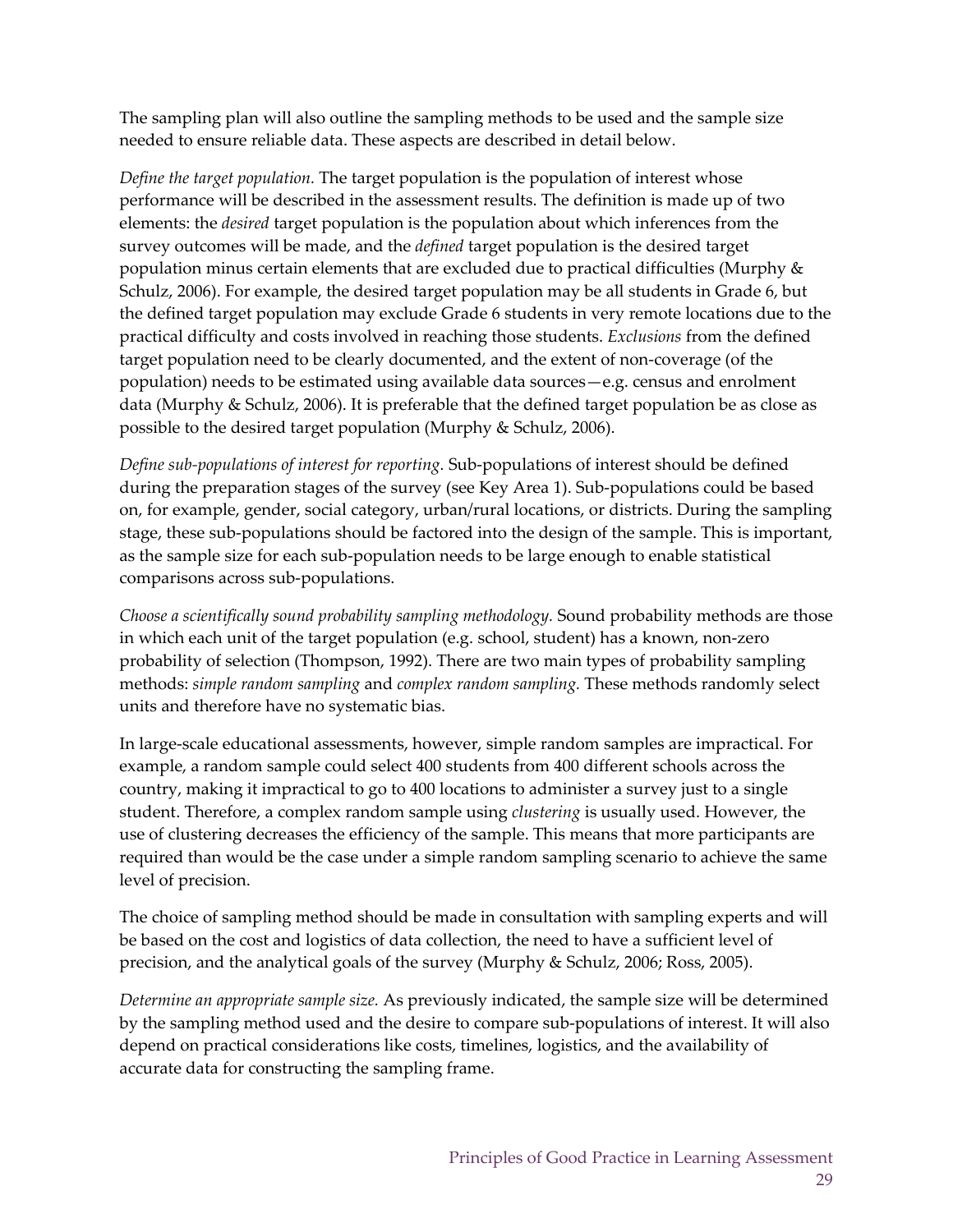The sampling plan will also outline the sampling methods to be used and the sample size needed to ensure reliable data. These aspects are described in detail below.

*Define the target population.* The target population is the population of interest whose performance will be described in the assessment results. The definition is made up of two elements: the *desired* target population is the population about which inferences from the survey outcomes will be made, and the *defined* target population is the desired target population minus certain elements that are excluded due to practical difficulties (Murphy & Schulz, 2006). For example, the desired target population may be all students in Grade 6, but the defined target population may exclude Grade 6 students in very remote locations due to the practical difficulty and costs involved in reaching those students. *Exclusions* from the defined target population need to be clearly documented, and the extent of non-coverage (of the population) needs to be estimated using available data sources—e.g. census and enrolment data (Murphy & Schulz, 2006). It is preferable that the defined target population be as close as possible to the desired target population (Murphy & Schulz, 2006).

*Define sub-populations of interest for reporting.* Sub-populations of interest should be defined during the preparation stages of the survey (see Key Area 1). Sub-populations could be based on, for example, gender, social category, urban/rural locations, or districts. During the sampling stage, these sub-populations should be factored into the design of the sample. This is important, as the sample size for each sub-population needs to be large enough to enable statistical comparisons across sub-populations.

*Choose a scientifically sound probability sampling methodology.* Sound probability methods are those in which each unit of the target population (e.g. school, student) has a known, non-zero probability of selection (Thompson, 1992). There are two main types of probability sampling methods: *simple random sampling* and *complex random sampling.* These methods randomly select units and therefore have no systematic bias.

In large-scale educational assessments, however, simple random samples are impractical. For example, a random sample could select 400 students from 400 different schools across the country, making it impractical to go to 400 locations to administer a survey just to a single student. Therefore, a complex random sample using *clustering* is usually used. However, the use of clustering decreases the efficiency of the sample. This means that more participants are required than would be the case under a simple random sampling scenario to achieve the same level of precision.

The choice of sampling method should be made in consultation with sampling experts and will be based on the cost and logistics of data collection, the need to have a sufficient level of precision, and the analytical goals of the survey (Murphy & Schulz, 2006; Ross, 2005).

*Determine an appropriate sample size.* As previously indicated, the sample size will be determined by the sampling method used and the desire to compare sub-populations of interest. It will also depend on practical considerations like costs, timelines, logistics, and the availability of accurate data for constructing the sampling frame.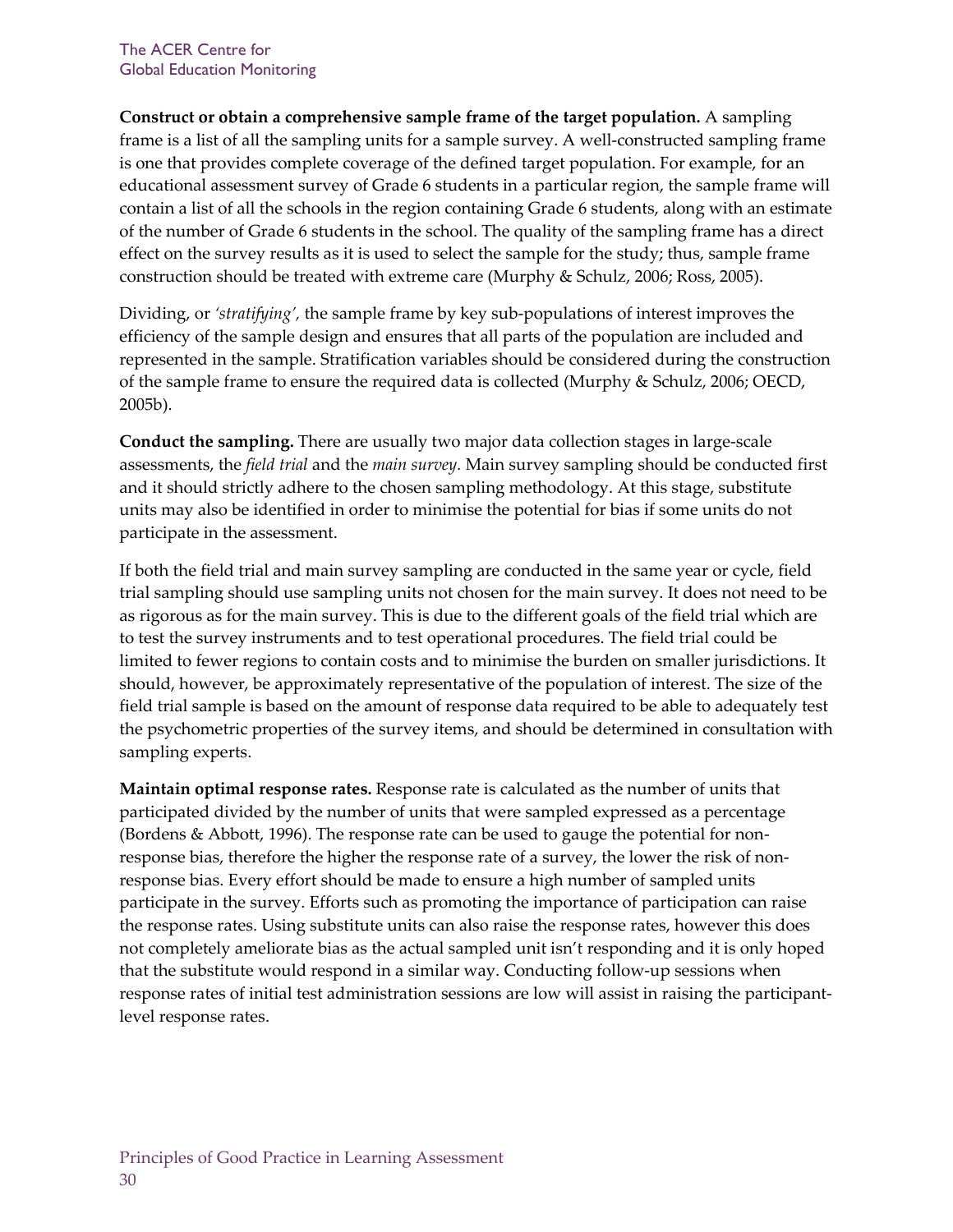**Construct or obtain a comprehensive sample frame of the target population.** A sampling frame is a list of all the sampling units for a sample survey. A well-constructed sampling frame is one that provides complete coverage of the defined target population. For example, for an educational assessment survey of Grade 6 students in a particular region, the sample frame will contain a list of all the schools in the region containing Grade 6 students, along with an estimate of the number of Grade 6 students in the school. The quality of the sampling frame has a direct effect on the survey results as it is used to select the sample for the study; thus, sample frame construction should be treated with extreme care (Murphy & Schulz, 2006; Ross, 2005).

Dividing, or *'stratifying'*, the sample frame by key sub-populations of interest improves the efficiency of the sample design and ensures that all parts of the population are included and represented in the sample. Stratification variables should be considered during the construction of the sample frame to ensure the required data is collected (Murphy & Schulz, 2006; OECD, 2005b).

**Conduct the sampling.** There are usually two major data collection stages in large-scale assessments, the *field trial* and the *main survey*. Main survey sampling should be conducted first and it should strictly adhere to the chosen sampling methodology. At this stage, substitute units may also be identified in order to minimise the potential for bias if some units do not participate in the assessment.

If both the field trial and main survey sampling are conducted in the same year or cycle, field trial sampling should use sampling units not chosen for the main survey. It does not need to be as rigorous as for the main survey. This is due to the different goals of the field trial which are to test the survey instruments and to test operational procedures. The field trial could be limited to fewer regions to contain costs and to minimise the burden on smaller jurisdictions. It should, however, be approximately representative of the population of interest. The size of the field trial sample is based on the amount of response data required to be able to adequately test the psychometric properties of the survey items, and should be determined in consultation with sampling experts.

**Maintain optimal response rates.** Response rate is calculated as the number of units that participated divided by the number of units that were sampled expressed as a percentage (Bordens & Abbott, 1996). The response rate can be used to gauge the potential for non-response bias, therefore the higher the response rate of a survey, the lower the risk of non-response bias. Every effort should be made to ensure a high number of sampled units participate in the survey. Efforts such as promoting the importance of participation can raise the response rates. Using substitute units can also raise the response rates, however this does not completely ameliorate bias as the actual sampled unit isn't responding and it is only hoped that the substitute would respond in a similar way. Conducting follow-up sessions when response rates of initial test administration sessions are low will assist in raising the participant-level response rates.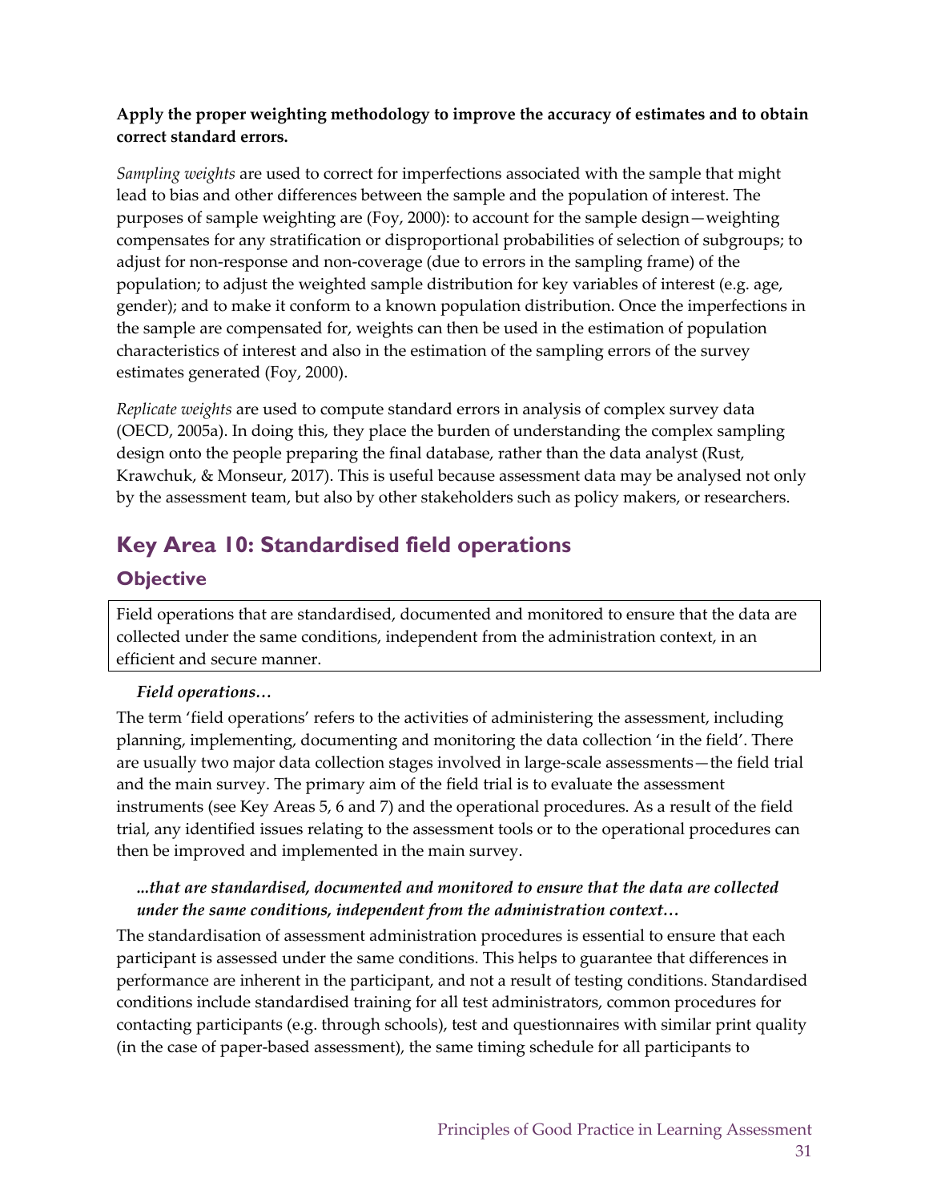**Apply the proper weighting methodology to improve the accuracy of estimates and to obtain correct standard errors.**

*Sampling weights* are used to correct for imperfections associated with the sample that might lead to bias and other differences between the sample and the population of interest. The purposes of sample weighting are (Foy, 2000): to account for the sample design—weighting compensates for any stratification or disproportional probabilities of selection of subgroups; to adjust for non-response and non-coverage (due to errors in the sampling frame) of the population; to adjust the weighted sample distribution for key variables of interest (e.g. age, gender); and to make it conform to a known population distribution. Once the imperfections in the sample are compensated for, weights can then be used in the estimation of population characteristics of interest and also in the estimation of the sampling errors of the survey estimates generated (Foy, 2000).

*Replicate weights* are used to compute standard errors in analysis of complex survey data (OECD, 2005a). In doing this, they place the burden of understanding the complex sampling design onto the people preparing the final database, rather than the data analyst (Rust, Krawchuk, & Monseur, 2017). This is useful because assessment data may be analysed not only by the assessment team, but also by other stakeholders such as policy makers, or researchers.

## Key Area 10: Standardised field operations

### Objective

Field operations that are standardised, documented and monitored to ensure that the data are collected under the same conditions, independent from the administration context, in an efficient and secure manner.

***Field operations…***

The term 'field operations' refers to the activities of administering the assessment, including planning, implementing, documenting and monitoring the data collection 'in the field'. There are usually two major data collection stages involved in large-scale assessments—the field trial and the main survey. The primary aim of the field trial is to evaluate the assessment instruments (see Key Areas 5, 6 and 7) and the operational procedures. As a result of the field trial, any identified issues relating to the assessment tools or to the operational procedures can then be improved and implemented in the main survey.

***...that are standardised, documented and monitored to ensure that the data are collected under the same conditions, independent from the administration context…***

The standardisation of assessment administration procedures is essential to ensure that each participant is assessed under the same conditions. This helps to guarantee that differences in performance are inherent in the participant, and not a result of testing conditions. Standardised conditions include standardised training for all test administrators, common procedures for contacting participants (e.g. through schools), test and questionnaires with similar print quality (in the case of paper-based assessment), the same timing schedule for all participants to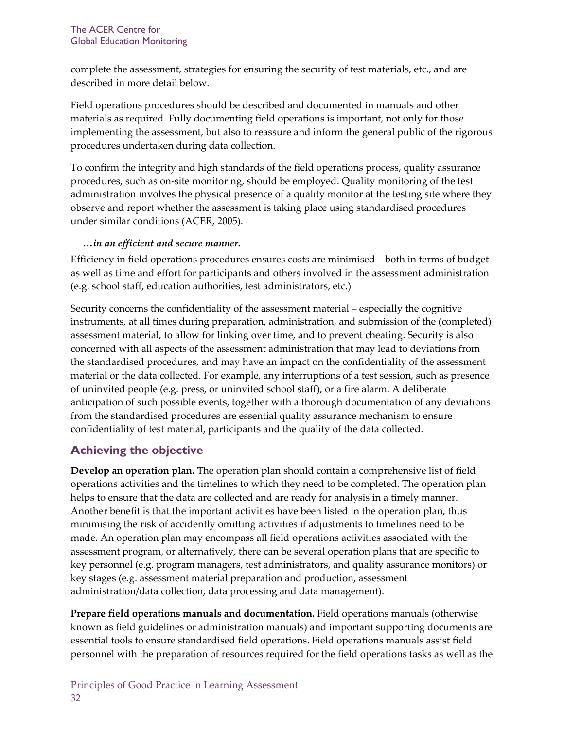complete the assessment, strategies for ensuring the security of test materials, etc., and are described in more detail below.

Field operations procedures should be described and documented in manuals and other materials as required. Fully documenting field operations is important, not only for those implementing the assessment, but also to reassure and inform the general public of the rigorous procedures undertaken during data collection.

To confirm the integrity and high standards of the field operations process, quality assurance procedures, such as on-site monitoring, should be employed. Quality monitoring of the test administration involves the physical presence of a quality monitor at the testing site where they observe and report whether the assessment is taking place using standardised procedures under similar conditions (ACER, 2005).

***…in an efficient and secure manner.***

Efficiency in field operations procedures ensures costs are minimised – both in terms of budget as well as time and effort for participants and others involved in the assessment administration (e.g. school staff, education authorities, test administrators, etc.)

Security concerns the confidentiality of the assessment material – especially the cognitive instruments, at all times during preparation, administration, and submission of the (completed) assessment material, to allow for linking over time, and to prevent cheating. Security is also concerned with all aspects of the assessment administration that may lead to deviations from the standardised procedures, and may have an impact on the confidentiality of the assessment material or the data collected. For example, any interruptions of a test session, such as presence of uninvited people (e.g. press, or uninvited school staff), or a fire alarm. A deliberate anticipation of such possible events, together with a thorough documentation of any deviations from the standardised procedures are essential quality assurance mechanism to ensure confidentiality of test material, participants and the quality of the data collected.

## Achieving the objective

**Develop an operation plan.** The operation plan should contain a comprehensive list of field operations activities and the timelines to which they need to be completed. The operation plan helps to ensure that the data are collected and are ready for analysis in a timely manner. Another benefit is that the important activities have been listed in the operation plan, thus minimising the risk of accidently omitting activities if adjustments to timelines need to be made. An operation plan may encompass all field operations activities associated with the assessment program, or alternatively, there can be several operation plans that are specific to key personnel (e.g. program managers, test administrators, and quality assurance monitors) or key stages (e.g. assessment material preparation and production, assessment administration/data collection, data processing and data management).

**Prepare field operations manuals and documentation.** Field operations manuals (otherwise known as field guidelines or administration manuals) and important supporting documents are essential tools to ensure standardised field operations. Field operations manuals assist field personnel with the preparation of resources required for the field operations tasks as well as the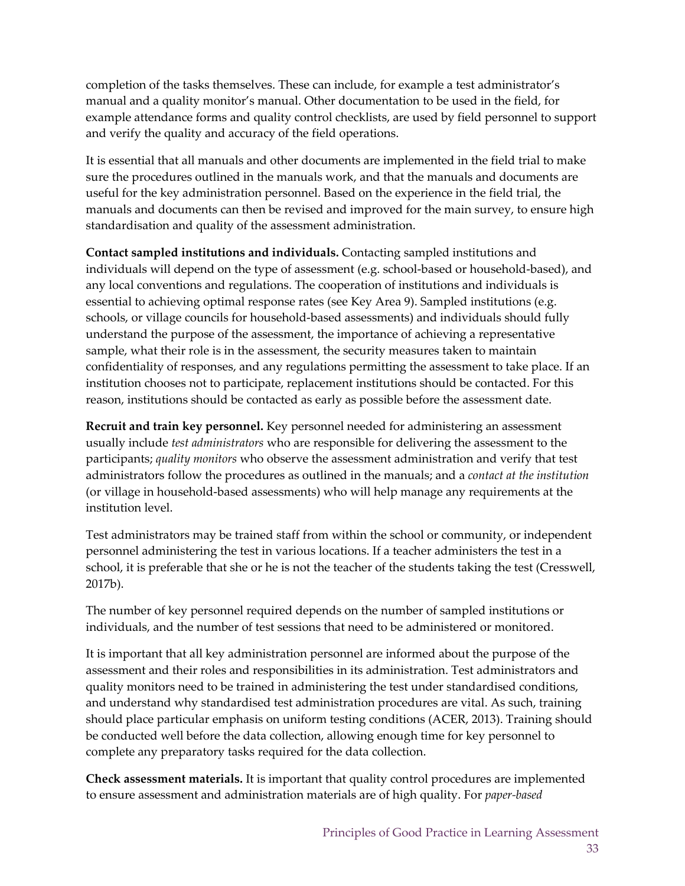completion of the tasks themselves. These can include, for example a test administrator's manual and a quality monitor's manual. Other documentation to be used in the field, for example attendance forms and quality control checklists, are used by field personnel to support and verify the quality and accuracy of the field operations.

It is essential that all manuals and other documents are implemented in the field trial to make sure the procedures outlined in the manuals work, and that the manuals and documents are useful for the key administration personnel. Based on the experience in the field trial, the manuals and documents can then be revised and improved for the main survey, to ensure high standardisation and quality of the assessment administration.

**Contact sampled institutions and individuals.** Contacting sampled institutions and individuals will depend on the type of assessment (e.g. school-based or household-based), and any local conventions and regulations. The cooperation of institutions and individuals is essential to achieving optimal response rates (see Key Area 9). Sampled institutions (e.g. schools, or village councils for household-based assessments) and individuals should fully understand the purpose of the assessment, the importance of achieving a representative sample, what their role is in the assessment, the security measures taken to maintain confidentiality of responses, and any regulations permitting the assessment to take place. If an institution chooses not to participate, replacement institutions should be contacted. For this reason, institutions should be contacted as early as possible before the assessment date.

**Recruit and train key personnel.** Key personnel needed for administering an assessment usually include *test administrators* who are responsible for delivering the assessment to the participants; *quality monitors* who observe the assessment administration and verify that test administrators follow the procedures as outlined in the manuals; and a *contact at the institution* (or village in household-based assessments) who will help manage any requirements at the institution level.

Test administrators may be trained staff from within the school or community, or independent personnel administering the test in various locations. If a teacher administers the test in a school, it is preferable that she or he is not the teacher of the students taking the test (Cresswell, 2017b).

The number of key personnel required depends on the number of sampled institutions or individuals, and the number of test sessions that need to be administered or monitored.

It is important that all key administration personnel are informed about the purpose of the assessment and their roles and responsibilities in its administration. Test administrators and quality monitors need to be trained in administering the test under standardised conditions, and understand why standardised test administration procedures are vital. As such, training should place particular emphasis on uniform testing conditions (ACER, 2013). Training should be conducted well before the data collection, allowing enough time for key personnel to complete any preparatory tasks required for the data collection.

**Check assessment materials.** It is important that quality control procedures are implemented to ensure assessment and administration materials are of high quality. For *paper-based*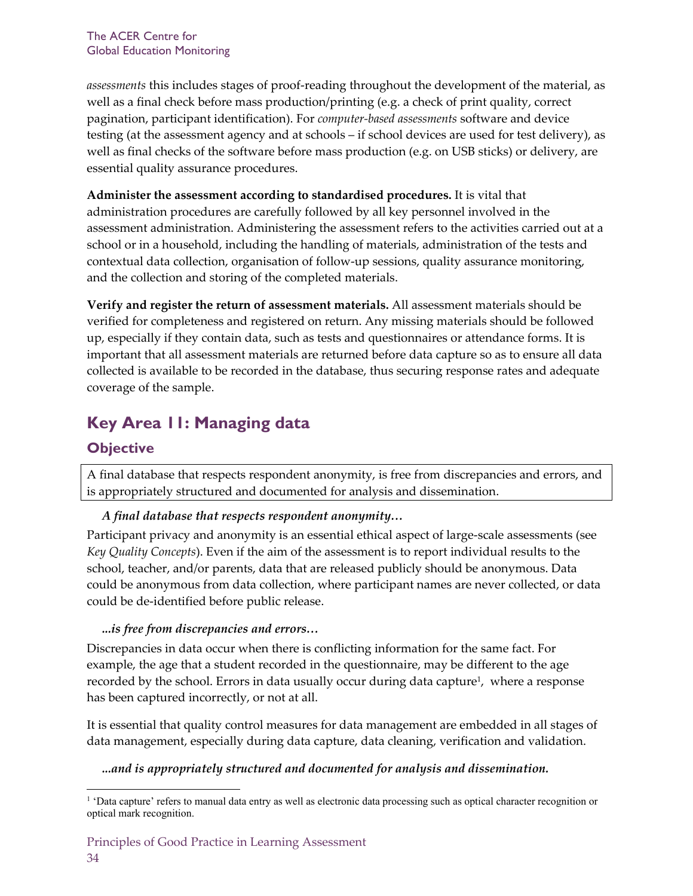*assessments* this includes stages of proof-reading throughout the development of the material, as well as a final check before mass production/printing (e.g. a check of print quality, correct pagination, participant identification). For *computer-based assessments* software and device testing (at the assessment agency and at schools – if school devices are used for test delivery), as well as final checks of the software before mass production (e.g. on USB sticks) or delivery, are essential quality assurance procedures.

**Administer the assessment according to standardised procedures.** It is vital that administration procedures are carefully followed by all key personnel involved in the assessment administration. Administering the assessment refers to the activities carried out at a school or in a household, including the handling of materials, administration of the tests and contextual data collection, organisation of follow-up sessions, quality assurance monitoring, and the collection and storing of the completed materials.

**Verify and register the return of assessment materials.** All assessment materials should be verified for completeness and registered on return. Any missing materials should be followed up, especially if they contain data, such as tests and questionnaires or attendance forms. It is important that all assessment materials are returned before data capture so as to ensure all data collected is available to be recorded in the database, thus securing response rates and adequate coverage of the sample.

## Key Area 11: Managing data

### Objective

A final database that respects respondent anonymity, is free from discrepancies and errors, and is appropriately structured and documented for analysis and dissemination.

***A final database that respects respondent anonymity…***

Participant privacy and anonymity is an essential ethical aspect of large-scale assessments (see *Key Quality Concepts*). Even if the aim of the assessment is to report individual results to the school, teacher, and/or parents, data that are released publicly should be anonymous. Data could be anonymous from data collection, where participant names are never collected, or data could be de-identified before public release.

***...is free from discrepancies and errors…***

Discrepancies in data occur when there is conflicting information for the same fact. For example, the age that a student recorded in the questionnaire, may be different to the age recorded by the school. Errors in data usually occur during data capture[1], where a response has been captured incorrectly, or not at all.

It is essential that quality control measures for data management are embedded in all stages of data management, especially during data capture, data cleaning, verification and validation.

***...and is appropriately structured and documented for analysis and dissemination.***

[1] 'Data capture' refers to manual data entry as well as electronic data processing such as optical character recognition or optical mark recognition.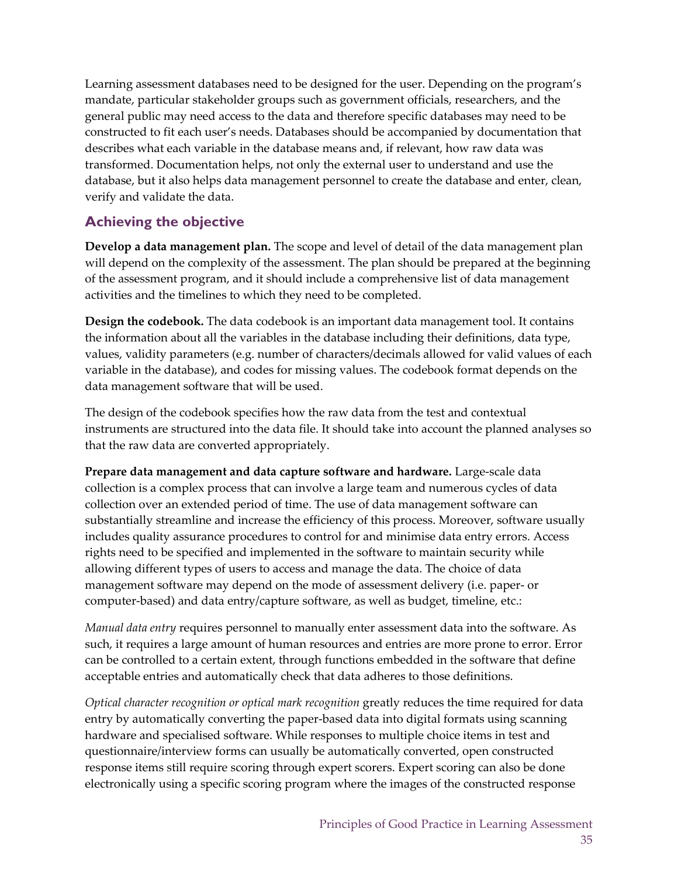Learning assessment databases need to be designed for the user. Depending on the program's mandate, particular stakeholder groups such as government officials, researchers, and the general public may need access to the data and therefore specific databases may need to be constructed to fit each user's needs. Databases should be accompanied by documentation that describes what each variable in the database means and, if relevant, how raw data was transformed. Documentation helps, not only the external user to understand and use the database, but it also helps data management personnel to create the database and enter, clean, verify and validate the data.

## Achieving the objective

**Develop a data management plan.** The scope and level of detail of the data management plan will depend on the complexity of the assessment. The plan should be prepared at the beginning of the assessment program, and it should include a comprehensive list of data management activities and the timelines to which they need to be completed.

**Design the codebook.** The data codebook is an important data management tool. It contains the information about all the variables in the database including their definitions, data type, values, validity parameters (e.g. number of characters/decimals allowed for valid values of each variable in the database), and codes for missing values. The codebook format depends on the data management software that will be used.

The design of the codebook specifies how the raw data from the test and contextual instruments are structured into the data file. It should take into account the planned analyses so that the raw data are converted appropriately.

**Prepare data management and data capture software and hardware.** Large-scale data collection is a complex process that can involve a large team and numerous cycles of data collection over an extended period of time. The use of data management software can substantially streamline and increase the efficiency of this process. Moreover, software usually includes quality assurance procedures to control for and minimise data entry errors. Access rights need to be specified and implemented in the software to maintain security while allowing different types of users to access and manage the data. The choice of data management software may depend on the mode of assessment delivery (i.e. paper- or computer-based) and data entry/capture software, as well as budget, timeline, etc.:

*Manual data entry* requires personnel to manually enter assessment data into the software. As such, it requires a large amount of human resources and entries are more prone to error. Error can be controlled to a certain extent, through functions embedded in the software that define acceptable entries and automatically check that data adheres to those definitions.

*Optical character recognition or optical mark recognition* greatly reduces the time required for data entry by automatically converting the paper-based data into digital formats using scanning hardware and specialised software. While responses to multiple choice items in test and questionnaire/interview forms can usually be automatically converted, open constructed response items still require scoring through expert scorers. Expert scoring can also be done electronically using a specific scoring program where the images of the constructed response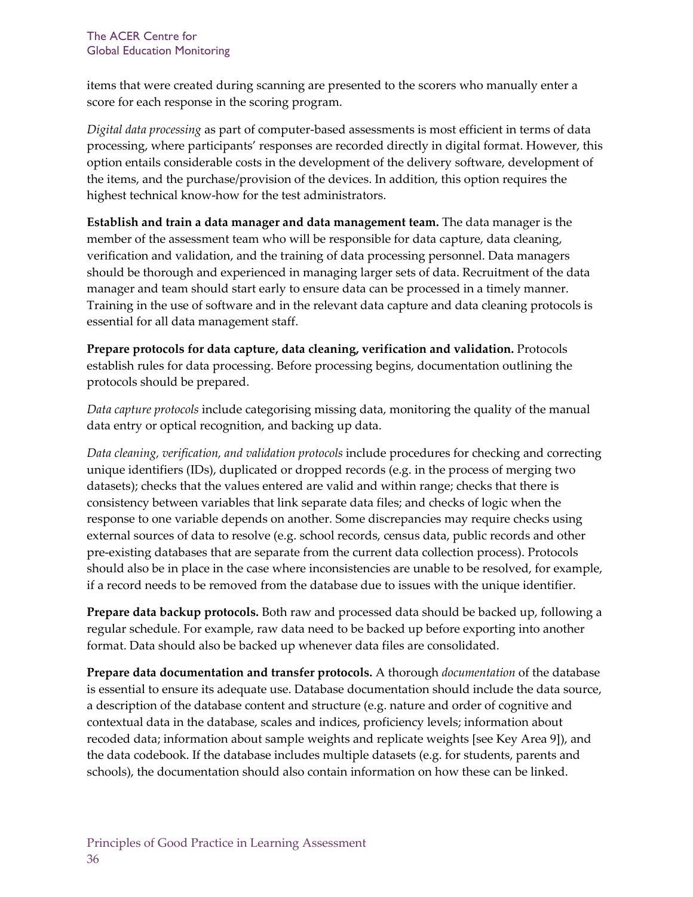items that were created during scanning are presented to the scorers who manually enter a score for each response in the scoring program.

*Digital data processing* as part of computer-based assessments is most efficient in terms of data processing, where participants' responses are recorded directly in digital format. However, this option entails considerable costs in the development of the delivery software, development of the items, and the purchase/provision of the devices. In addition, this option requires the highest technical know-how for the test administrators.

**Establish and train a data manager and data management team.** The data manager is the member of the assessment team who will be responsible for data capture, data cleaning, verification and validation, and the training of data processing personnel. Data managers should be thorough and experienced in managing larger sets of data. Recruitment of the data manager and team should start early to ensure data can be processed in a timely manner. Training in the use of software and in the relevant data capture and data cleaning protocols is essential for all data management staff.

**Prepare protocols for data capture, data cleaning, verification and validation.** Protocols establish rules for data processing. Before processing begins, documentation outlining the protocols should be prepared.

*Data capture protocols* include categorising missing data, monitoring the quality of the manual data entry or optical recognition, and backing up data.

*Data cleaning, verification, and validation protocols* include procedures for checking and correcting unique identifiers (IDs), duplicated or dropped records (e.g. in the process of merging two datasets); checks that the values entered are valid and within range; checks that there is consistency between variables that link separate data files; and checks of logic when the response to one variable depends on another. Some discrepancies may require checks using external sources of data to resolve (e.g. school records, census data, public records and other pre-existing databases that are separate from the current data collection process). Protocols should also be in place in the case where inconsistencies are unable to be resolved, for example, if a record needs to be removed from the database due to issues with the unique identifier.

**Prepare data backup protocols.** Both raw and processed data should be backed up, following a regular schedule. For example, raw data need to be backed up before exporting into another format. Data should also be backed up whenever data files are consolidated.

**Prepare data documentation and transfer protocols.** A thorough *documentation* of the database is essential to ensure its adequate use. Database documentation should include the data source, a description of the database content and structure (e.g. nature and order of cognitive and contextual data in the database, scales and indices, proficiency levels; information about recoded data; information about sample weights and replicate weights [see Key Area 9]), and the data codebook. If the database includes multiple datasets (e.g. for students, parents and schools), the documentation should also contain information on how these can be linked.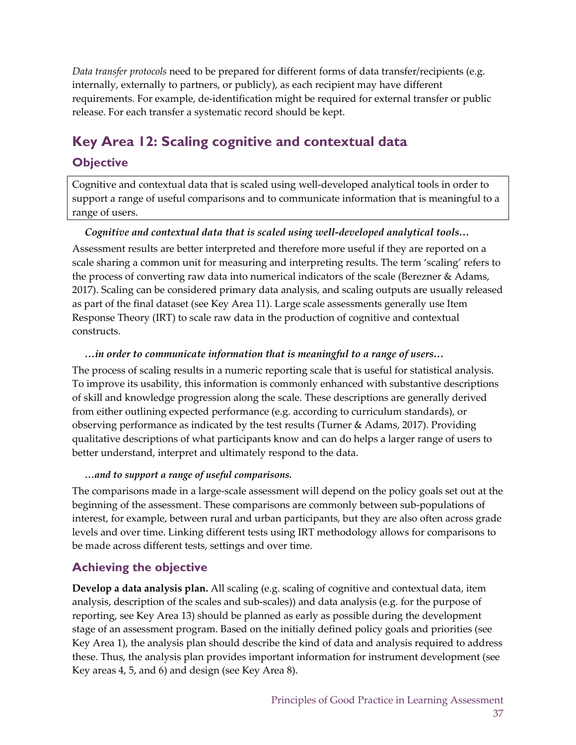*Data transfer protocols* need to be prepared for different forms of data transfer/recipients (e.g. internally, externally to partners, or publicly), as each recipient may have different requirements. For example, de-identification might be required for external transfer or public release. For each transfer a systematic record should be kept.

## Key Area 12: Scaling cognitive and contextual data

### Objective

Cognitive and contextual data that is scaled using well-developed analytical tools in order to support a range of useful comparisons and to communicate information that is meaningful to a range of users.

***Cognitive and contextual data that is scaled using well-developed analytical tools…***

Assessment results are better interpreted and therefore more useful if they are reported on a scale sharing a common unit for measuring and interpreting results. The term 'scaling' refers to the process of converting raw data into numerical indicators of the scale (Berezner & Adams, 2017). Scaling can be considered primary data analysis, and scaling outputs are usually released as part of the final dataset (see Key Area 11). Large scale assessments generally use Item Response Theory (IRT) to scale raw data in the production of cognitive and contextual constructs.

***…in order to communicate information that is meaningful to a range of users…***

The process of scaling results in a numeric reporting scale that is useful for statistical analysis. To improve its usability, this information is commonly enhanced with substantive descriptions of skill and knowledge progression along the scale. These descriptions are generally derived from either outlining expected performance (e.g. according to curriculum standards), or observing performance as indicated by the test results (Turner & Adams, 2017). Providing qualitative descriptions of what participants know and can do helps a larger range of users to better understand, interpret and ultimately respond to the data.

***…and to support a range of useful comparisons.***

The comparisons made in a large-scale assessment will depend on the policy goals set out at the beginning of the assessment. These comparisons are commonly between sub-populations of interest, for example, between rural and urban participants, but they are also often across grade levels and over time. Linking different tests using IRT methodology allows for comparisons to be made across different tests, settings and over time.

### Achieving the objective

**Develop a data analysis plan.** All scaling (e.g. scaling of cognitive and contextual data, item analysis, description of the scales and sub-scales)) and data analysis (e.g. for the purpose of reporting, see Key Area 13) should be planned as early as possible during the development stage of an assessment program. Based on the initially defined policy goals and priorities (see Key Area 1), the analysis plan should describe the kind of data and analysis required to address these. Thus, the analysis plan provides important information for instrument development (see Key areas 4, 5, and 6) and design (see Key Area 8).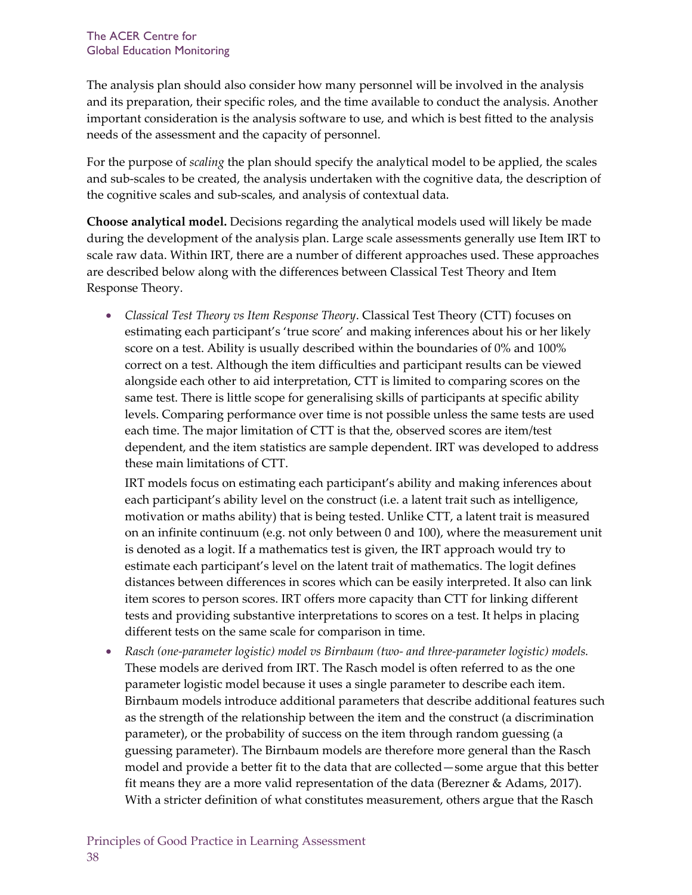The analysis plan should also consider how many personnel will be involved in the analysis and its preparation, their specific roles, and the time available to conduct the analysis. Another important consideration is the analysis software to use, and which is best fitted to the analysis needs of the assessment and the capacity of personnel.

For the purpose of *scaling* the plan should specify the analytical model to be applied, the scales and sub-scales to be created, the analysis undertaken with the cognitive data, the description of the cognitive scales and sub-scales, and analysis of contextual data.

**Choose analytical model.** Decisions regarding the analytical models used will likely be made during the development of the analysis plan. Large scale assessments generally use Item IRT to scale raw data. Within IRT, there are a number of different approaches used. These approaches are described below along with the differences between Classical Test Theory and Item Response Theory.

- *Classical Test Theory vs Item Response Theory*. Classical Test Theory (CTT) focuses on estimating each participant's 'true score' and making inferences about his or her likely score on a test. Ability is usually described within the boundaries of 0% and 100% correct on a test. Although the item difficulties and participant results can be viewed alongside each other to aid interpretation, CTT is limited to comparing scores on the same test. There is little scope for generalising skills of participants at specific ability levels. Comparing performance over time is not possible unless the same tests are used each time. The major limitation of CTT is that the, observed scores are item/test dependent, and the item statistics are sample dependent. IRT was developed to address these main limitations of CTT.

  IRT models focus on estimating each participant's ability and making inferences about each participant's ability level on the construct (i.e. a latent trait such as intelligence, motivation or maths ability) that is being tested. Unlike CTT, a latent trait is measured on an infinite continuum (e.g. not only between 0 and 100), where the measurement unit is denoted as a logit. If a mathematics test is given, the IRT approach would try to estimate each participant's level on the latent trait of mathematics. The logit defines distances between differences in scores which can be easily interpreted. It also can link item scores to person scores. IRT offers more capacity than CTT for linking different tests and providing substantive interpretations to scores on a test. It helps in placing different tests on the same scale for comparison in time.

- *Rasch (one-parameter logistic) model vs Birnbaum (two- and three-parameter logistic) models.* These models are derived from IRT. The Rasch model is often referred to as the one parameter logistic model because it uses a single parameter to describe each item. Birnbaum models introduce additional parameters that describe additional features such as the strength of the relationship between the item and the construct (a discrimination parameter), or the probability of success on the item through random guessing (a guessing parameter). The Birnbaum models are therefore more general than the Rasch model and provide a better fit to the data that are collected—some argue that this better fit means they are a more valid representation of the data (Berezner & Adams, 2017). With a stricter definition of what constitutes measurement, others argue that the Rasch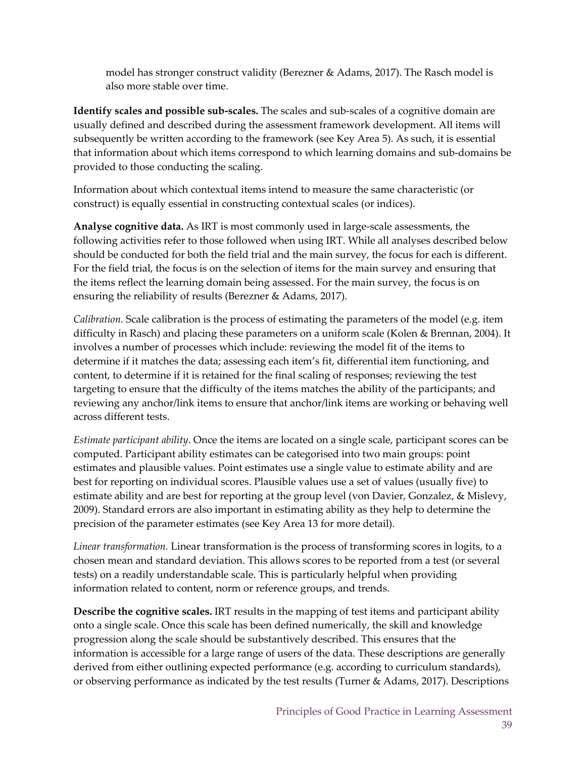model has stronger construct validity (Berezner & Adams, 2017). The Rasch model is also more stable over time.

**Identify scales and possible sub-scales.** The scales and sub-scales of a cognitive domain are usually defined and described during the assessment framework development. All items will subsequently be written according to the framework (see Key Area 5). As such, it is essential that information about which items correspond to which learning domains and sub-domains be provided to those conducting the scaling.

Information about which contextual items intend to measure the same characteristic (or construct) is equally essential in constructing contextual scales (or indices).

**Analyse cognitive data.** As IRT is most commonly used in large-scale assessments, the following activities refer to those followed when using IRT. While all analyses described below should be conducted for both the field trial and the main survey, the focus for each is different. For the field trial, the focus is on the selection of items for the main survey and ensuring that the items reflect the learning domain being assessed. For the main survey, the focus is on ensuring the reliability of results (Berezner & Adams, 2017).

*Calibration.* Scale calibration is the process of estimating the parameters of the model (e.g. item difficulty in Rasch) and placing these parameters on a uniform scale (Kolen & Brennan, 2004). It involves a number of processes which include: reviewing the model fit of the items to determine if it matches the data; assessing each item's fit, differential item functioning, and content, to determine if it is retained for the final scaling of responses; reviewing the test targeting to ensure that the difficulty of the items matches the ability of the participants; and reviewing any anchor/link items to ensure that anchor/link items are working or behaving well across different tests.

*Estimate participant ability*. Once the items are located on a single scale, participant scores can be computed. Participant ability estimates can be categorised into two main groups: point estimates and plausible values. Point estimates use a single value to estimate ability and are best for reporting on individual scores. Plausible values use a set of values (usually five) to estimate ability and are best for reporting at the group level (von Davier, Gonzalez, & Mislevy, 2009). Standard errors are also important in estimating ability as they help to determine the precision of the parameter estimates (see Key Area 13 for more detail).

*Linear transformation.* Linear transformation is the process of transforming scores in logits, to a chosen mean and standard deviation. This allows scores to be reported from a test (or several tests) on a readily understandable scale. This is particularly helpful when providing information related to content, norm or reference groups, and trends.

**Describe the cognitive scales.** IRT results in the mapping of test items and participant ability onto a single scale. Once this scale has been defined numerically, the skill and knowledge progression along the scale should be substantively described. This ensures that the information is accessible for a large range of users of the data. These descriptions are generally derived from either outlining expected performance (e.g. according to curriculum standards), or observing performance as indicated by the test results (Turner & Adams, 2017). Descriptions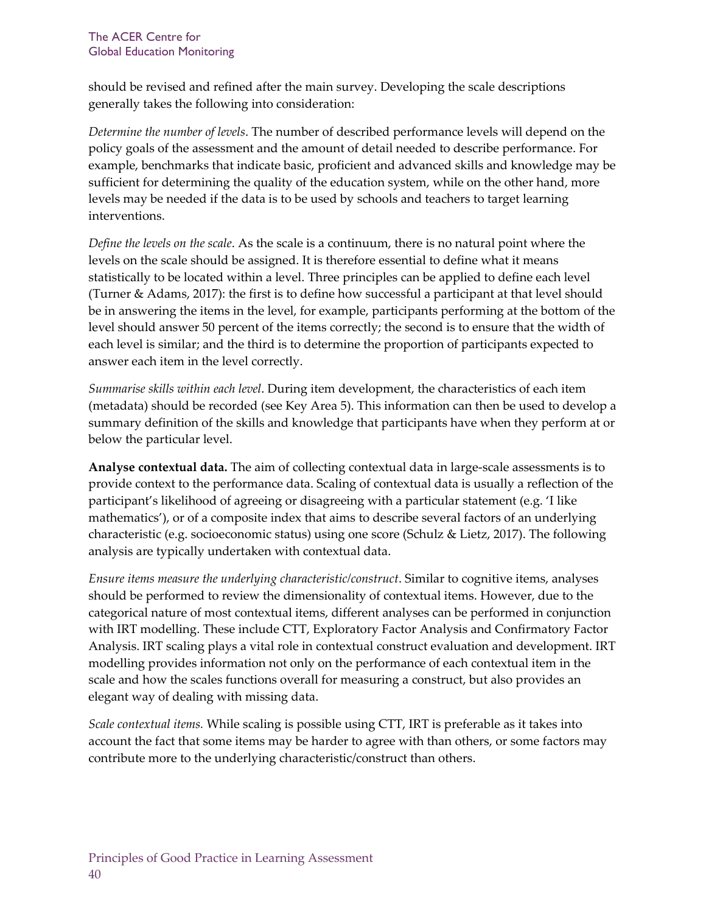should be revised and refined after the main survey. Developing the scale descriptions generally takes the following into consideration:

*Determine the number of levels*. The number of described performance levels will depend on the policy goals of the assessment and the amount of detail needed to describe performance. For example, benchmarks that indicate basic, proficient and advanced skills and knowledge may be sufficient for determining the quality of the education system, while on the other hand, more levels may be needed if the data is to be used by schools and teachers to target learning interventions.

*Define the levels on the scale*. As the scale is a continuum, there is no natural point where the levels on the scale should be assigned. It is therefore essential to define what it means statistically to be located within a level. Three principles can be applied to define each level (Turner & Adams, 2017): the first is to define how successful a participant at that level should be in answering the items in the level, for example, participants performing at the bottom of the level should answer 50 percent of the items correctly; the second is to ensure that the width of each level is similar; and the third is to determine the proportion of participants expected to answer each item in the level correctly.

*Summarise skills within each level*. During item development, the characteristics of each item (metadata) should be recorded (see Key Area 5). This information can then be used to develop a summary definition of the skills and knowledge that participants have when they perform at or below the particular level.

**Analyse contextual data.** The aim of collecting contextual data in large-scale assessments is to provide context to the performance data. Scaling of contextual data is usually a reflection of the participant's likelihood of agreeing or disagreeing with a particular statement (e.g. 'I like mathematics'), or of a composite index that aims to describe several factors of an underlying characteristic (e.g. socioeconomic status) using one score (Schulz & Lietz, 2017). The following analysis are typically undertaken with contextual data.

*Ensure items measure the underlying characteristic/construct*. Similar to cognitive items, analyses should be performed to review the dimensionality of contextual items. However, due to the categorical nature of most contextual items, different analyses can be performed in conjunction with IRT modelling. These include CTT, Exploratory Factor Analysis and Confirmatory Factor Analysis. IRT scaling plays a vital role in contextual construct evaluation and development. IRT modelling provides information not only on the performance of each contextual item in the scale and how the scales functions overall for measuring a construct, but also provides an elegant way of dealing with missing data.

*Scale contextual items.* While scaling is possible using CTT, IRT is preferable as it takes into account the fact that some items may be harder to agree with than others, or some factors may contribute more to the underlying characteristic/construct than others.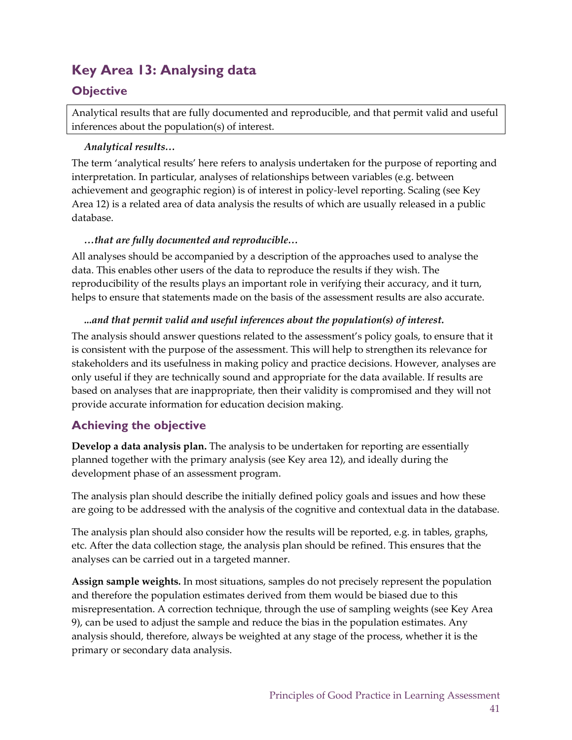## Key Area 13: Analysing data

### Objective

Analytical results that are fully documented and reproducible, and that permit valid and useful inferences about the population(s) of interest.

***Analytical results…***

The term 'analytical results' here refers to analysis undertaken for the purpose of reporting and interpretation. In particular, analyses of relationships between variables (e.g. between achievement and geographic region) is of interest in policy-level reporting. Scaling (see Key Area 12) is a related area of data analysis the results of which are usually released in a public database.

***…that are fully documented and reproducible…***

All analyses should be accompanied by a description of the approaches used to analyse the data. This enables other users of the data to reproduce the results if they wish. The reproducibility of the results plays an important role in verifying their accuracy, and it turn, helps to ensure that statements made on the basis of the assessment results are also accurate.

***...and that permit valid and useful inferences about the population(s) of interest.***

The analysis should answer questions related to the assessment's policy goals, to ensure that it is consistent with the purpose of the assessment. This will help to strengthen its relevance for stakeholders and its usefulness in making policy and practice decisions. However, analyses are only useful if they are technically sound and appropriate for the data available. If results are based on analyses that are inappropriate, then their validity is compromised and they will not provide accurate information for education decision making.

### Achieving the objective

**Develop a data analysis plan.** The analysis to be undertaken for reporting are essentially planned together with the primary analysis (see Key area 12), and ideally during the development phase of an assessment program.

The analysis plan should describe the initially defined policy goals and issues and how these are going to be addressed with the analysis of the cognitive and contextual data in the database.

The analysis plan should also consider how the results will be reported, e.g. in tables, graphs, etc. After the data collection stage, the analysis plan should be refined. This ensures that the analyses can be carried out in a targeted manner.

**Assign sample weights.** In most situations, samples do not precisely represent the population and therefore the population estimates derived from them would be biased due to this misrepresentation. A correction technique, through the use of sampling weights (see Key Area 9), can be used to adjust the sample and reduce the bias in the population estimates. Any analysis should, therefore, always be weighted at any stage of the process, whether it is the primary or secondary data analysis.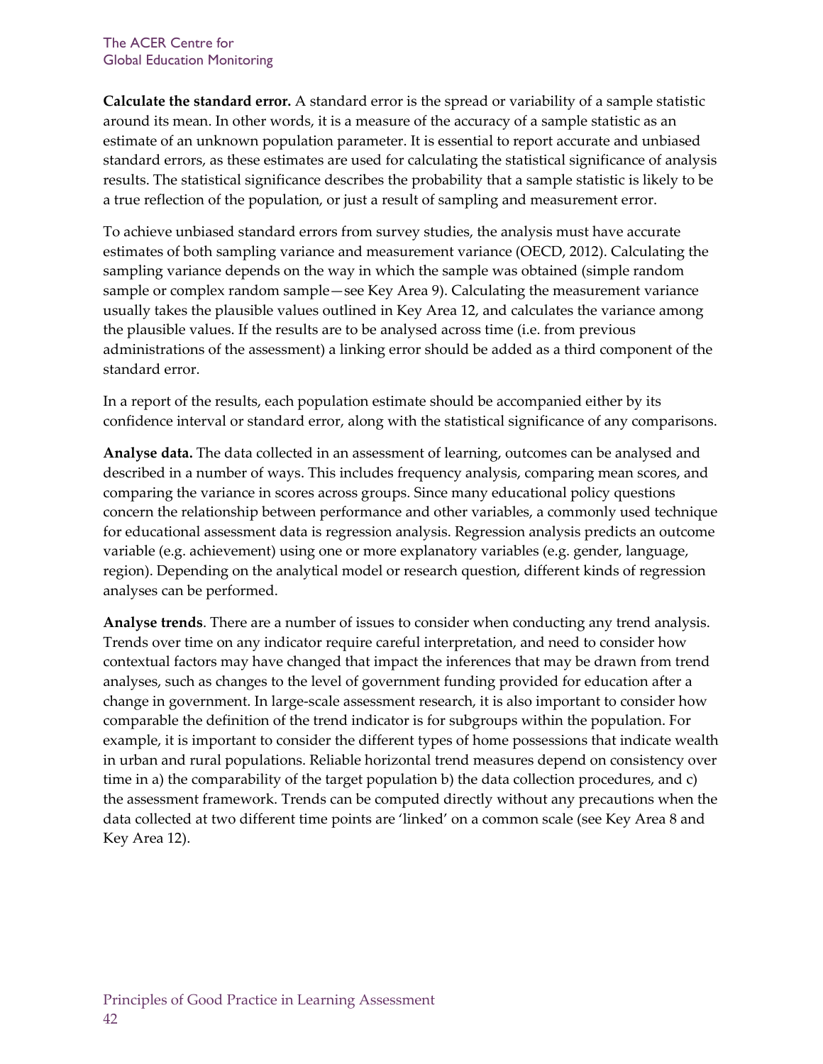**Calculate the standard error.** A standard error is the spread or variability of a sample statistic around its mean. In other words, it is a measure of the accuracy of a sample statistic as an estimate of an unknown population parameter. It is essential to report accurate and unbiased standard errors, as these estimates are used for calculating the statistical significance of analysis results. The statistical significance describes the probability that a sample statistic is likely to be a true reflection of the population, or just a result of sampling and measurement error.

To achieve unbiased standard errors from survey studies, the analysis must have accurate estimates of both sampling variance and measurement variance (OECD, 2012). Calculating the sampling variance depends on the way in which the sample was obtained (simple random sample or complex random sample—see Key Area 9). Calculating the measurement variance usually takes the plausible values outlined in Key Area 12, and calculates the variance among the plausible values. If the results are to be analysed across time (i.e. from previous administrations of the assessment) a linking error should be added as a third component of the standard error.

In a report of the results, each population estimate should be accompanied either by its confidence interval or standard error, along with the statistical significance of any comparisons.

**Analyse data.** The data collected in an assessment of learning, outcomes can be analysed and described in a number of ways. This includes frequency analysis, comparing mean scores, and comparing the variance in scores across groups. Since many educational policy questions concern the relationship between performance and other variables, a commonly used technique for educational assessment data is regression analysis. Regression analysis predicts an outcome variable (e.g. achievement) using one or more explanatory variables (e.g. gender, language, region). Depending on the analytical model or research question, different kinds of regression analyses can be performed.

**Analyse trends**. There are a number of issues to consider when conducting any trend analysis. Trends over time on any indicator require careful interpretation, and need to consider how contextual factors may have changed that impact the inferences that may be drawn from trend analyses, such as changes to the level of government funding provided for education after a change in government. In large-scale assessment research, it is also important to consider how comparable the definition of the trend indicator is for subgroups within the population. For example, it is important to consider the different types of home possessions that indicate wealth in urban and rural populations. Reliable horizontal trend measures depend on consistency over time in a) the comparability of the target population b) the data collection procedures, and c) the assessment framework. Trends can be computed directly without any precautions when the data collected at two different time points are 'linked' on a common scale (see Key Area 8 and Key Area 12).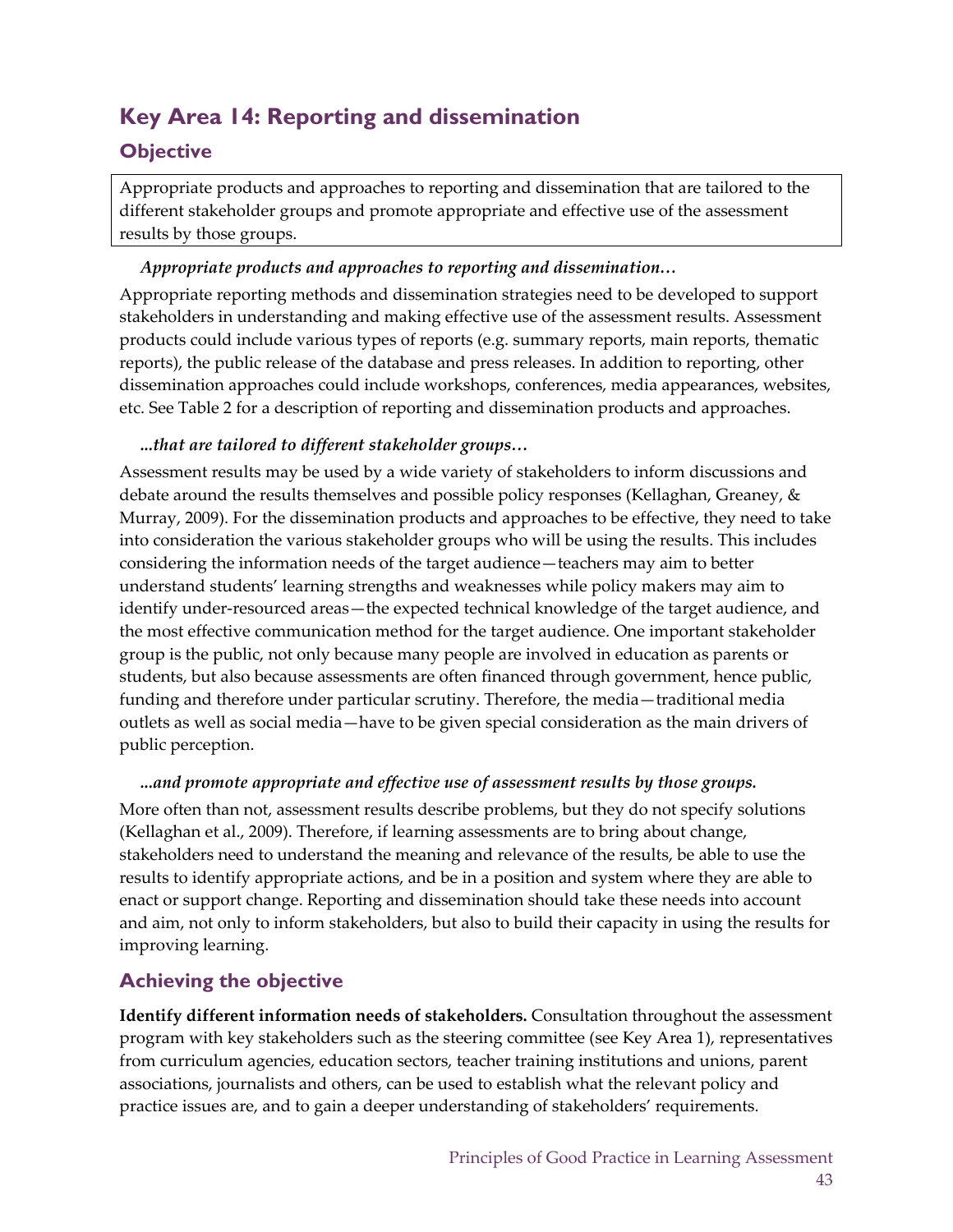## Key Area 14: Reporting and dissemination

### Objective

Appropriate products and approaches to reporting and dissemination that are tailored to the different stakeholder groups and promote appropriate and effective use of the assessment results by those groups.

***Appropriate products and approaches to reporting and dissemination…***

Appropriate reporting methods and dissemination strategies need to be developed to support stakeholders in understanding and making effective use of the assessment results. Assessment products could include various types of reports (e.g. summary reports, main reports, thematic reports), the public release of the database and press releases. In addition to reporting, other dissemination approaches could include workshops, conferences, media appearances, websites, etc. See Table 2 for a description of reporting and dissemination products and approaches.

***...that are tailored to different stakeholder groups…***

Assessment results may be used by a wide variety of stakeholders to inform discussions and debate around the results themselves and possible policy responses (Kellaghan, Greaney, & Murray, 2009). For the dissemination products and approaches to be effective, they need to take into consideration the various stakeholder groups who will be using the results. This includes considering the information needs of the target audience—teachers may aim to better understand students' learning strengths and weaknesses while policy makers may aim to identify under-resourced areas—the expected technical knowledge of the target audience, and the most effective communication method for the target audience. One important stakeholder group is the public, not only because many people are involved in education as parents or students, but also because assessments are often financed through government, hence public, funding and therefore under particular scrutiny. Therefore, the media—traditional media outlets as well as social media—have to be given special consideration as the main drivers of public perception.

***...and promote appropriate and effective use of assessment results by those groups.***

More often than not, assessment results describe problems, but they do not specify solutions (Kellaghan et al., 2009). Therefore, if learning assessments are to bring about change, stakeholders need to understand the meaning and relevance of the results, be able to use the results to identify appropriate actions, and be in a position and system where they are able to enact or support change. Reporting and dissemination should take these needs into account and aim, not only to inform stakeholders, but also to build their capacity in using the results for improving learning.

### Achieving the objective

**Identify different information needs of stakeholders.** Consultation throughout the assessment program with key stakeholders such as the steering committee (see Key Area 1), representatives from curriculum agencies, education sectors, teacher training institutions and unions, parent associations, journalists and others, can be used to establish what the relevant policy and practice issues are, and to gain a deeper understanding of stakeholders' requirements.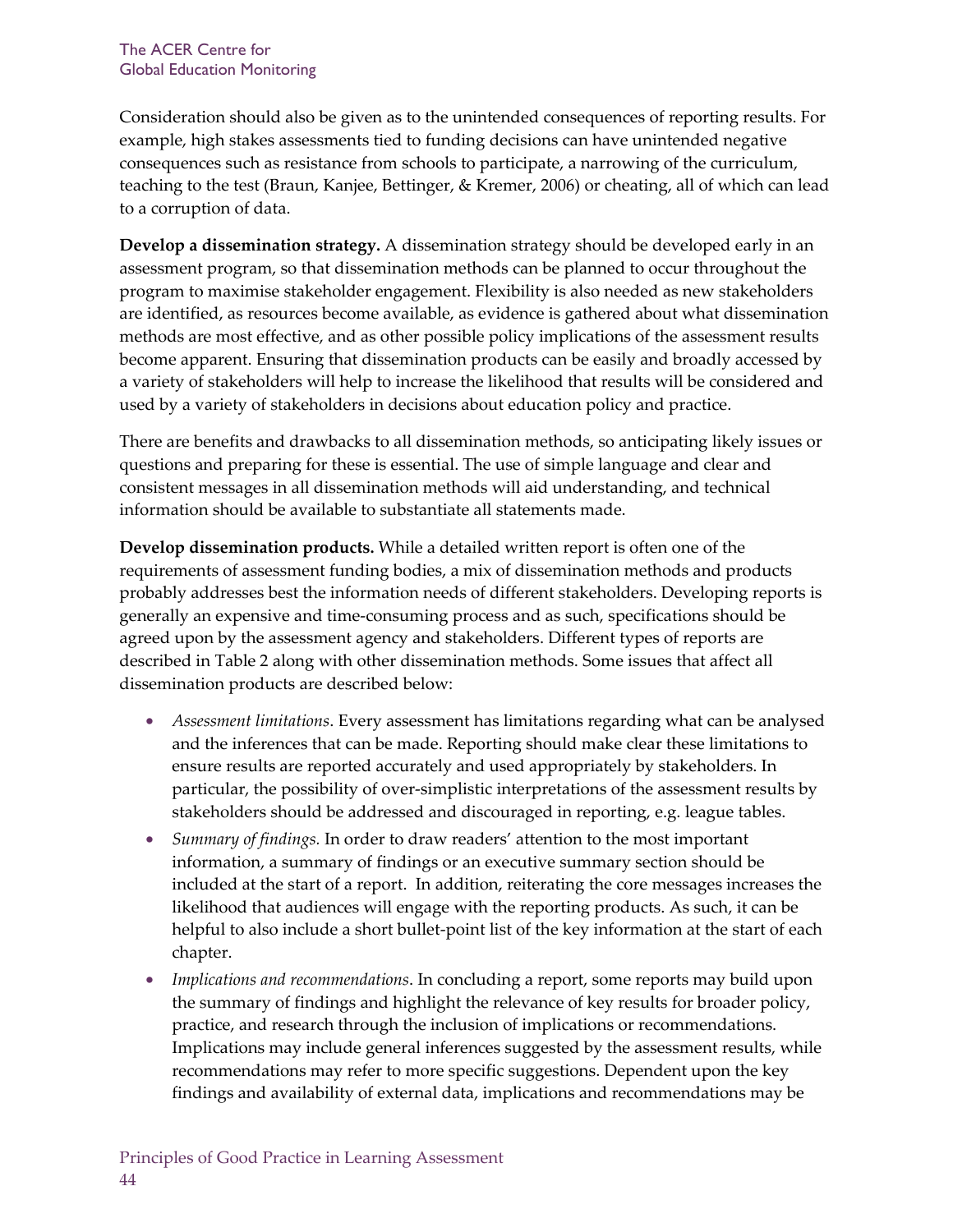Consideration should also be given as to the unintended consequences of reporting results. For example, high stakes assessments tied to funding decisions can have unintended negative consequences such as resistance from schools to participate, a narrowing of the curriculum, teaching to the test (Braun, Kanjee, Bettinger, & Kremer, 2006) or cheating, all of which can lead to a corruption of data.

**Develop a dissemination strategy.** A dissemination strategy should be developed early in an assessment program, so that dissemination methods can be planned to occur throughout the program to maximise stakeholder engagement. Flexibility is also needed as new stakeholders are identified, as resources become available, as evidence is gathered about what dissemination methods are most effective, and as other possible policy implications of the assessment results become apparent. Ensuring that dissemination products can be easily and broadly accessed by a variety of stakeholders will help to increase the likelihood that results will be considered and used by a variety of stakeholders in decisions about education policy and practice.

There are benefits and drawbacks to all dissemination methods, so anticipating likely issues or questions and preparing for these is essential. The use of simple language and clear and consistent messages in all dissemination methods will aid understanding, and technical information should be available to substantiate all statements made.

**Develop dissemination products.** While a detailed written report is often one of the requirements of assessment funding bodies, a mix of dissemination methods and products probably addresses best the information needs of different stakeholders. Developing reports is generally an expensive and time-consuming process and as such, specifications should be agreed upon by the assessment agency and stakeholders. Different types of reports are described in Table 2 along with other dissemination methods. Some issues that affect all dissemination products are described below:

- *Assessment limitations*. Every assessment has limitations regarding what can be analysed and the inferences that can be made. Reporting should make clear these limitations to ensure results are reported accurately and used appropriately by stakeholders. In particular, the possibility of over-simplistic interpretations of the assessment results by stakeholders should be addressed and discouraged in reporting, e.g. league tables.
- *Summary of findings.* In order to draw readers' attention to the most important information, a summary of findings or an executive summary section should be included at the start of a report. In addition, reiterating the core messages increases the likelihood that audiences will engage with the reporting products. As such, it can be helpful to also include a short bullet-point list of the key information at the start of each chapter.
- *Implications and recommendations*. In concluding a report, some reports may build upon the summary of findings and highlight the relevance of key results for broader policy, practice, and research through the inclusion of implications or recommendations. Implications may include general inferences suggested by the assessment results, while recommendations may refer to more specific suggestions. Dependent upon the key findings and availability of external data, implications and recommendations may be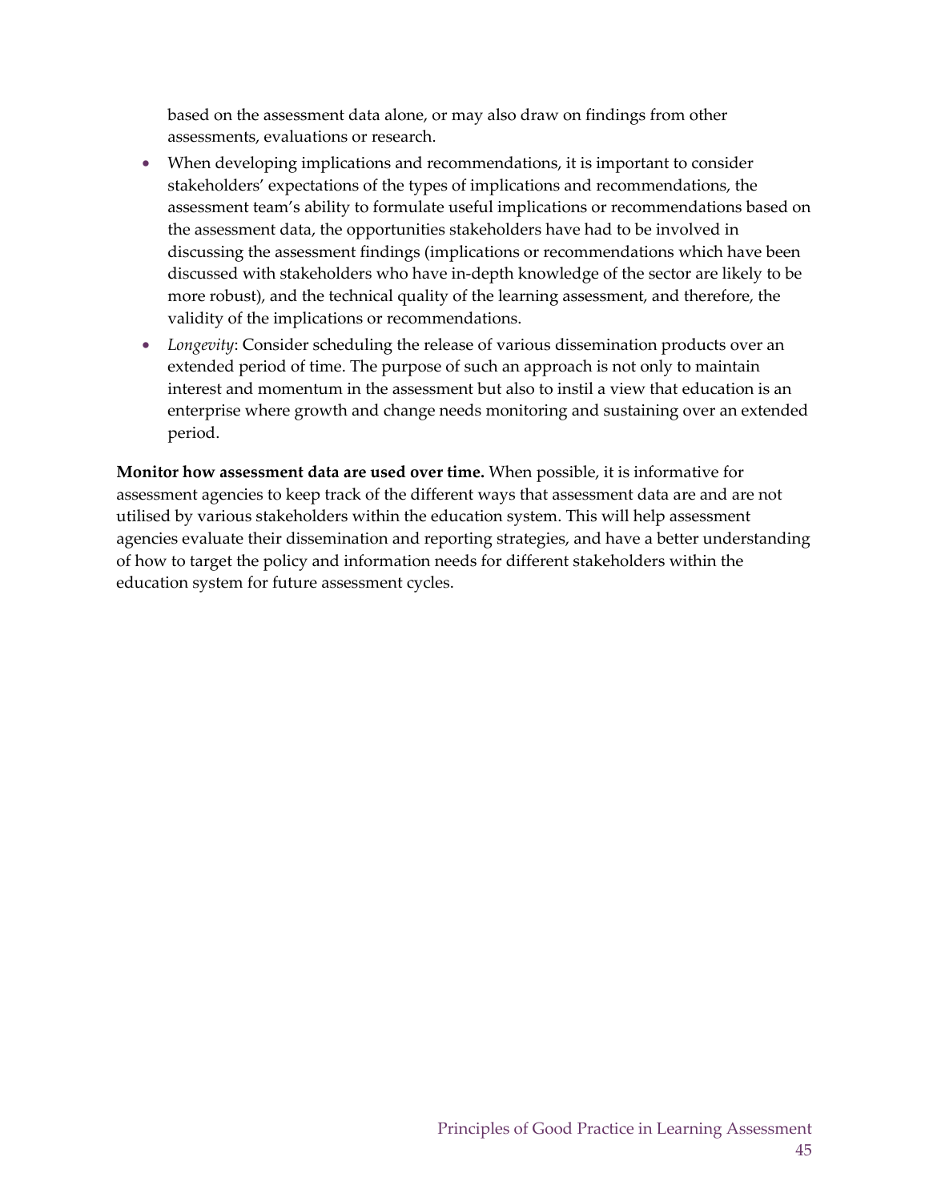based on the assessment data alone, or may also draw on findings from other assessments, evaluations or research.

- When developing implications and recommendations, it is important to consider stakeholders' expectations of the types of implications and recommendations, the assessment team's ability to formulate useful implications or recommendations based on the assessment data, the opportunities stakeholders have had to be involved in discussing the assessment findings (implications or recommendations which have been discussed with stakeholders who have in-depth knowledge of the sector are likely to be more robust), and the technical quality of the learning assessment, and therefore, the validity of the implications or recommendations.
- *Longevity*: Consider scheduling the release of various dissemination products over an extended period of time. The purpose of such an approach is not only to maintain interest and momentum in the assessment but also to instil a view that education is an enterprise where growth and change needs monitoring and sustaining over an extended period.

**Monitor how assessment data are used over time.** When possible, it is informative for assessment agencies to keep track of the different ways that assessment data are and are not utilised by various stakeholders within the education system. This will help assessment agencies evaluate their dissemination and reporting strategies, and have a better understanding of how to target the policy and information needs for different stakeholders within the education system for future assessment cycles.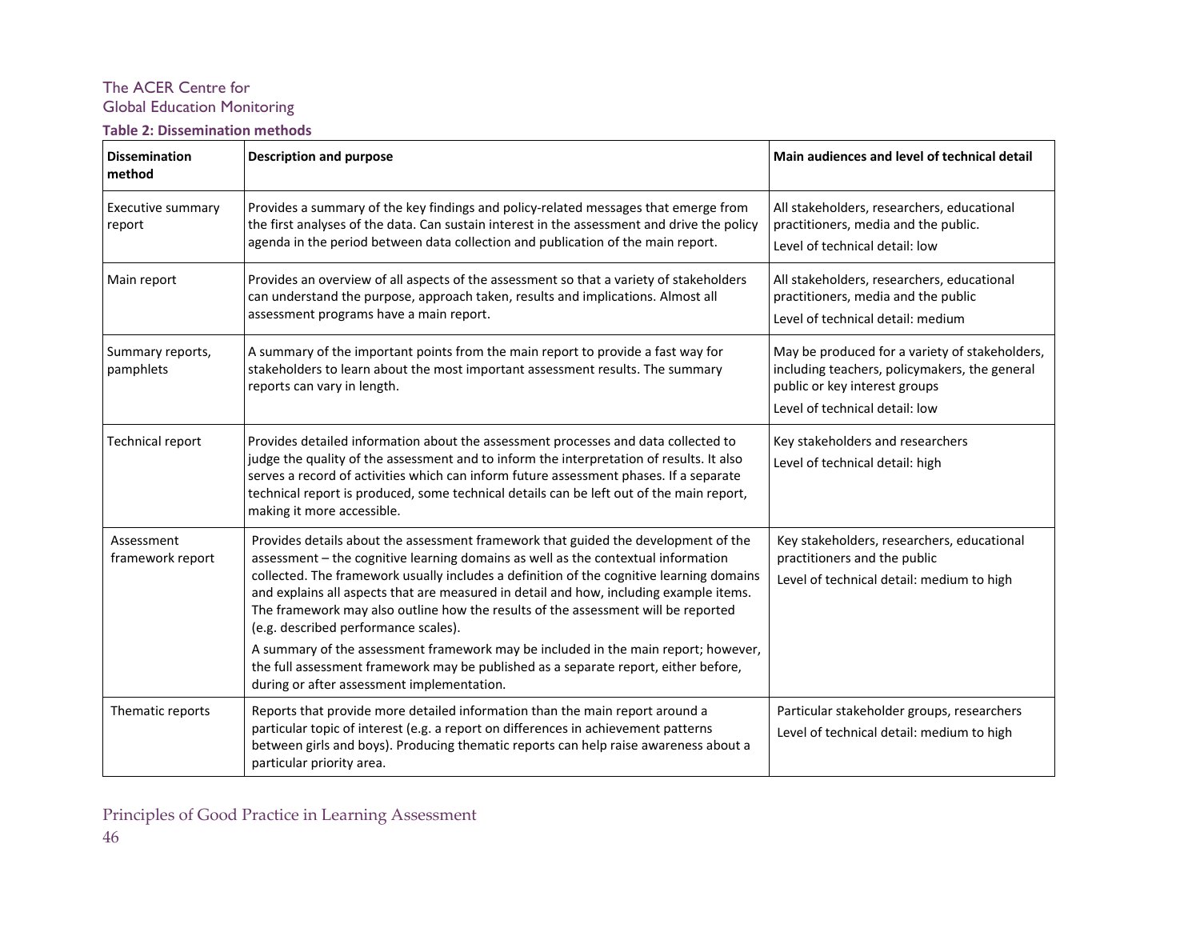**Table 2: Dissemination methods**

| Dissemination method | Description and purpose | Main audiences and level of technical detail |
|---|---|---|
| Executive summary report | Provides a summary of the key findings and policy-related messages that emerge from the first analyses of the data. Can sustain interest in the assessment and drive the policy agenda in the period between data collection and publication of the main report. | All stakeholders, researchers, educational practitioners, media and the public.<br>Level of technical detail: low |
| Main report | Provides an overview of all aspects of the assessment so that a variety of stakeholders can understand the purpose, approach taken, results and implications. Almost all assessment programs have a main report. | All stakeholders, researchers, educational practitioners, media and the public<br>Level of technical detail: medium |
| Summary reports, pamphlets | A summary of the important points from the main report to provide a fast way for stakeholders to learn about the most important assessment results. The summary reports can vary in length. | May be produced for a variety of stakeholders, including teachers, policymakers, the general public or key interest groups<br>Level of technical detail: low |
| Technical report | Provides detailed information about the assessment processes and data collected to judge the quality of the assessment and to inform the interpretation of results. It also serves a record of activities which can inform future assessment phases. If a separate technical report is produced, some technical details can be left out of the main report, making it more accessible. | Key stakeholders and researchers<br>Level of technical detail: high |
| Assessment framework report | Provides details about the assessment framework that guided the development of the assessment – the cognitive learning domains as well as the contextual information collected. The framework usually includes a definition of the cognitive learning domains and explains all aspects that are measured in detail and how, including example items. The framework may also outline how the results of the assessment will be reported (e.g. described performance scales).<br>A summary of the assessment framework may be included in the main report; however, the full assessment framework may be published as a separate report, either before, during or after assessment implementation. | Key stakeholders, researchers, educational practitioners and the public<br>Level of technical detail: medium to high |
| Thematic reports | Reports that provide more detailed information than the main report around a particular topic of interest (e.g. a report on differences in achievement patterns between girls and boys). Producing thematic reports can help raise awareness about a particular priority area. | Particular stakeholder groups, researchers<br>Level of technical detail: medium to high |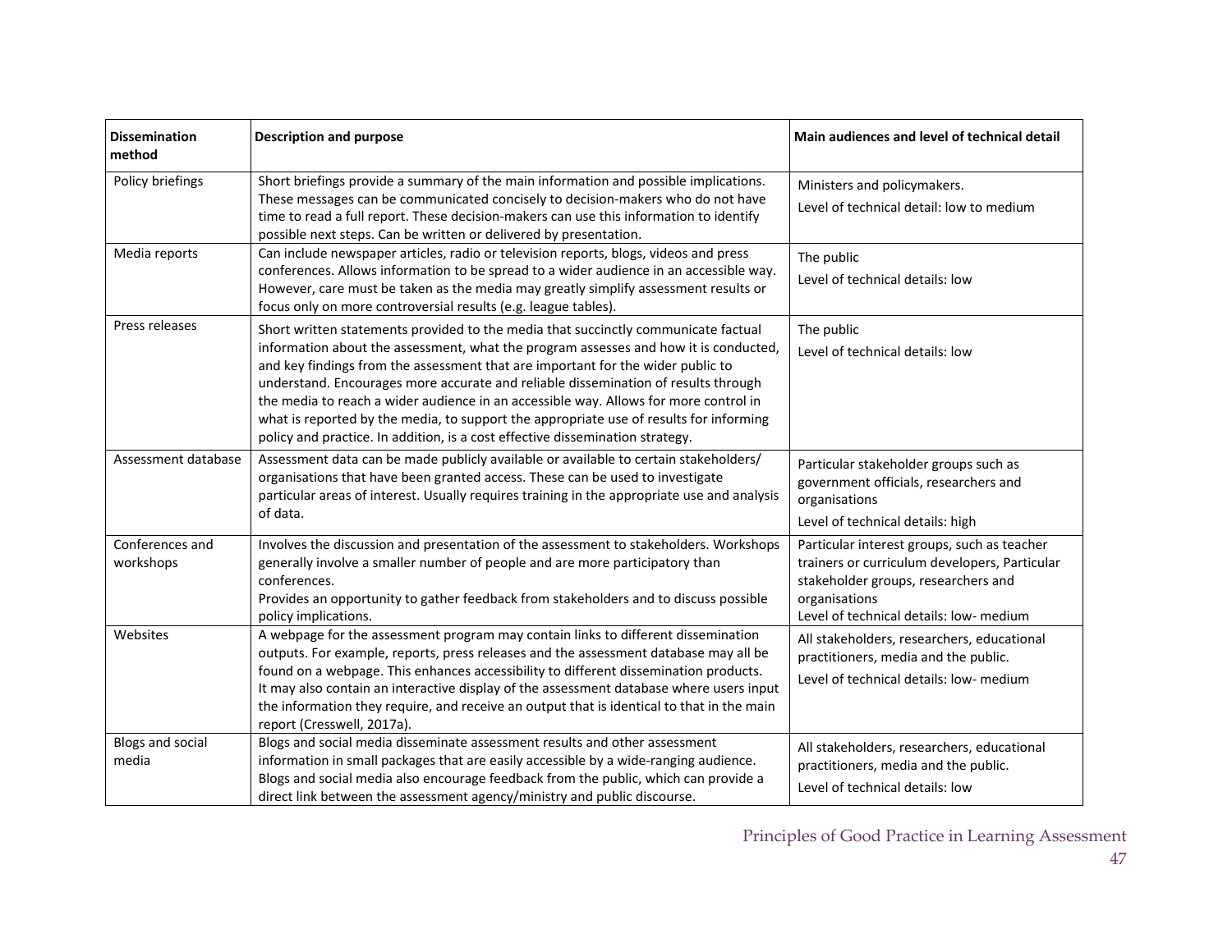| Dissemination method | Description and purpose | Main audiences and level of technical detail |
|---|---|---|
| Policy briefings | Short briefings provide a summary of the main information and possible implications. These messages can be communicated concisely to decision-makers who do not have time to read a full report. These decision-makers can use this information to identify possible next steps. Can be written or delivered by presentation. | Ministers and policymakers.<br>Level of technical detail: low to medium |
| Media reports | Can include newspaper articles, radio or television reports, blogs, videos and press conferences. Allows information to be spread to a wider audience in an accessible way. However, care must be taken as the media may greatly simplify assessment results or focus only on more controversial results (e.g. league tables). | The public<br>Level of technical details: low |
| Press releases | Short written statements provided to the media that succinctly communicate factual information about the assessment, what the program assesses and how it is conducted, and key findings from the assessment that are important for the wider public to understand. Encourages more accurate and reliable dissemination of results through the media to reach a wider audience in an accessible way. Allows for more control in what is reported by the media, to support the appropriate use of results for informing policy and practice. In addition, is a cost effective dissemination strategy. | The public<br>Level of technical details: low |
| Assessment database | Assessment data can be made publicly available or available to certain stakeholders/ organisations that have been granted access. These can be used to investigate particular areas of interest. Usually requires training in the appropriate use and analysis of data. | Particular stakeholder groups such as government officials, researchers and organisations<br>Level of technical details: high |
| Conferences and workshops | Involves the discussion and presentation of the assessment to stakeholders. Workshops generally involve a smaller number of people and are more participatory than conferences.<br>Provides an opportunity to gather feedback from stakeholders and to discuss possible policy implications. | Particular interest groups, such as teacher trainers or curriculum developers, Particular stakeholder groups, researchers and organisations<br>Level of technical details: low- medium |
| Websites | A webpage for the assessment program may contain links to different dissemination outputs. For example, reports, press releases and the assessment database may all be found on a webpage. This enhances accessibility to different dissemination products.<br>It may also contain an interactive display of the assessment database where users input the information they require, and receive an output that is identical to that in the main report (Cresswell, 2017a). | All stakeholders, researchers, educational practitioners, media and the public.<br>Level of technical details: low- medium |
| Blogs and social media | Blogs and social media disseminate assessment results and other assessment information in small packages that are easily accessible by a wide-ranging audience. Blogs and social media also encourage feedback from the public, which can provide a direct link between the assessment agency/ministry and public discourse. | All stakeholders, researchers, educational practitioners, media and the public.<br>Level of technical details: low |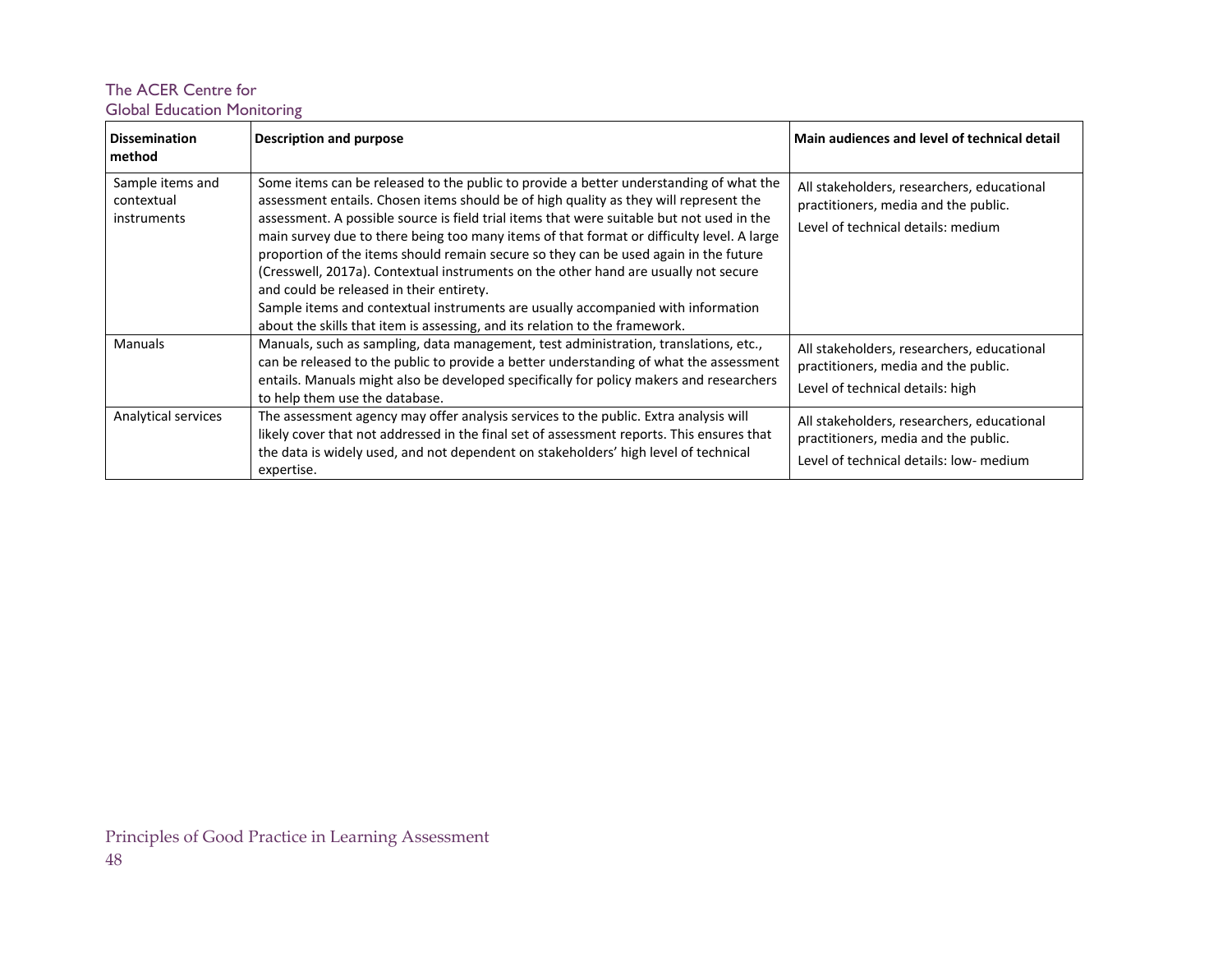| Dissemination method | Description and purpose | Main audiences and level of technical detail |
|---|---|---|
| Sample items and contextual instruments | Some items can be released to the public to provide a better understanding of what the assessment entails. Chosen items should be of high quality as they will represent the assessment. A possible source is field trial items that were suitable but not used in the main survey due to there being too many items of that format or difficulty level. A large proportion of the items should remain secure so they can be used again in the future (Cresswell, 2017a). Contextual instruments on the other hand are usually not secure and could be released in their entirety.<br>Sample items and contextual instruments are usually accompanied with information about the skills that item is assessing, and its relation to the framework. | All stakeholders, researchers, educational practitioners, media and the public.<br>Level of technical details: medium |
| Manuals | Manuals, such as sampling, data management, test administration, translations, etc., can be released to the public to provide a better understanding of what the assessment entails. Manuals might also be developed specifically for policy makers and researchers to help them use the database. | All stakeholders, researchers, educational practitioners, media and the public.<br>Level of technical details: high |
| Analytical services | The assessment agency may offer analysis services to the public. Extra analysis will likely cover that not addressed in the final set of assessment reports. This ensures that the data is widely used, and not dependent on stakeholders' high level of technical expertise. | All stakeholders, researchers, educational practitioners, media and the public.<br>Level of technical details: low- medium |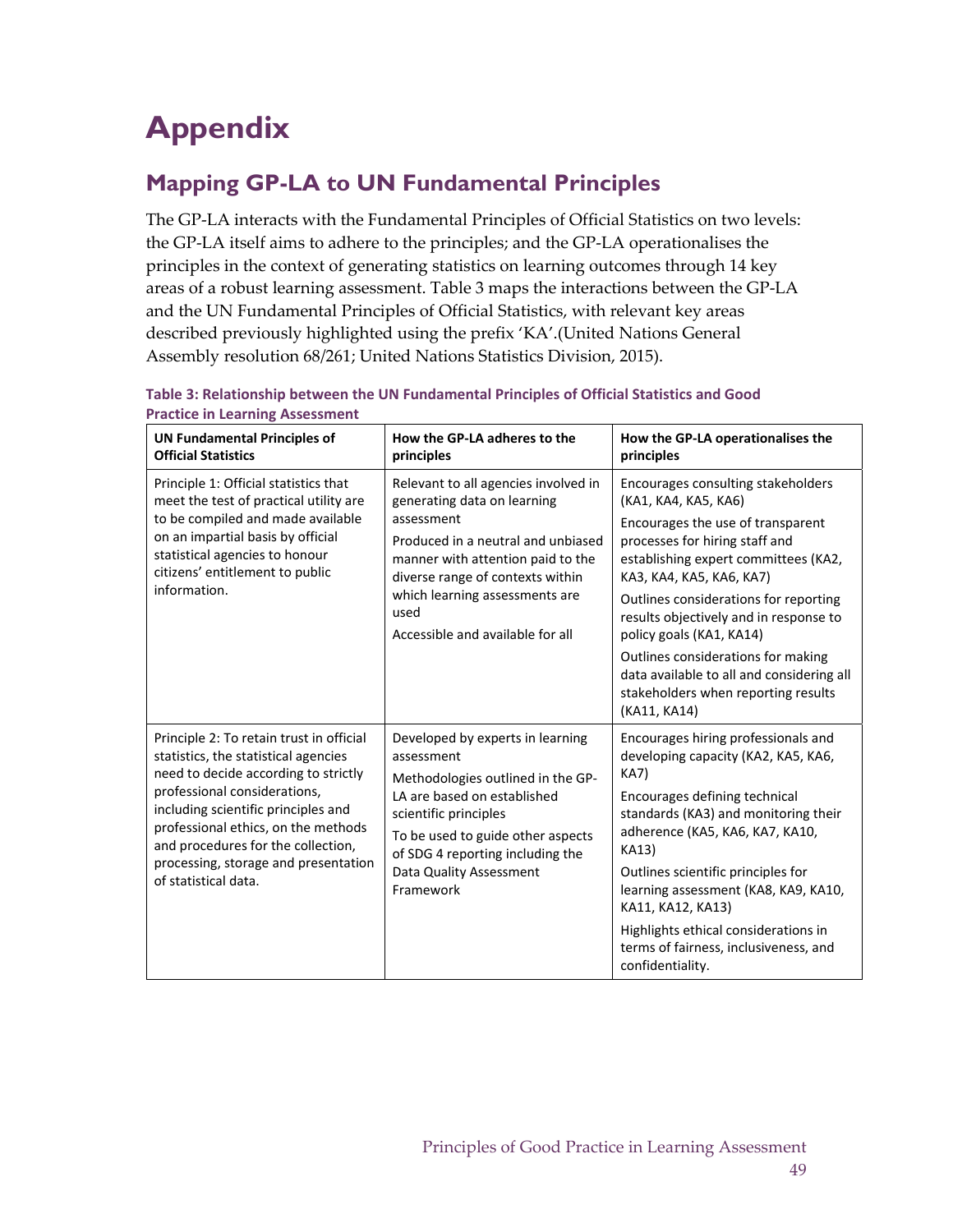# Appendix

## Mapping GP-LA to UN Fundamental Principles

The GP-LA interacts with the Fundamental Principles of Official Statistics on two levels: the GP-LA itself aims to adhere to the principles; and the GP-LA operationalises the principles in the context of generating statistics on learning outcomes through 14 key areas of a robust learning assessment. Table 3 maps the interactions between the GP-LA and the UN Fundamental Principles of Official Statistics, with relevant key areas described previously highlighted using the prefix 'KA'.(United Nations General Assembly resolution 68/261; United Nations Statistics Division, 2015).

**Table 3: Relationship between the UN Fundamental Principles of Official Statistics and Good Practice in Learning Assessment**

| UN Fundamental Principles of Official Statistics | How the GP-LA adheres to the principles | How the GP-LA operationalises the principles |
|---|---|---|
| Principle 1: Official statistics that meet the test of practical utility are to be compiled and made available on an impartial basis by official statistical agencies to honour citizens' entitlement to public information. | Relevant to all agencies involved in generating data on learning assessment<br>Produced in a neutral and unbiased manner with attention paid to the diverse range of contexts within which learning assessments are used<br>Accessible and available for all | Encourages consulting stakeholders (KA1, KA4, KA5, KA6)<br>Encourages the use of transparent processes for hiring staff and establishing expert committees (KA2, KA3, KA4, KA5, KA6, KA7)<br>Outlines considerations for reporting results objectively and in response to policy goals (KA1, KA14)<br>Outlines considerations for making data available to all and considering all stakeholders when reporting results (KA11, KA14) |
| Principle 2: To retain trust in official statistics, the statistical agencies need to decide according to strictly professional considerations, including scientific principles and professional ethics, on the methods and procedures for the collection, processing, storage and presentation of statistical data. | Developed by experts in learning assessment<br>Methodologies outlined in the GP-LA are based on established scientific principles<br>To be used to guide other aspects of SDG 4 reporting including the Data Quality Assessment Framework | Encourages hiring professionals and developing capacity (KA2, KA5, KA6, KA7)<br>Encourages defining technical standards (KA3) and monitoring their adherence (KA5, KA6, KA7, KA10, KA13)<br>Outlines scientific principles for learning assessment (KA8, KA9, KA10, KA11, KA12, KA13)<br>Highlights ethical considerations in terms of fairness, inclusiveness, and confidentiality. |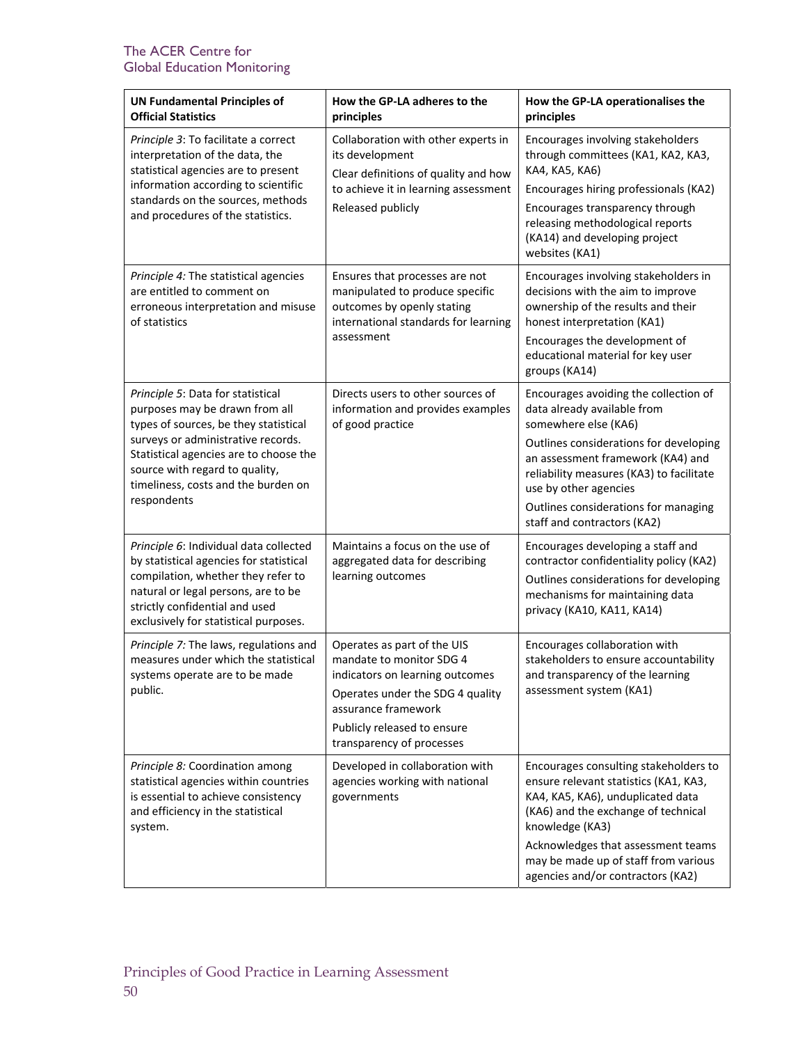| UN Fundamental Principles of Official Statistics | How the GP-LA adheres to the principles | How the GP-LA operationalises the principles |
|---|---|---|
| *Principle 3*: To facilitate a correct interpretation of the data, the statistical agencies are to present information according to scientific standards on the sources, methods and procedures of the statistics. | Collaboration with other experts in its development<br>Clear definitions of quality and how to achieve it in learning assessment<br>Released publicly | Encourages involving stakeholders through committees (KA1, KA2, KA3, KA4, KA5, KA6)<br>Encourages hiring professionals (KA2)<br>Encourages transparency through releasing methodological reports (KA14) and developing project websites (KA1) |
| *Principle 4:* The statistical agencies are entitled to comment on erroneous interpretation and misuse of statistics | Ensures that processes are not manipulated to produce specific outcomes by openly stating international standards for learning assessment | Encourages involving stakeholders in decisions with the aim to improve ownership of the results and their honest interpretation (KA1)<br>Encourages the development of educational material for key user groups (KA14) |
| *Principle 5*: Data for statistical purposes may be drawn from all types of sources, be they statistical surveys or administrative records. Statistical agencies are to choose the source with regard to quality, timeliness, costs and the burden on respondents | Directs users to other sources of information and provides examples of good practice | Encourages avoiding the collection of data already available from somewhere else (KA6)<br>Outlines considerations for developing an assessment framework (KA4) and reliability measures (KA3) to facilitate use by other agencies<br>Outlines considerations for managing staff and contractors (KA2) |
| *Principle 6*: Individual data collected by statistical agencies for statistical compilation, whether they refer to natural or legal persons, are to be strictly confidential and used exclusively for statistical purposes. | Maintains a focus on the use of aggregated data for describing learning outcomes | Encourages developing a staff and contractor confidentiality policy (KA2)<br>Outlines considerations for developing mechanisms for maintaining data privacy (KA10, KA11, KA14) |
| *Principle 7:* The laws, regulations and measures under which the statistical systems operate are to be made public. | Operates as part of the UIS mandate to monitor SDG 4 indicators on learning outcomes<br>Operates under the SDG 4 quality assurance framework<br>Publicly released to ensure transparency of processes | Encourages collaboration with stakeholders to ensure accountability and transparency of the learning assessment system (KA1) |
| *Principle 8:* Coordination among statistical agencies within countries is essential to achieve consistency and efficiency in the statistical system. | Developed in collaboration with agencies working with national governments | Encourages consulting stakeholders to ensure relevant statistics (KA1, KA3, KA4, KA5, KA6), unduplicated data (KA6) and the exchange of technical knowledge (KA3)<br>Acknowledges that assessment teams may be made up of staff from various agencies and/or contractors (KA2) |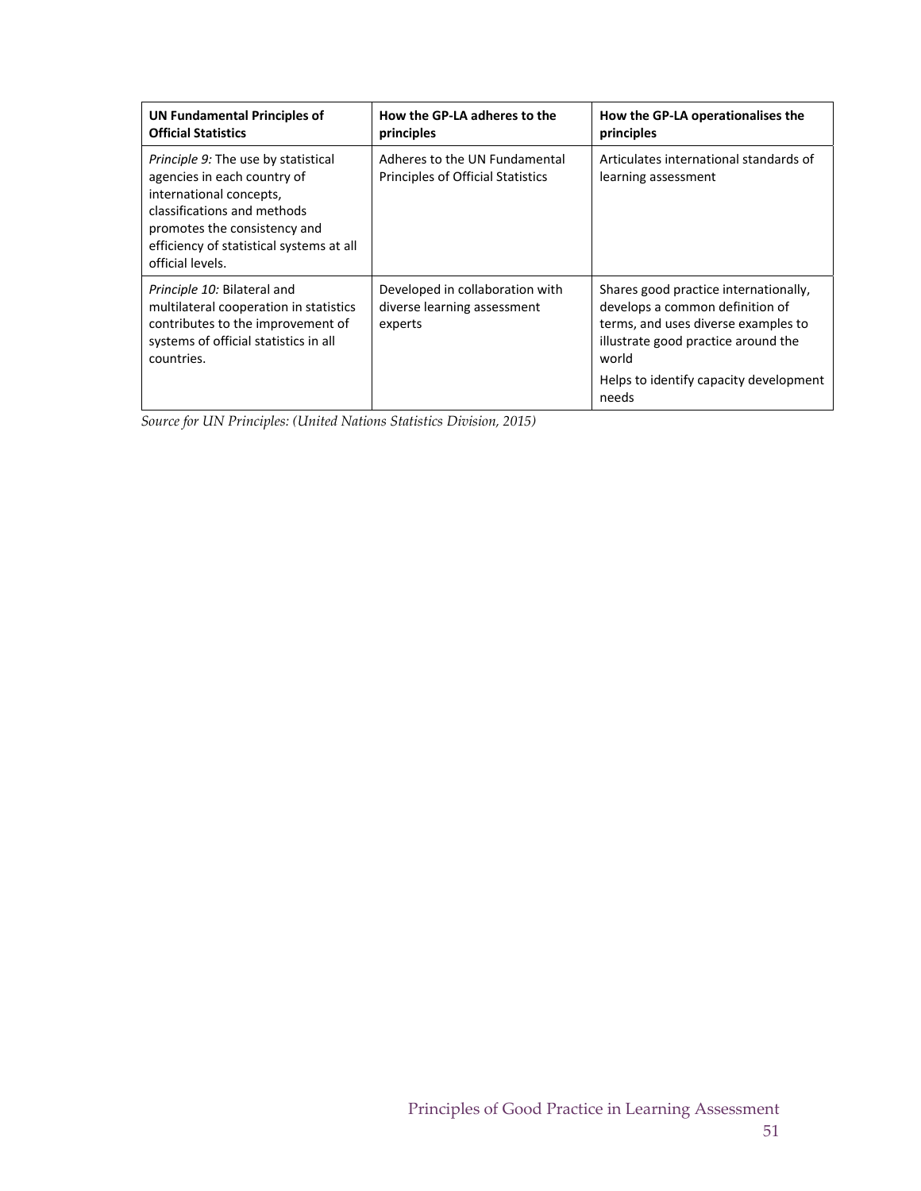| UN Fundamental Principles of Official Statistics | How the GP-LA adheres to the principles | How the GP-LA operationalises the principles |
|---|---|---|
| *Principle 9:* The use by statistical agencies in each country of international concepts, classifications and methods promotes the consistency and efficiency of statistical systems at all official levels. | Adheres to the UN Fundamental Principles of Official Statistics | Articulates international standards of learning assessment |
| *Principle 10:* Bilateral and multilateral cooperation in statistics contributes to the improvement of systems of official statistics in all countries. | Developed in collaboration with diverse learning assessment experts | Shares good practice internationally, develops a common definition of terms, and uses diverse examples to illustrate good practice around the world<br><br>Helps to identify capacity development needs |

*Source for UN Principles: (United Nations Statistics Division, 2015)*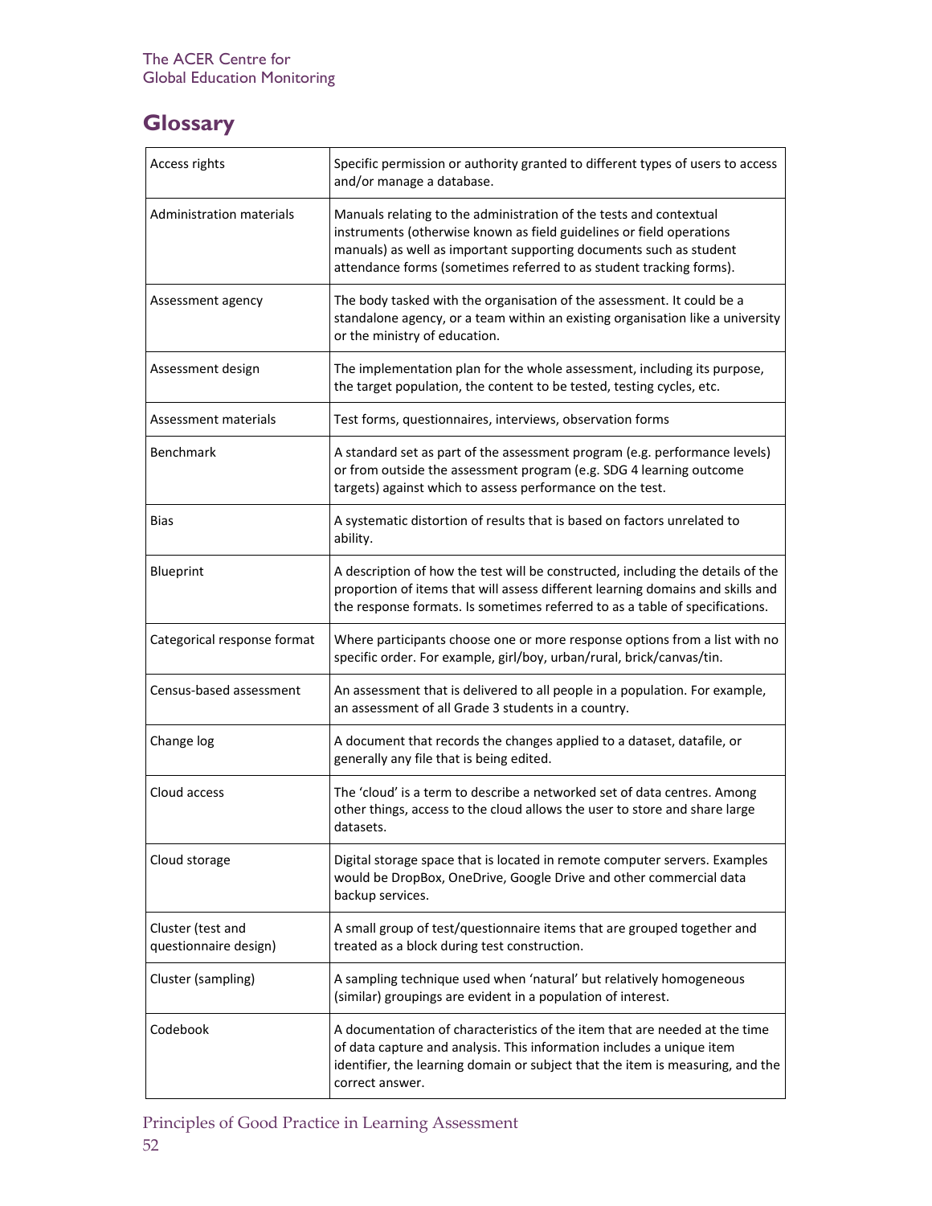## Glossary

| | |
|---|---|
| Access rights | Specific permission or authority granted to different types of users to access and/or manage a database. |
| Administration materials | Manuals relating to the administration of the tests and contextual instruments (otherwise known as field guidelines or field operations manuals) as well as important supporting documents such as student attendance forms (sometimes referred to as student tracking forms). |
| Assessment agency | The body tasked with the organisation of the assessment. It could be a standalone agency, or a team within an existing organisation like a university or the ministry of education. |
| Assessment design | The implementation plan for the whole assessment, including its purpose, the target population, the content to be tested, testing cycles, etc. |
| Assessment materials | Test forms, questionnaires, interviews, observation forms |
| Benchmark | A standard set as part of the assessment program (e.g. performance levels) or from outside the assessment program (e.g. SDG 4 learning outcome targets) against which to assess performance on the test. |
| Bias | A systematic distortion of results that is based on factors unrelated to ability. |
| Blueprint | A description of how the test will be constructed, including the details of the proportion of items that will assess different learning domains and skills and the response formats. Is sometimes referred to as a table of specifications. |
| Categorical response format | Where participants choose one or more response options from a list with no specific order. For example, girl/boy, urban/rural, brick/canvas/tin. |
| Census-based assessment | An assessment that is delivered to all people in a population. For example, an assessment of all Grade 3 students in a country. |
| Change log | A document that records the changes applied to a dataset, datafile, or generally any file that is being edited. |
| Cloud access | The 'cloud' is a term to describe a networked set of data centres. Among other things, access to the cloud allows the user to store and share large datasets. |
| Cloud storage | Digital storage space that is located in remote computer servers. Examples would be DropBox, OneDrive, Google Drive and other commercial data backup services. |
| Cluster (test and questionnaire design) | A small group of test/questionnaire items that are grouped together and treated as a block during test construction. |
| Cluster (sampling) | A sampling technique used when 'natural' but relatively homogeneous (similar) groupings are evident in a population of interest. |
| Codebook | A documentation of characteristics of the item that are needed at the time of data capture and analysis. This information includes a unique item identifier, the learning domain or subject that the item is measuring, and the correct answer. |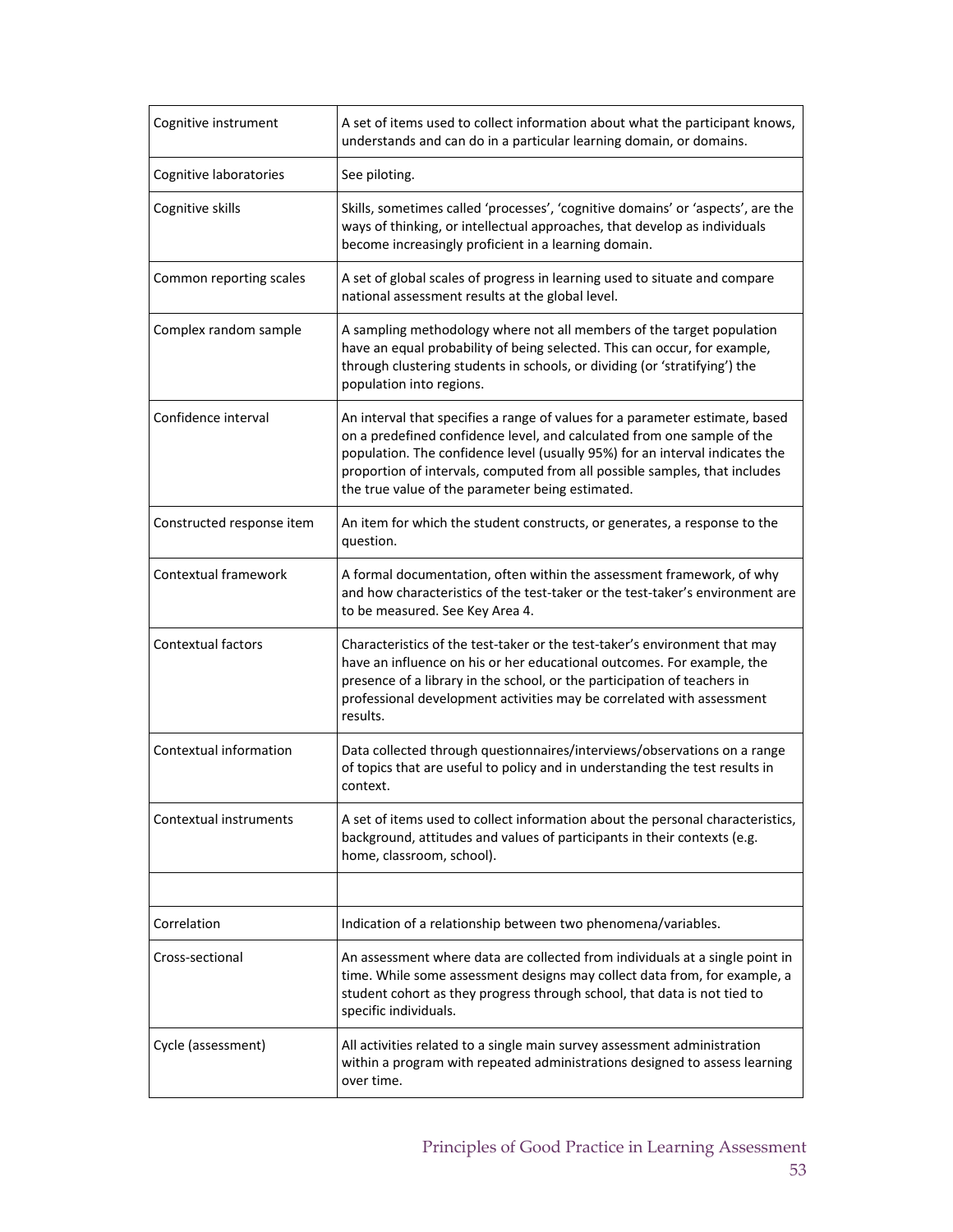| | |
|---|---|
| Cognitive instrument | A set of items used to collect information about what the participant knows, understands and can do in a particular learning domain, or domains. |
| Cognitive laboratories | See piloting. |
| Cognitive skills | Skills, sometimes called 'processes', 'cognitive domains' or 'aspects', are the ways of thinking, or intellectual approaches, that develop as individuals become increasingly proficient in a learning domain. |
| Common reporting scales | A set of global scales of progress in learning used to situate and compare national assessment results at the global level. |
| Complex random sample | A sampling methodology where not all members of the target population have an equal probability of being selected. This can occur, for example, through clustering students in schools, or dividing (or 'stratifying') the population into regions. |
| Confidence interval | An interval that specifies a range of values for a parameter estimate, based on a predefined confidence level, and calculated from one sample of the population. The confidence level (usually 95%) for an interval indicates the proportion of intervals, computed from all possible samples, that includes the true value of the parameter being estimated. |
| Constructed response item | An item for which the student constructs, or generates, a response to the question. |
| Contextual framework | A formal documentation, often within the assessment framework, of why and how characteristics of the test-taker or the test-taker's environment are to be measured. See Key Area 4. |
| Contextual factors | Characteristics of the test-taker or the test-taker's environment that may have an influence on his or her educational outcomes. For example, the presence of a library in the school, or the participation of teachers in professional development activities may be correlated with assessment results. |
| Contextual information | Data collected through questionnaires/interviews/observations on a range of topics that are useful to policy and in understanding the test results in context. |
| Contextual instruments | A set of items used to collect information about the personal characteristics, background, attitudes and values of participants in their contexts (e.g. home, classroom, school). |
| | |
| Correlation | Indication of a relationship between two phenomena/variables. |
| Cross-sectional | An assessment where data are collected from individuals at a single point in time. While some assessment designs may collect data from, for example, a student cohort as they progress through school, that data is not tied to specific individuals. |
| Cycle (assessment) | All activities related to a single main survey assessment administration within a program with repeated administrations designed to assess learning over time. |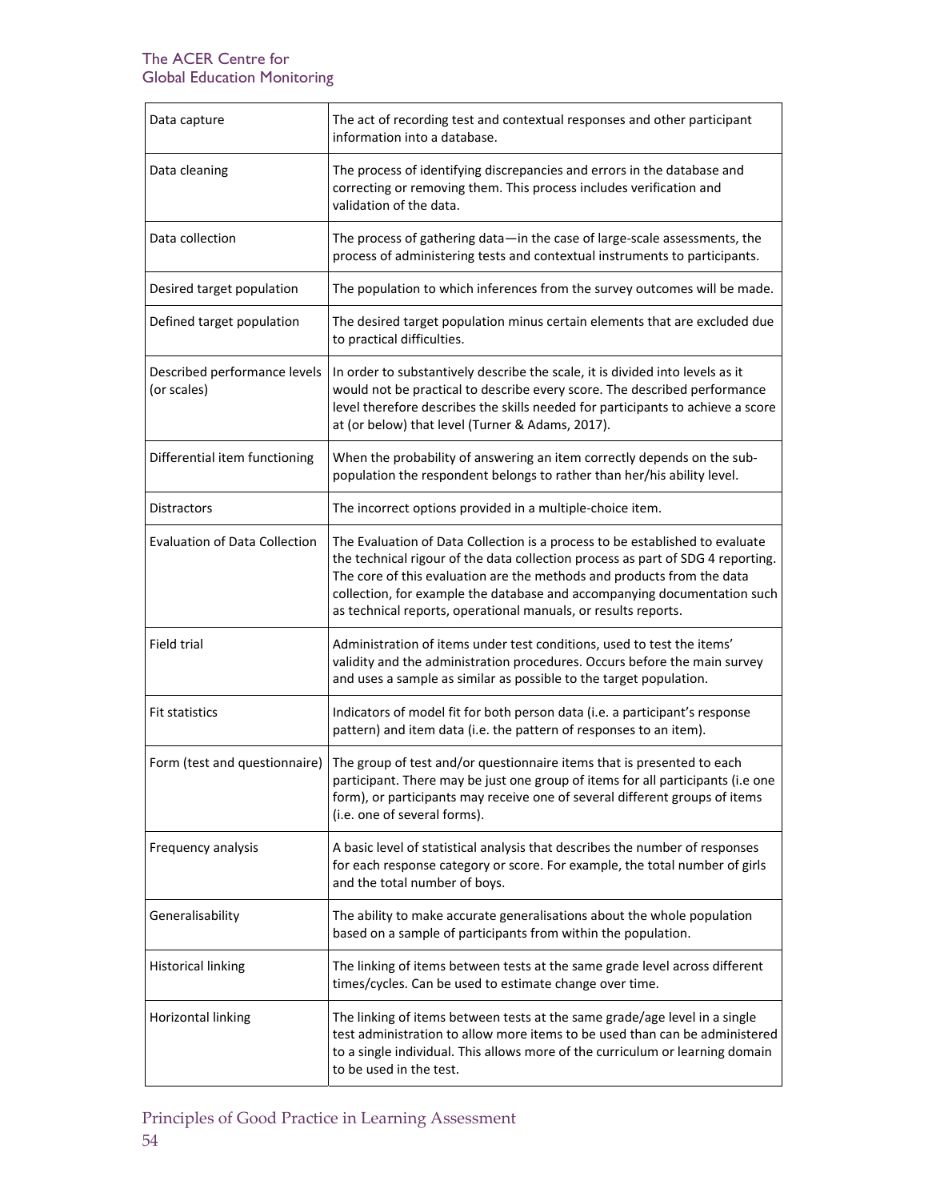| Data capture | The act of recording test and contextual responses and other participant information into a database. |
|---|---|
| Data cleaning | The process of identifying discrepancies and errors in the database and correcting or removing them. This process includes verification and validation of the data. |
| Data collection | The process of gathering data—in the case of large-scale assessments, the process of administering tests and contextual instruments to participants. |
| Desired target population | The population to which inferences from the survey outcomes will be made. |
| Defined target population | The desired target population minus certain elements that are excluded due to practical difficulties. |
| Described performance levels (or scales) | In order to substantively describe the scale, it is divided into levels as it would not be practical to describe every score. The described performance level therefore describes the skills needed for participants to achieve a score at (or below) that level (Turner & Adams, 2017). |
| Differential item functioning | When the probability of answering an item correctly depends on the sub-population the respondent belongs to rather than her/his ability level. |
| Distractors | The incorrect options provided in a multiple-choice item. |
| Evaluation of Data Collection | The Evaluation of Data Collection is a process to be established to evaluate the technical rigour of the data collection process as part of SDG 4 reporting. The core of this evaluation are the methods and products from the data collection, for example the database and accompanying documentation such as technical reports, operational manuals, or results reports. |
| Field trial | Administration of items under test conditions, used to test the items' validity and the administration procedures. Occurs before the main survey and uses a sample as similar as possible to the target population. |
| Fit statistics | Indicators of model fit for both person data (i.e. a participant's response pattern) and item data (i.e. the pattern of responses to an item). |
| Form (test and questionnaire) | The group of test and/or questionnaire items that is presented to each participant. There may be just one group of items for all participants (i.e one form), or participants may receive one of several different groups of items (i.e. one of several forms). |
| Frequency analysis | A basic level of statistical analysis that describes the number of responses for each response category or score. For example, the total number of girls and the total number of boys. |
| Generalisability | The ability to make accurate generalisations about the whole population based on a sample of participants from within the population. |
| Historical linking | The linking of items between tests at the same grade level across different times/cycles. Can be used to estimate change over time. |
| Horizontal linking | The linking of items between tests at the same grade/age level in a single test administration to allow more items to be used than can be administered to a single individual. This allows more of the curriculum or learning domain to be used in the test. |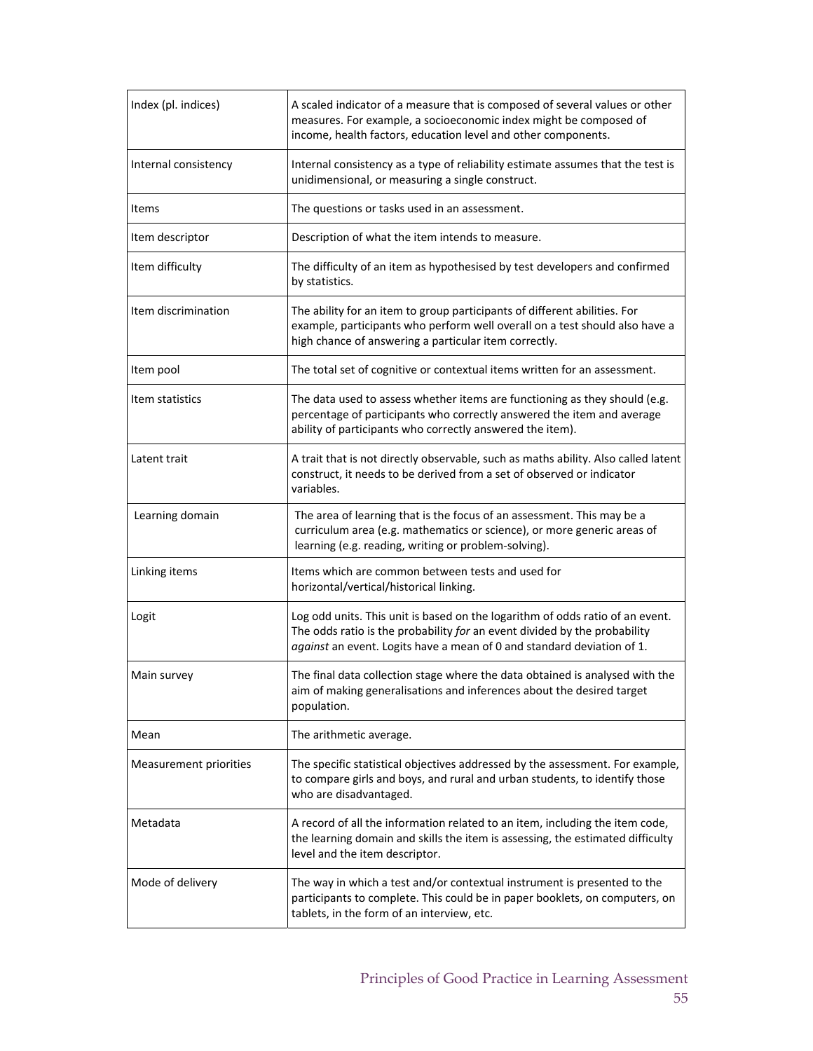| | |
|---|---|
| Index (pl. indices) | A scaled indicator of a measure that is composed of several values or other measures. For example, a socioeconomic index might be composed of income, health factors, education level and other components. |
| Internal consistency | Internal consistency as a type of reliability estimate assumes that the test is unidimensional, or measuring a single construct. |
| Items | The questions or tasks used in an assessment. |
| Item descriptor | Description of what the item intends to measure. |
| Item difficulty | The difficulty of an item as hypothesised by test developers and confirmed by statistics. |
| Item discrimination | The ability for an item to group participants of different abilities. For example, participants who perform well overall on a test should also have a high chance of answering a particular item correctly. |
| Item pool | The total set of cognitive or contextual items written for an assessment. |
| Item statistics | The data used to assess whether items are functioning as they should (e.g. percentage of participants who correctly answered the item and average ability of participants who correctly answered the item). |
| Latent trait | A trait that is not directly observable, such as maths ability. Also called latent construct, it needs to be derived from a set of observed or indicator variables. |
| Learning domain | The area of learning that is the focus of an assessment. This may be a curriculum area (e.g. mathematics or science), or more generic areas of learning (e.g. reading, writing or problem-solving). |
| Linking items | Items which are common between tests and used for horizontal/vertical/historical linking. |
| Logit | Log odd units. This unit is based on the logarithm of odds ratio of an event. The odds ratio is the probability *for* an event divided by the probability *against* an event. Logits have a mean of 0 and standard deviation of 1. |
| Main survey | The final data collection stage where the data obtained is analysed with the aim of making generalisations and inferences about the desired target population. |
| Mean | The arithmetic average. |
| Measurement priorities | The specific statistical objectives addressed by the assessment. For example, to compare girls and boys, and rural and urban students, to identify those who are disadvantaged. |
| Metadata | A record of all the information related to an item, including the item code, the learning domain and skills the item is assessing, the estimated difficulty level and the item descriptor. |
| Mode of delivery | The way in which a test and/or contextual instrument is presented to the participants to complete. This could be in paper booklets, on computers, on tablets, in the form of an interview, etc. |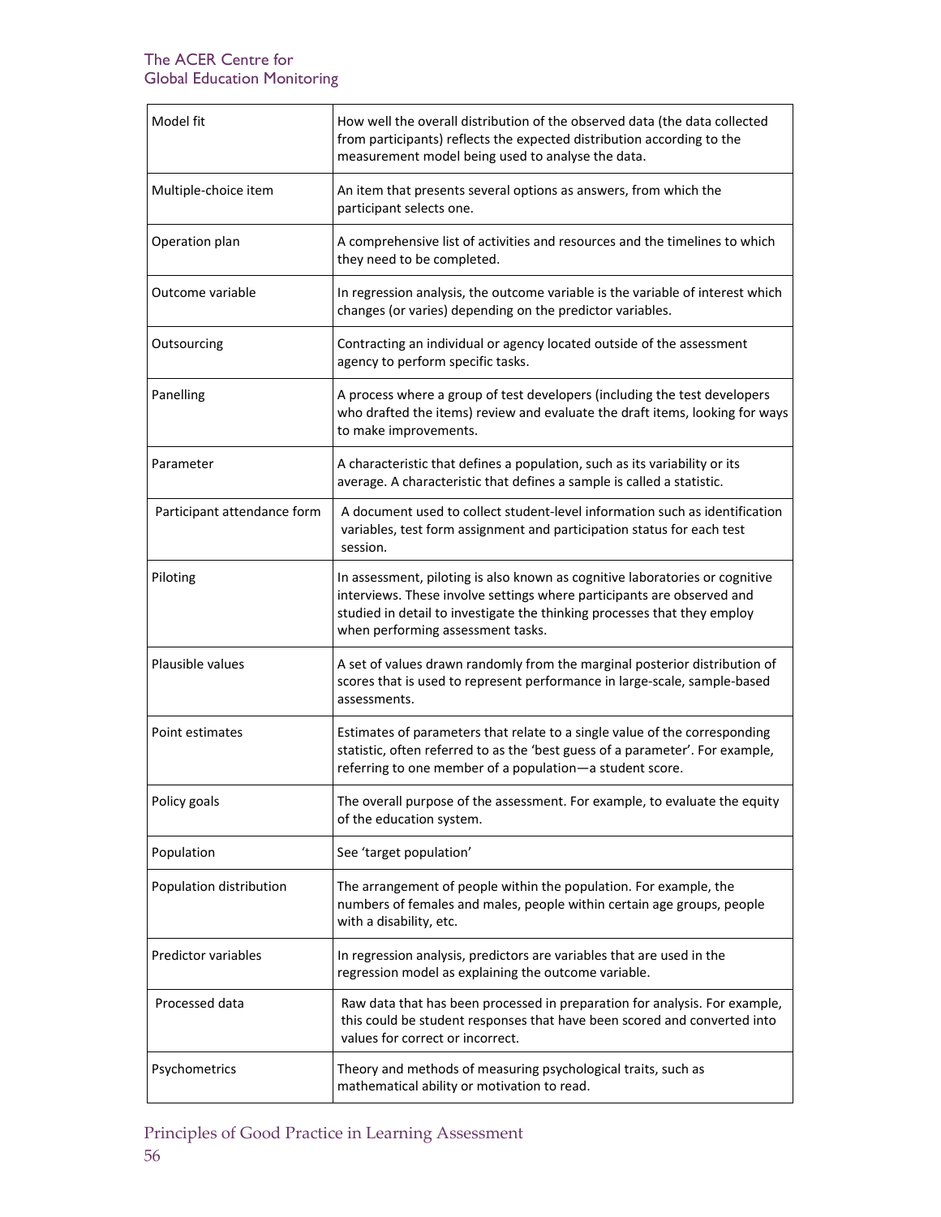| | |
|---|---|
| Model fit | How well the overall distribution of the observed data (the data collected from participants) reflects the expected distribution according to the measurement model being used to analyse the data. |
| Multiple-choice item | An item that presents several options as answers, from which the participant selects one. |
| Operation plan | A comprehensive list of activities and resources and the timelines to which they need to be completed. |
| Outcome variable | In regression analysis, the outcome variable is the variable of interest which changes (or varies) depending on the predictor variables. |
| Outsourcing | Contracting an individual or agency located outside of the assessment agency to perform specific tasks. |
| Panelling | A process where a group of test developers (including the test developers who drafted the items) review and evaluate the draft items, looking for ways to make improvements. |
| Parameter | A characteristic that defines a population, such as its variability or its average. A characteristic that defines a sample is called a statistic. |
| Participant attendance form | A document used to collect student-level information such as identification variables, test form assignment and participation status for each test session. |
| Piloting | In assessment, piloting is also known as cognitive laboratories or cognitive interviews. These involve settings where participants are observed and studied in detail to investigate the thinking processes that they employ when performing assessment tasks. |
| Plausible values | A set of values drawn randomly from the marginal posterior distribution of scores that is used to represent performance in large-scale, sample-based assessments. |
| Point estimates | Estimates of parameters that relate to a single value of the corresponding statistic, often referred to as the 'best guess of a parameter'. For example, referring to one member of a population—a student score. |
| Policy goals | The overall purpose of the assessment. For example, to evaluate the equity of the education system. |
| Population | See 'target population' |
| Population distribution | The arrangement of people within the population. For example, the numbers of females and males, people within certain age groups, people with a disability, etc. |
| Predictor variables | In regression analysis, predictors are variables that are used in the regression model as explaining the outcome variable. |
| Processed data | Raw data that has been processed in preparation for analysis. For example, this could be student responses that have been scored and converted into values for correct or incorrect. |
| Psychometrics | Theory and methods of measuring psychological traits, such as mathematical ability or motivation to read. |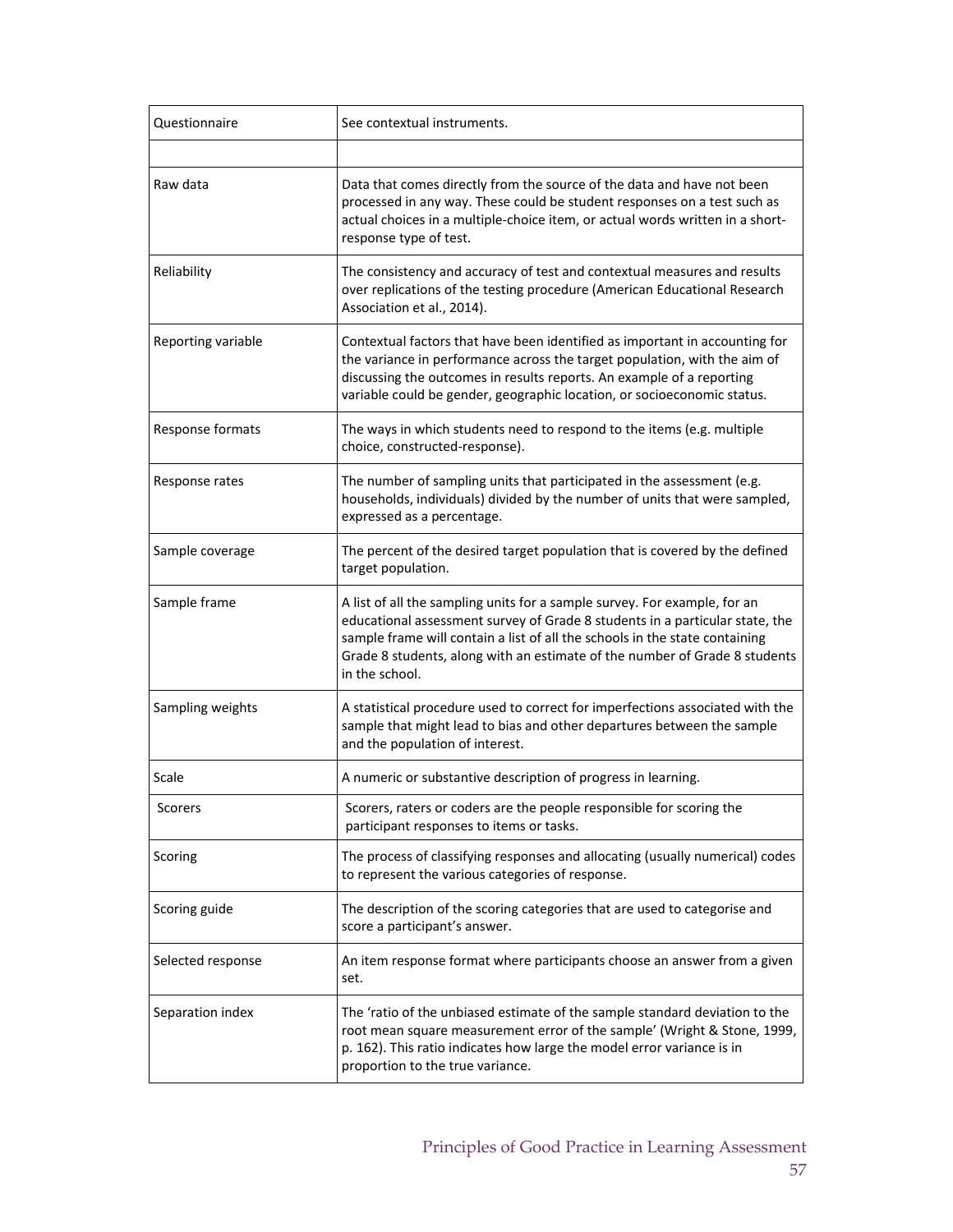| | |
|---|---|
| Questionnaire | See contextual instruments. |
| | |
| Raw data | Data that comes directly from the source of the data and have not been processed in any way. These could be student responses on a test such as actual choices in a multiple-choice item, or actual words written in a short-response type of test. |
| Reliability | The consistency and accuracy of test and contextual measures and results over replications of the testing procedure (American Educational Research Association et al., 2014). |
| Reporting variable | Contextual factors that have been identified as important in accounting for the variance in performance across the target population, with the aim of discussing the outcomes in results reports. An example of a reporting variable could be gender, geographic location, or socioeconomic status. |
| Response formats | The ways in which students need to respond to the items (e.g. multiple choice, constructed-response). |
| Response rates | The number of sampling units that participated in the assessment (e.g. households, individuals) divided by the number of units that were sampled, expressed as a percentage. |
| Sample coverage | The percent of the desired target population that is covered by the defined target population. |
| Sample frame | A list of all the sampling units for a sample survey. For example, for an educational assessment survey of Grade 8 students in a particular state, the sample frame will contain a list of all the schools in the state containing Grade 8 students, along with an estimate of the number of Grade 8 students in the school. |
| Sampling weights | A statistical procedure used to correct for imperfections associated with the sample that might lead to bias and other departures between the sample and the population of interest. |
| Scale | A numeric or substantive description of progress in learning. |
| Scorers | Scorers, raters or coders are the people responsible for scoring the participant responses to items or tasks. |
| Scoring | The process of classifying responses and allocating (usually numerical) codes to represent the various categories of response. |
| Scoring guide | The description of the scoring categories that are used to categorise and score a participant's answer. |
| Selected response | An item response format where participants choose an answer from a given set. |
| Separation index | The 'ratio of the unbiased estimate of the sample standard deviation to the root mean square measurement error of the sample' (Wright & Stone, 1999, p. 162). This ratio indicates how large the model error variance is in proportion to the true variance. |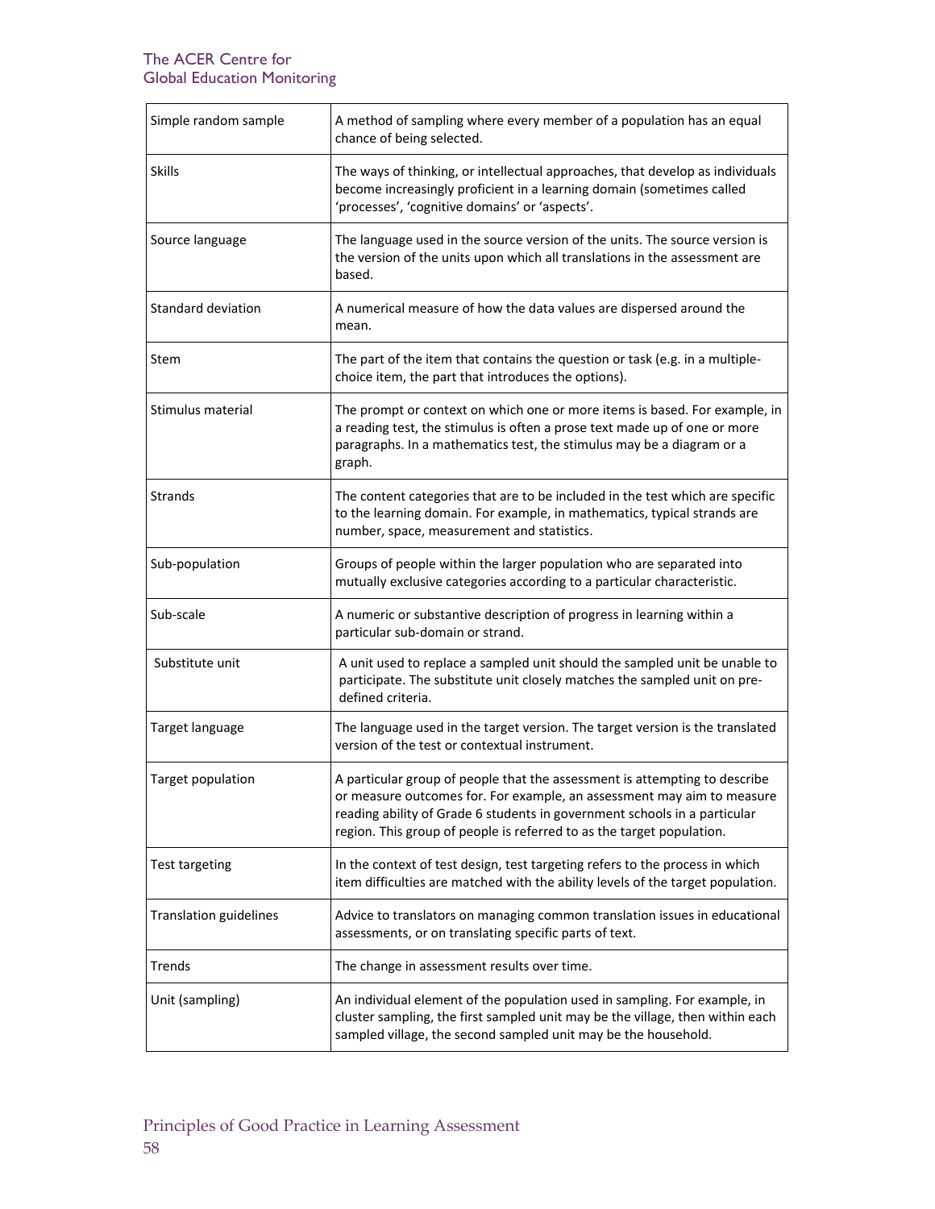| | |
|---|---|
| Simple random sample | A method of sampling where every member of a population has an equal chance of being selected. |
| Skills | The ways of thinking, or intellectual approaches, that develop as individuals become increasingly proficient in a learning domain (sometimes called 'processes', 'cognitive domains' or 'aspects'. |
| Source language | The language used in the source version of the units. The source version is the version of the units upon which all translations in the assessment are based. |
| Standard deviation | A numerical measure of how the data values are dispersed around the mean. |
| Stem | The part of the item that contains the question or task (e.g. in a multiple-choice item, the part that introduces the options). |
| Stimulus material | The prompt or context on which one or more items is based. For example, in a reading test, the stimulus is often a prose text made up of one or more paragraphs. In a mathematics test, the stimulus may be a diagram or a graph. |
| Strands | The content categories that are to be included in the test which are specific to the learning domain. For example, in mathematics, typical strands are number, space, measurement and statistics. |
| Sub-population | Groups of people within the larger population who are separated into mutually exclusive categories according to a particular characteristic. |
| Sub-scale | A numeric or substantive description of progress in learning within a particular sub-domain or strand. |
| Substitute unit | A unit used to replace a sampled unit should the sampled unit be unable to participate. The substitute unit closely matches the sampled unit on pre-defined criteria. |
| Target language | The language used in the target version. The target version is the translated version of the test or contextual instrument. |
| Target population | A particular group of people that the assessment is attempting to describe or measure outcomes for. For example, an assessment may aim to measure reading ability of Grade 6 students in government schools in a particular region. This group of people is referred to as the target population. |
| Test targeting | In the context of test design, test targeting refers to the process in which item difficulties are matched with the ability levels of the target population. |
| Translation guidelines | Advice to translators on managing common translation issues in educational assessments, or on translating specific parts of text. |
| Trends | The change in assessment results over time. |
| Unit (sampling) | An individual element of the population used in sampling. For example, in cluster sampling, the first sampled unit may be the village, then within each sampled village, the second sampled unit may be the household. |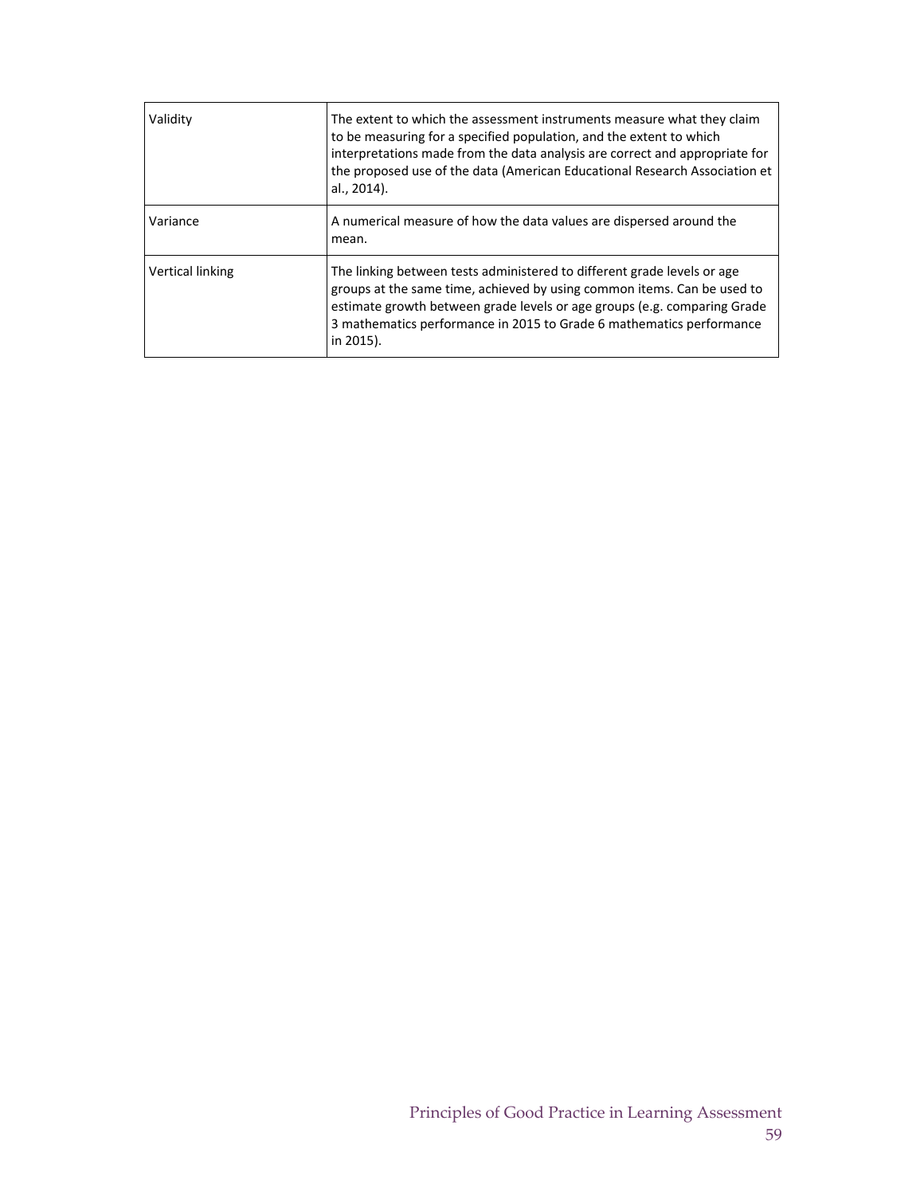| | |
|---|---|
| Validity | The extent to which the assessment instruments measure what they claim to be measuring for a specified population, and the extent to which interpretations made from the data analysis are correct and appropriate for the proposed use of the data (American Educational Research Association et al., 2014). |
| Variance | A numerical measure of how the data values are dispersed around the mean. |
| Vertical linking | The linking between tests administered to different grade levels or age groups at the same time, achieved by using common items. Can be used to estimate growth between grade levels or age groups (e.g. comparing Grade 3 mathematics performance in 2015 to Grade 6 mathematics performance in 2015). |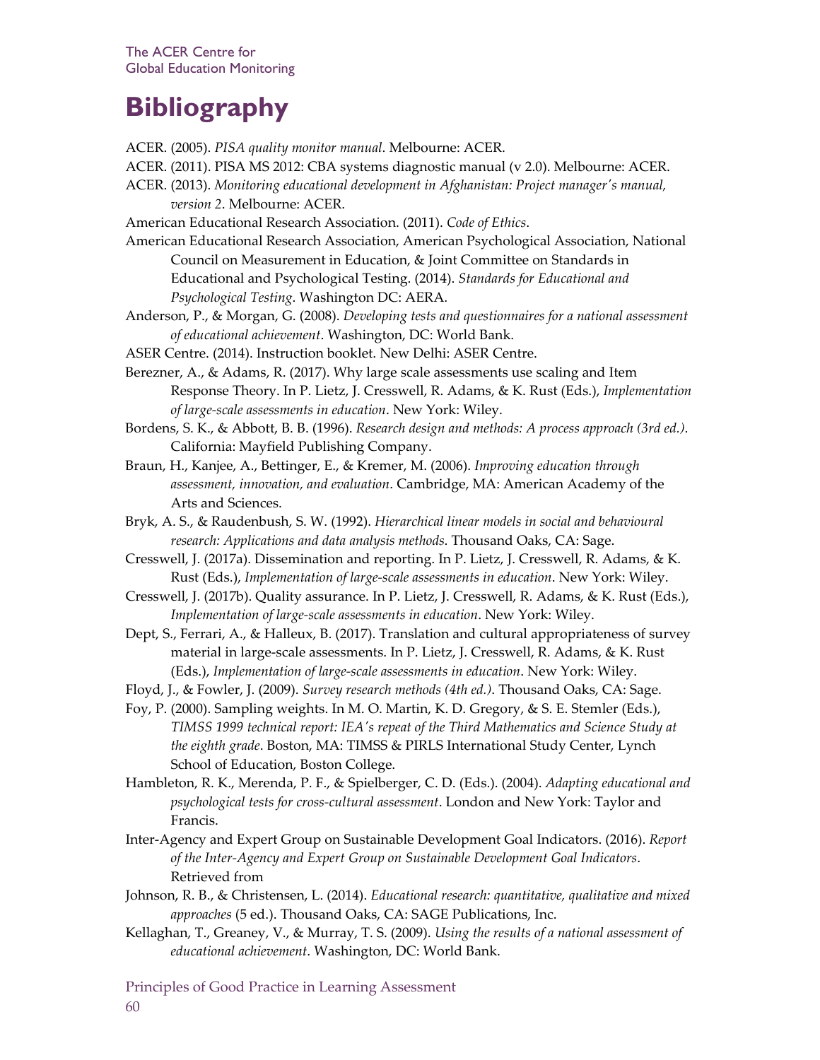# Bibliography

ACER. (2005). *PISA quality monitor manual*. Melbourne: ACER.

ACER. (2011). PISA MS 2012: CBA systems diagnostic manual (v 2.0). Melbourne: ACER.

ACER. (2013). *Monitoring educational development in Afghanistan: Project manager's manual, version 2*. Melbourne: ACER.

American Educational Research Association. (2011). *Code of Ethics*.

American Educational Research Association, American Psychological Association, National Council on Measurement in Education, & Joint Committee on Standards in Educational and Psychological Testing. (2014). *Standards for Educational and Psychological Testing*. Washington DC: AERA.

Anderson, P., & Morgan, G. (2008). *Developing tests and questionnaires for a national assessment of educational achievement*. Washington, DC: World Bank.

ASER Centre. (2014). Instruction booklet. New Delhi: ASER Centre.

Berezner, A., & Adams, R. (2017). Why large scale assessments use scaling and Item Response Theory. In P. Lietz, J. Cresswell, R. Adams, & K. Rust (Eds.), *Implementation of large-scale assessments in education*. New York: Wiley.

Bordens, S. K., & Abbott, B. B. (1996). *Research design and methods: A process approach (3rd ed.)*. California: Mayfield Publishing Company.

Braun, H., Kanjee, A., Bettinger, E., & Kremer, M. (2006). *Improving education through assessment, innovation, and evaluation*. Cambridge, MA: American Academy of the Arts and Sciences.

Bryk, A. S., & Raudenbush, S. W. (1992). *Hierarchical linear models in social and behavioural research: Applications and data analysis methods.* Thousand Oaks, CA: Sage.

Cresswell, J. (2017a). Dissemination and reporting. In P. Lietz, J. Cresswell, R. Adams, & K. Rust (Eds.), *Implementation of large-scale assessments in education*. New York: Wiley.

Cresswell, J. (2017b). Quality assurance. In P. Lietz, J. Cresswell, R. Adams, & K. Rust (Eds.), *Implementation of large-scale assessments in education*. New York: Wiley.

Dept, S., Ferrari, A., & Halleux, B. (2017). Translation and cultural appropriateness of survey material in large-scale assessments. In P. Lietz, J. Cresswell, R. Adams, & K. Rust (Eds.), *Implementation of large-scale assessments in education*. New York: Wiley.

Floyd, J., & Fowler, J. (2009). *Survey research methods (4th ed.)*. Thousand Oaks, CA: Sage.

Foy, P. (2000). Sampling weights. In M. O. Martin, K. D. Gregory, & S. E. Stemler (Eds.), *TIMSS 1999 technical report: IEA's repeat of the Third Mathematics and Science Study at the eighth grade*. Boston, MA: TIMSS & PIRLS International Study Center, Lynch School of Education, Boston College.

Hambleton, R. K., Merenda, P. F., & Spielberger, C. D. (Eds.). (2004). *Adapting educational and psychological tests for cross-cultural assessment*. London and New York: Taylor and Francis.

Inter-Agency and Expert Group on Sustainable Development Goal Indicators. (2016). *Report of the Inter-Agency and Expert Group on Sustainable Development Goal Indicators*. Retrieved from

Johnson, R. B., & Christensen, L. (2014). *Educational research: quantitative, qualitative and mixed approaches* (5 ed.). Thousand Oaks, CA: SAGE Publications, Inc.

Kellaghan, T., Greaney, V., & Murray, T. S. (2009). *Using the results of a national assessment of educational achievement*. Washington, DC: World Bank.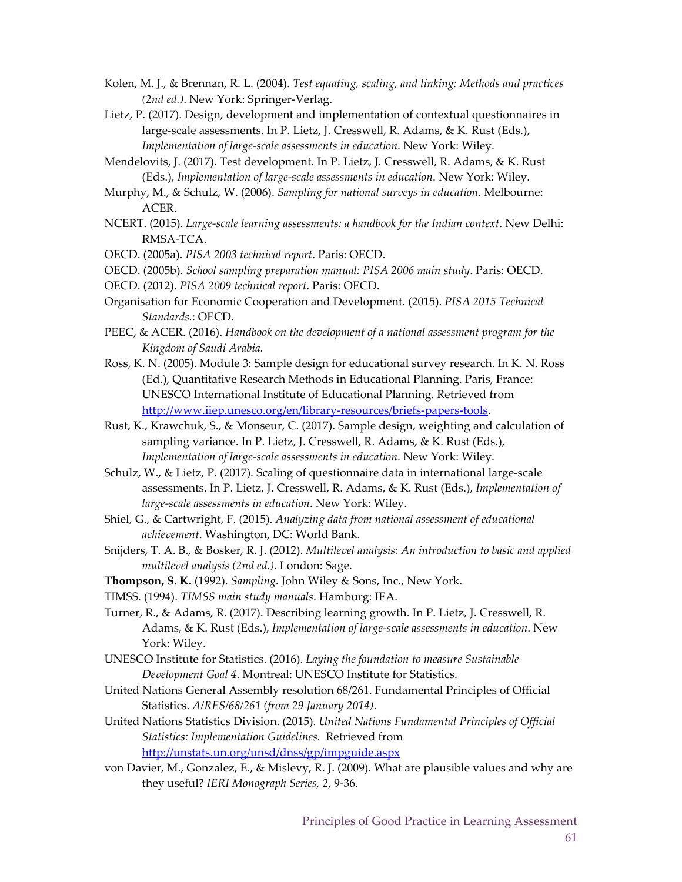Kolen, M. J., & Brennan, R. L. (2004). *Test equating, scaling, and linking: Methods and practices (2nd ed.)*. New York: Springer-Verlag.

Lietz, P. (2017). Design, development and implementation of contextual questionnaires in large-scale assessments. In P. Lietz, J. Cresswell, R. Adams, & K. Rust (Eds.), *Implementation of large-scale assessments in education*. New York: Wiley.

Mendelovits, J. (2017). Test development. In P. Lietz, J. Cresswell, R. Adams, & K. Rust (Eds.), *Implementation of large-scale assessments in education*. New York: Wiley.

Murphy, M., & Schulz, W. (2006). *Sampling for national surveys in education*. Melbourne: ACER.

NCERT. (2015). *Large-scale learning assessments: a handbook for the Indian context*. New Delhi: RMSA-TCA.

OECD. (2005a). *PISA 2003 technical report*. Paris: OECD.

OECD. (2005b). *School sampling preparation manual: PISA 2006 main study*. Paris: OECD.

OECD. (2012). *PISA 2009 technical report*. Paris: OECD.

Organisation for Economic Cooperation and Development. (2015). *PISA 2015 Technical Standards.*: OECD.

PEEC, & ACER. (2016). *Handbook on the development of a national assessment program for the Kingdom of Saudi Arabia*.

Ross, K. N. (2005). Module 3: Sample design for educational survey research. In K. N. Ross (Ed.), Quantitative Research Methods in Educational Planning. Paris, France: UNESCO International Institute of Educational Planning. Retrieved from http://www.iiep.unesco.org/en/library-resources/briefs-papers-tools.

Rust, K., Krawchuk, S., & Monseur, C. (2017). Sample design, weighting and calculation of sampling variance. In P. Lietz, J. Cresswell, R. Adams, & K. Rust (Eds.), *Implementation of large-scale assessments in education*. New York: Wiley.

Schulz, W., & Lietz, P. (2017). Scaling of questionnaire data in international large-scale assessments. In P. Lietz, J. Cresswell, R. Adams, & K. Rust (Eds.), *Implementation of large-scale assessments in education*. New York: Wiley.

Shiel, G., & Cartwright, F. (2015). *Analyzing data from national assessment of educational achievement*. Washington, DC: World Bank.

Snijders, T. A. B., & Bosker, R. J. (2012). *Multilevel analysis: An introduction to basic and applied multilevel analysis (2nd ed.)*. London: Sage.

**Thompson, S. K.** (1992). *Sampling.* John Wiley & Sons, Inc., New York.

TIMSS. (1994). *TIMSS main study manuals*. Hamburg: IEA.

Turner, R., & Adams, R. (2017). Describing learning growth. In P. Lietz, J. Cresswell, R. Adams, & K. Rust (Eds.), *Implementation of large-scale assessments in education*. New York: Wiley.

UNESCO Institute for Statistics. (2016). *Laying the foundation to measure Sustainable Development Goal 4*. Montreal: UNESCO Institute for Statistics.

United Nations General Assembly resolution 68/261. Fundamental Principles of Official Statistics. *A/RES/68/261 (from 29 January 2014)*.

United Nations Statistics Division. (2015). *United Nations Fundamental Principles of Official Statistics: Implementation Guidelines.* Retrieved from http://unstats.un.org/unsd/dnss/gp/impguide.aspx

von Davier, M., Gonzalez, E., & Mislevy, R. J. (2009). What are plausible values and why are they useful? *IERI Monograph Series, 2*, 9-36.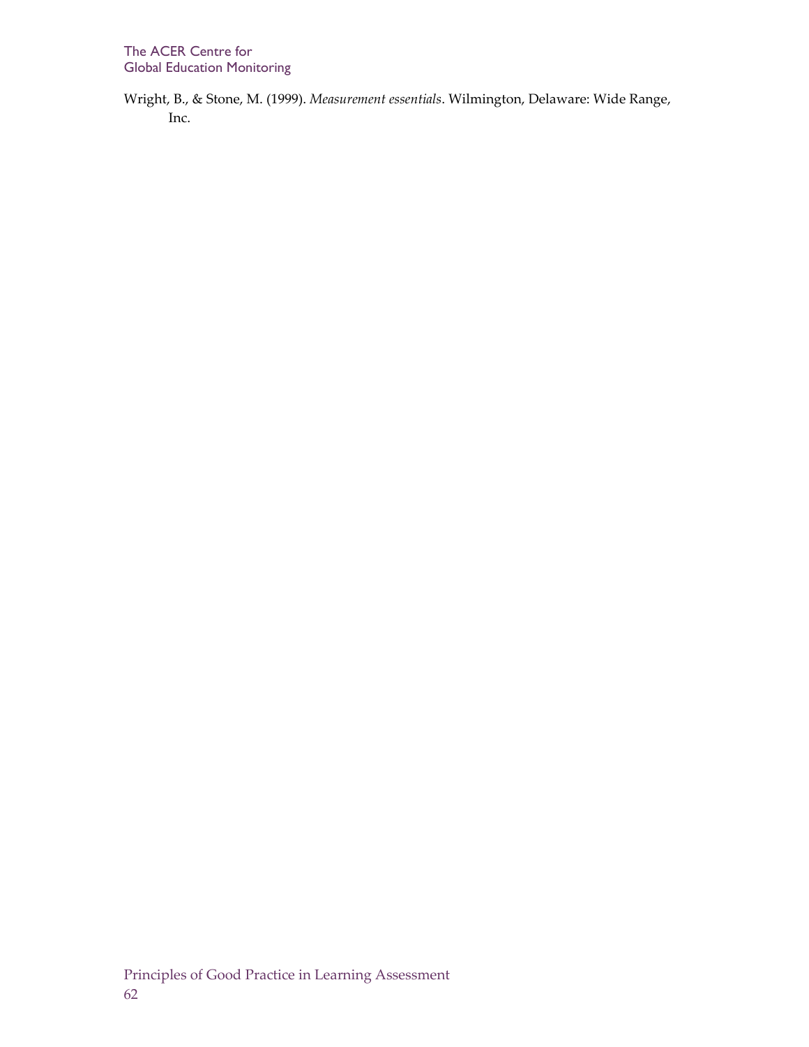Wright, B., & Stone, M. (1999). *Measurement essentials*. Wilmington, Delaware: Wide Range, Inc.